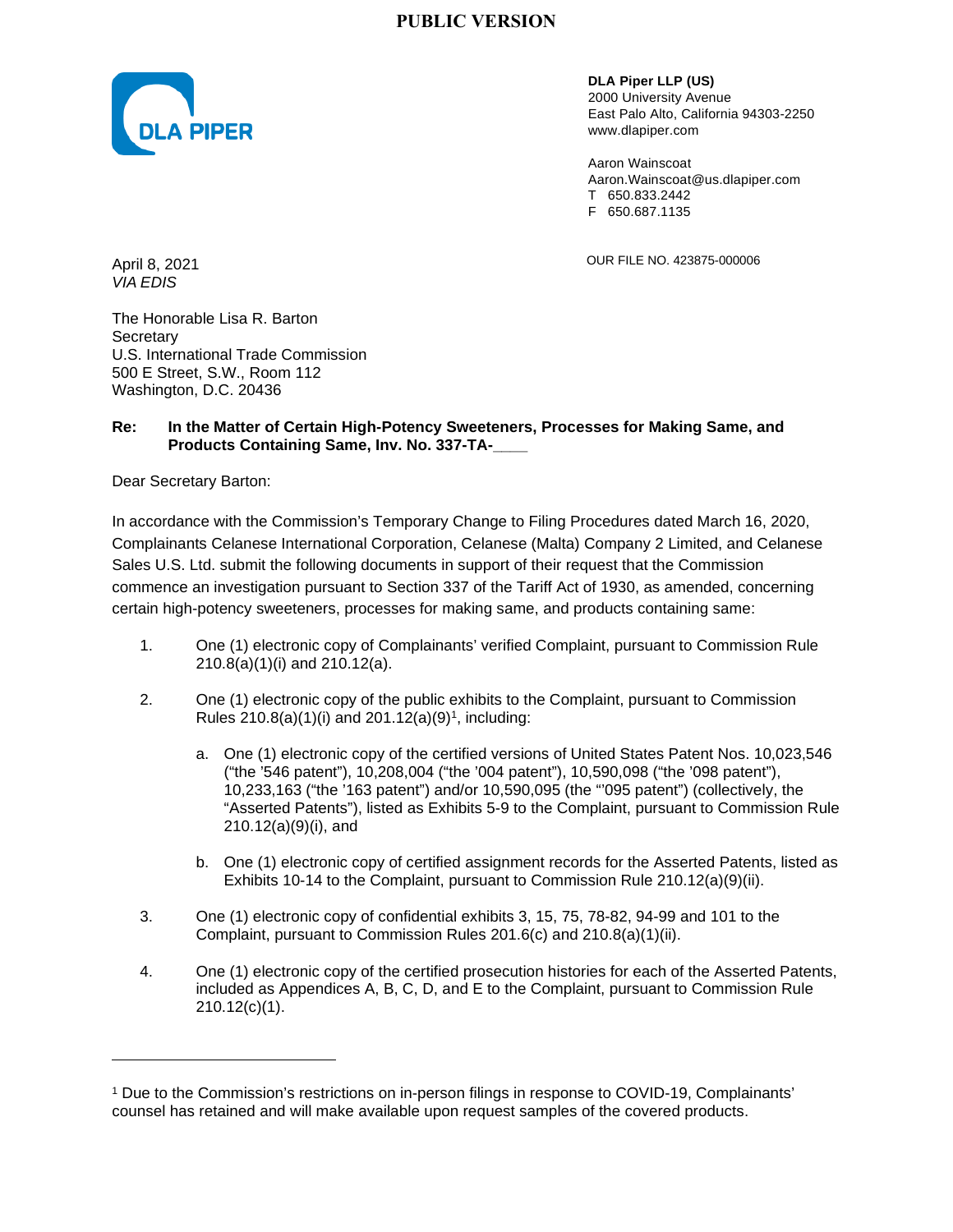**PUBLIC VERSION**

DLA PIPER

**DLA Piper LLP (US)**
2000 University Avenue
East Palo Alto, California 94303-2250
www.dlapiper.com

Aaron Wainscoat
Aaron.Wainscoat@us.dlapiper.com
T 650.833.2442
F 650.687.1135

OUR FILE NO. 423875-000006

April 8, 2021
*VIA EDIS*

The Honorable Lisa R. Barton
Secretary
U.S. International Trade Commission
500 E Street, S.W., Room 112
Washington, D.C. 20436

**Re: In the Matter of Certain High-Potency Sweeteners, Processes for Making Same, and Products Containing Same, Inv. No. 337-TA-\_\_\_\_**

Dear Secretary Barton:

In accordance with the Commission's Temporary Change to Filing Procedures dated March 16, 2020, Complainants Celanese International Corporation, Celanese (Malta) Company 2 Limited, and Celanese Sales U.S. Ltd. submit the following documents in support of their request that the Commission commence an investigation pursuant to Section 337 of the Tariff Act of 1930, as amended, concerning certain high-potency sweeteners, processes for making same, and products containing same:

1. One (1) electronic copy of Complainants' verified Complaint, pursuant to Commission Rule 210.8(a)(1)(i) and 210.12(a).

2. One (1) electronic copy of the public exhibits to the Complaint, pursuant to Commission Rules 210.8(a)(1)(i) and 201.12(a)(9)[1], including:

   a. One (1) electronic copy of the certified versions of United States Patent Nos. 10,023,546 ("the '546 patent"), 10,208,004 ("the '004 patent"), 10,590,098 ("the '098 patent"), 10,233,163 ("the '163 patent") and/or 10,590,095 (the "'095 patent") (collectively, the "Asserted Patents"), listed as Exhibits 5-9 to the Complaint, pursuant to Commission Rule 210.12(a)(9)(i), and

   b. One (1) electronic copy of certified assignment records for the Asserted Patents, listed as Exhibits 10-14 to the Complaint, pursuant to Commission Rule 210.12(a)(9)(ii).

3. One (1) electronic copy of confidential exhibits 3, 15, 75, 78-82, 94-99 and 101 to the Complaint, pursuant to Commission Rules 201.6(c) and 210.8(a)(1)(ii).

4. One (1) electronic copy of the certified prosecution histories for each of the Asserted Patents, included as Appendices A, B, C, D, and E to the Complaint, pursuant to Commission Rule 210.12(c)(1).

---

[1] Due to the Commission's restrictions on in-person filings in response to COVID-19, Complainants' counsel has retained and will make available upon request samples of the covered products.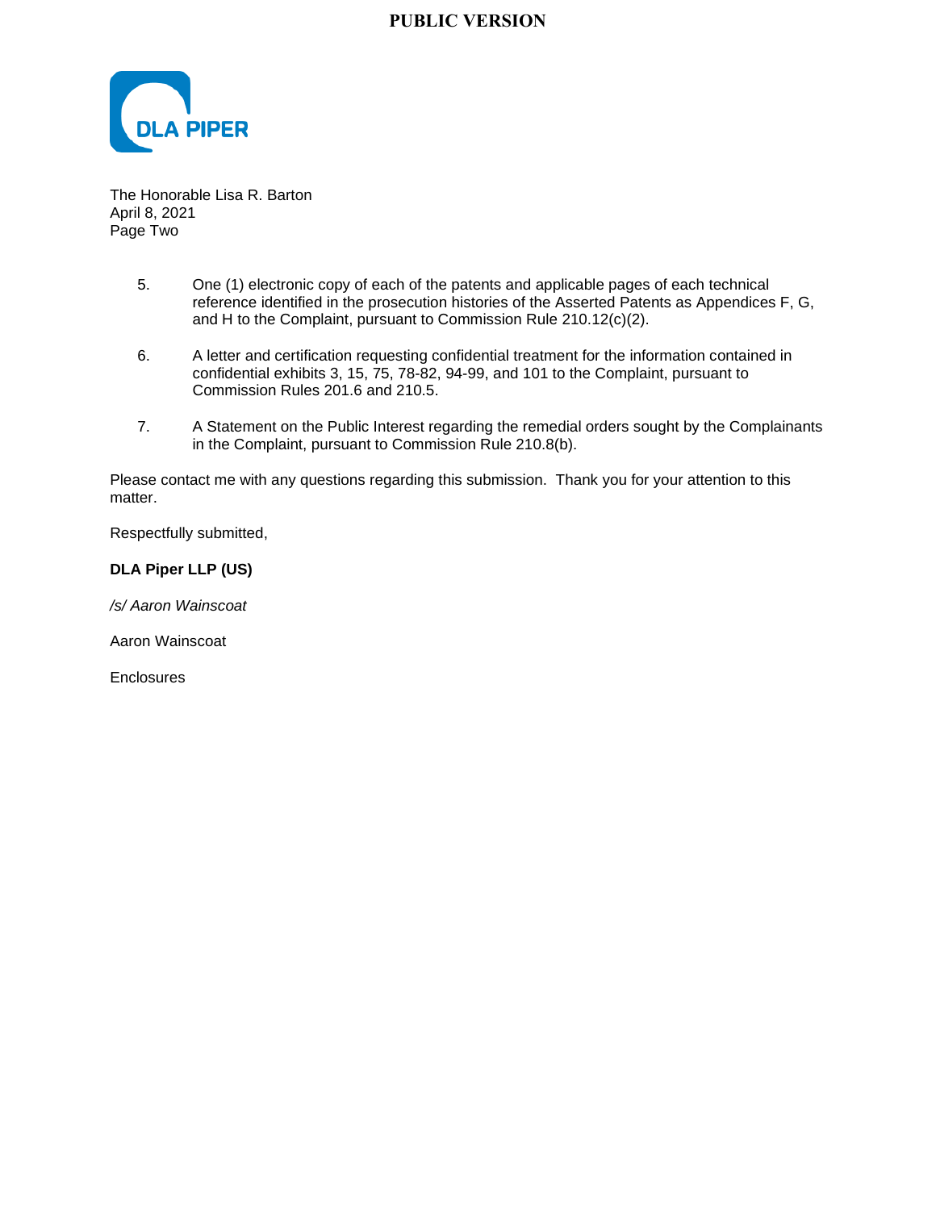The Honorable Lisa R. Barton
April 8, 2021
Page Two

5. One (1) electronic copy of each of the patents and applicable pages of each technical reference identified in the prosecution histories of the Asserted Patents as Appendices F, G, and H to the Complaint, pursuant to Commission Rule 210.12(c)(2).

6. A letter and certification requesting confidential treatment for the information contained in confidential exhibits 3, 15, 75, 78-82, 94-99, and 101 to the Complaint, pursuant to Commission Rules 201.6 and 210.5.

7. A Statement on the Public Interest regarding the remedial orders sought by the Complainants in the Complaint, pursuant to Commission Rule 210.8(b).

Please contact me with any questions regarding this submission. Thank you for your attention to this matter.

Respectfully submitted,

**DLA Piper LLP (US)**

*/s/ Aaron Wainscoat*

Aaron Wainscoat

Enclosures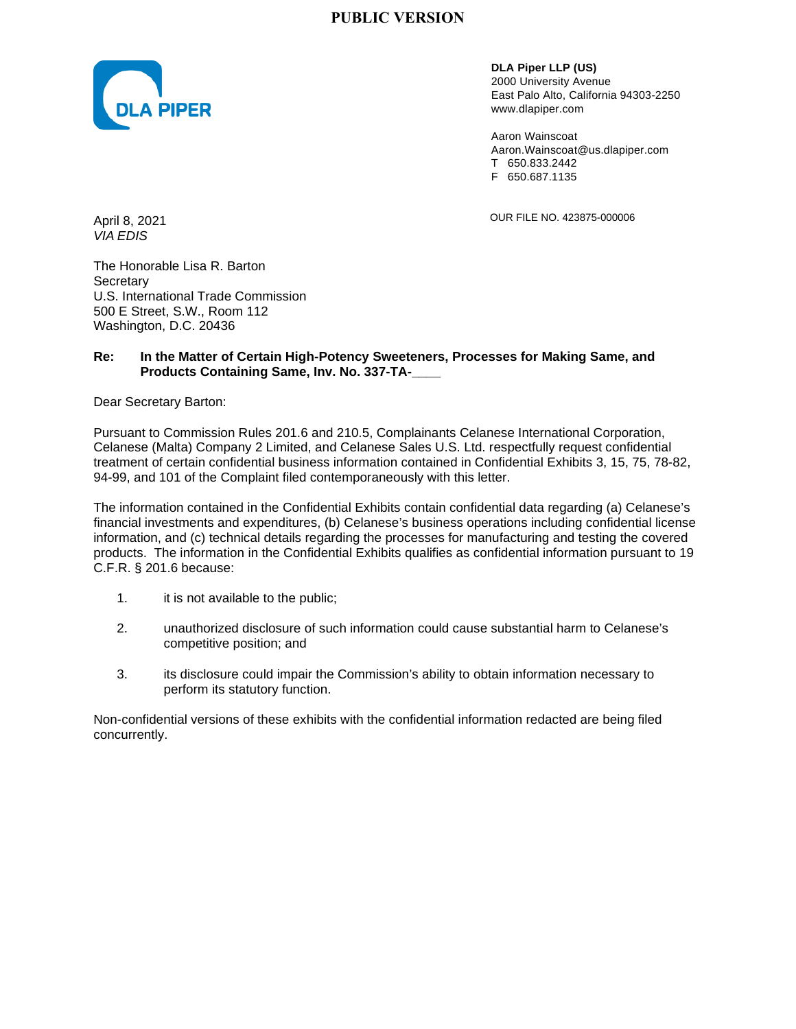**PUBLIC VERSION**

DLA PIPER

**DLA Piper LLP (US)**
2000 University Avenue
East Palo Alto, California 94303-2250
www.dlapiper.com

Aaron Wainscoat
Aaron.Wainscoat@us.dlapiper.com
T 650.833.2442
F 650.687.1135

OUR FILE NO. 423875-000006

April 8, 2021
*VIA EDIS*

The Honorable Lisa R. Barton
Secretary
U.S. International Trade Commission
500 E Street, S.W., Room 112
Washington, D.C. 20436

**Re: In the Matter of Certain High-Potency Sweeteners, Processes for Making Same, and Products Containing Same, Inv. No. 337-TA-____**

Dear Secretary Barton:

Pursuant to Commission Rules 201.6 and 210.5, Complainants Celanese International Corporation, Celanese (Malta) Company 2 Limited, and Celanese Sales U.S. Ltd. respectfully request confidential treatment of certain confidential business information contained in Confidential Exhibits 3, 15, 75, 78-82, 94-99, and 101 of the Complaint filed contemporaneously with this letter.

The information contained in the Confidential Exhibits contain confidential data regarding (a) Celanese's financial investments and expenditures, (b) Celanese's business operations including confidential license information, and (c) technical details regarding the processes for manufacturing and testing the covered products. The information in the Confidential Exhibits qualifies as confidential information pursuant to 19 C.F.R. § 201.6 because:

1. it is not available to the public;

2. unauthorized disclosure of such information could cause substantial harm to Celanese's competitive position; and

3. its disclosure could impair the Commission's ability to obtain information necessary to perform its statutory function.

Non-confidential versions of these exhibits with the confidential information redacted are being filed concurrently.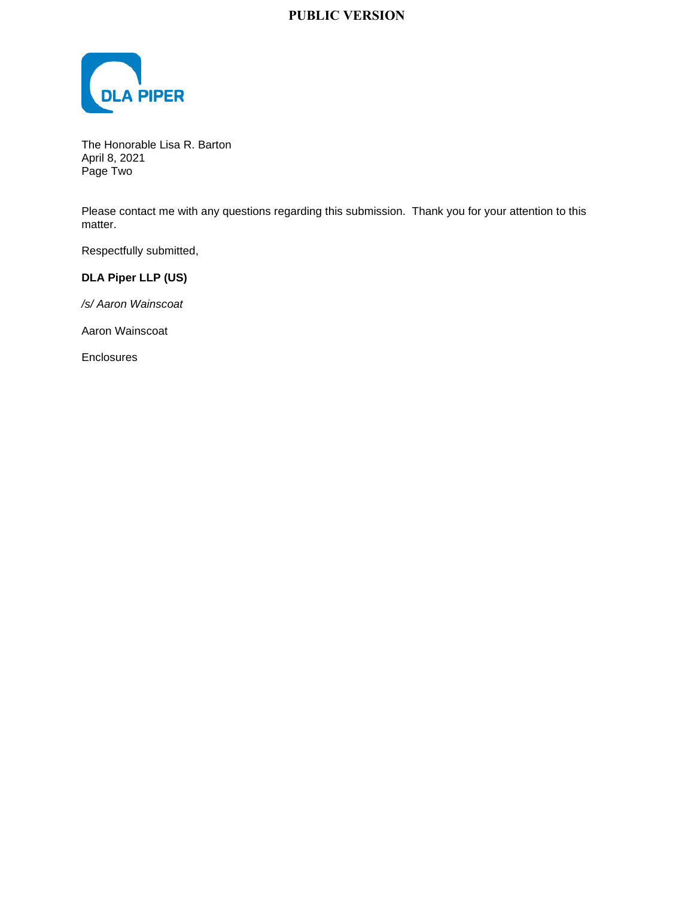The Honorable Lisa R. Barton
April 8, 2021
Page Two

Please contact me with any questions regarding this submission. Thank you for your attention to this matter.

Respectfully submitted,

**DLA Piper LLP (US)**

*/s/ Aaron Wainscoat*

Aaron Wainscoat

Enclosures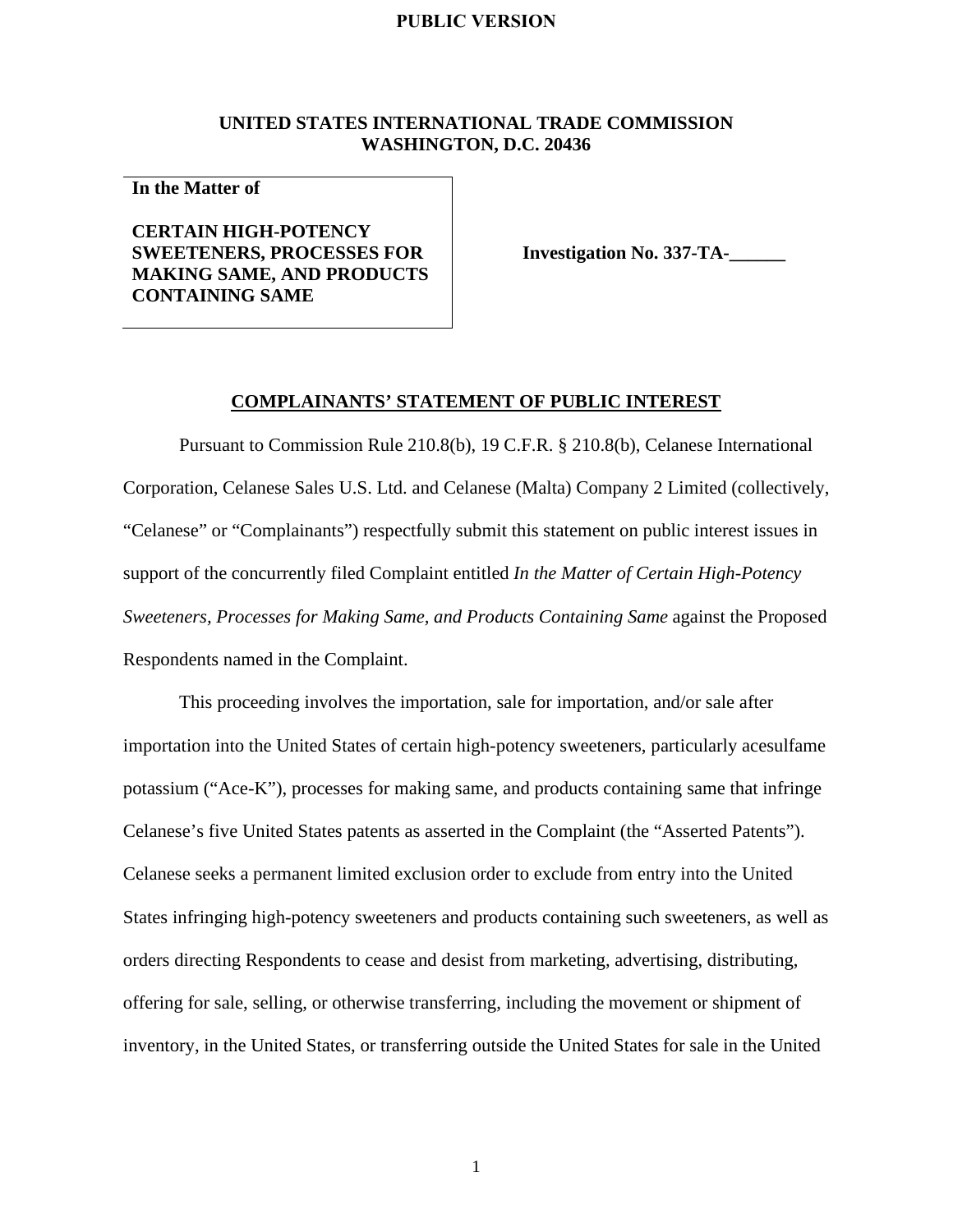**PUBLIC VERSION**

**UNITED STATES INTERNATIONAL TRADE COMMISSION**
**WASHINGTON, D.C. 20436**

| **In the Matter of** <br><br> **CERTAIN HIGH-POTENCY SWEETENERS, PROCESSES FOR MAKING SAME, AND PRODUCTS CONTAINING SAME** | **Investigation No. 337-TA-______** |
|---|---|

## COMPLAINANTS' STATEMENT OF PUBLIC INTEREST

Pursuant to Commission Rule 210.8(b), 19 C.F.R. § 210.8(b), Celanese International Corporation, Celanese Sales U.S. Ltd. and Celanese (Malta) Company 2 Limited (collectively, "Celanese" or "Complainants") respectfully submit this statement on public interest issues in support of the concurrently filed Complaint entitled *In the Matter of Certain High-Potency Sweeteners, Processes for Making Same, and Products Containing Same* against the Proposed Respondents named in the Complaint.

This proceeding involves the importation, sale for importation, and/or sale after importation into the United States of certain high-potency sweeteners, particularly acesulfame potassium ("Ace-K"), processes for making same, and products containing same that infringe Celanese's five United States patents as asserted in the Complaint (the "Asserted Patents"). Celanese seeks a permanent limited exclusion order to exclude from entry into the United States infringing high-potency sweeteners and products containing such sweeteners, as well as orders directing Respondents to cease and desist from marketing, advertising, distributing, offering for sale, selling, or otherwise transferring, including the movement or shipment of inventory, in the United States, or transferring outside the United States for sale in the United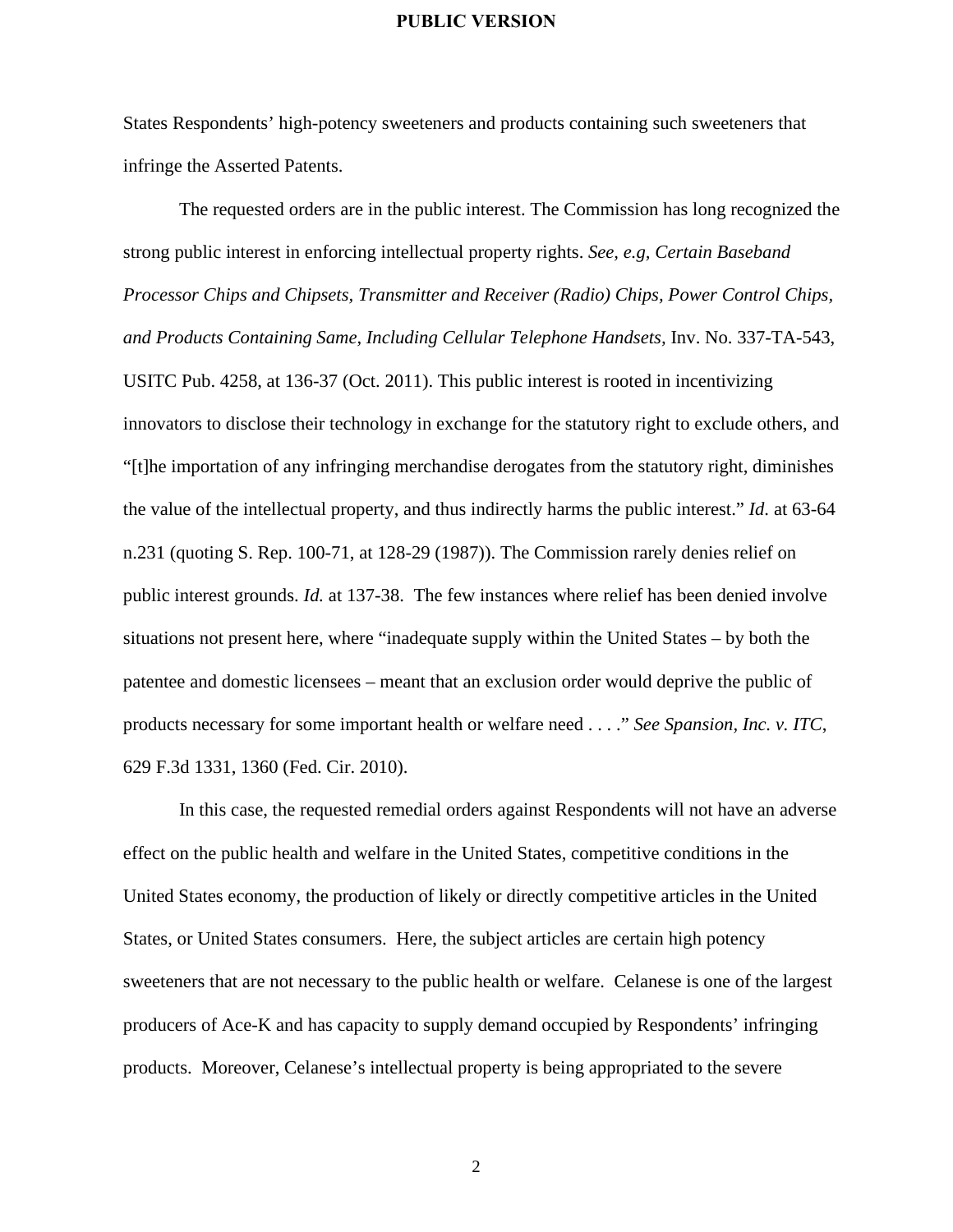States Respondents' high-potency sweeteners and products containing such sweeteners that infringe the Asserted Patents.

The requested orders are in the public interest. The Commission has long recognized the strong public interest in enforcing intellectual property rights. *See, e.g, Certain Baseband Processor Chips and Chipsets, Transmitter and Receiver (Radio) Chips, Power Control Chips, and Products Containing Same, Including Cellular Telephone Handsets*, Inv. No. 337-TA-543, USITC Pub. 4258, at 136-37 (Oct. 2011). This public interest is rooted in incentivizing innovators to disclose their technology in exchange for the statutory right to exclude others, and "[t]he importation of any infringing merchandise derogates from the statutory right, diminishes the value of the intellectual property, and thus indirectly harms the public interest." *Id.* at 63-64 n.231 (quoting S. Rep. 100-71, at 128-29 (1987)). The Commission rarely denies relief on public interest grounds. *Id.* at 137-38. The few instances where relief has been denied involve situations not present here, where "inadequate supply within the United States – by both the patentee and domestic licensees – meant that an exclusion order would deprive the public of products necessary for some important health or welfare need . . . ." *See Spansion, Inc. v. ITC*, 629 F.3d 1331, 1360 (Fed. Cir. 2010).

In this case, the requested remedial orders against Respondents will not have an adverse effect on the public health and welfare in the United States, competitive conditions in the United States economy, the production of likely or directly competitive articles in the United States, or United States consumers. Here, the subject articles are certain high potency sweeteners that are not necessary to the public health or welfare. Celanese is one of the largest producers of Ace-K and has capacity to supply demand occupied by Respondents' infringing products. Moreover, Celanese's intellectual property is being appropriated to the severe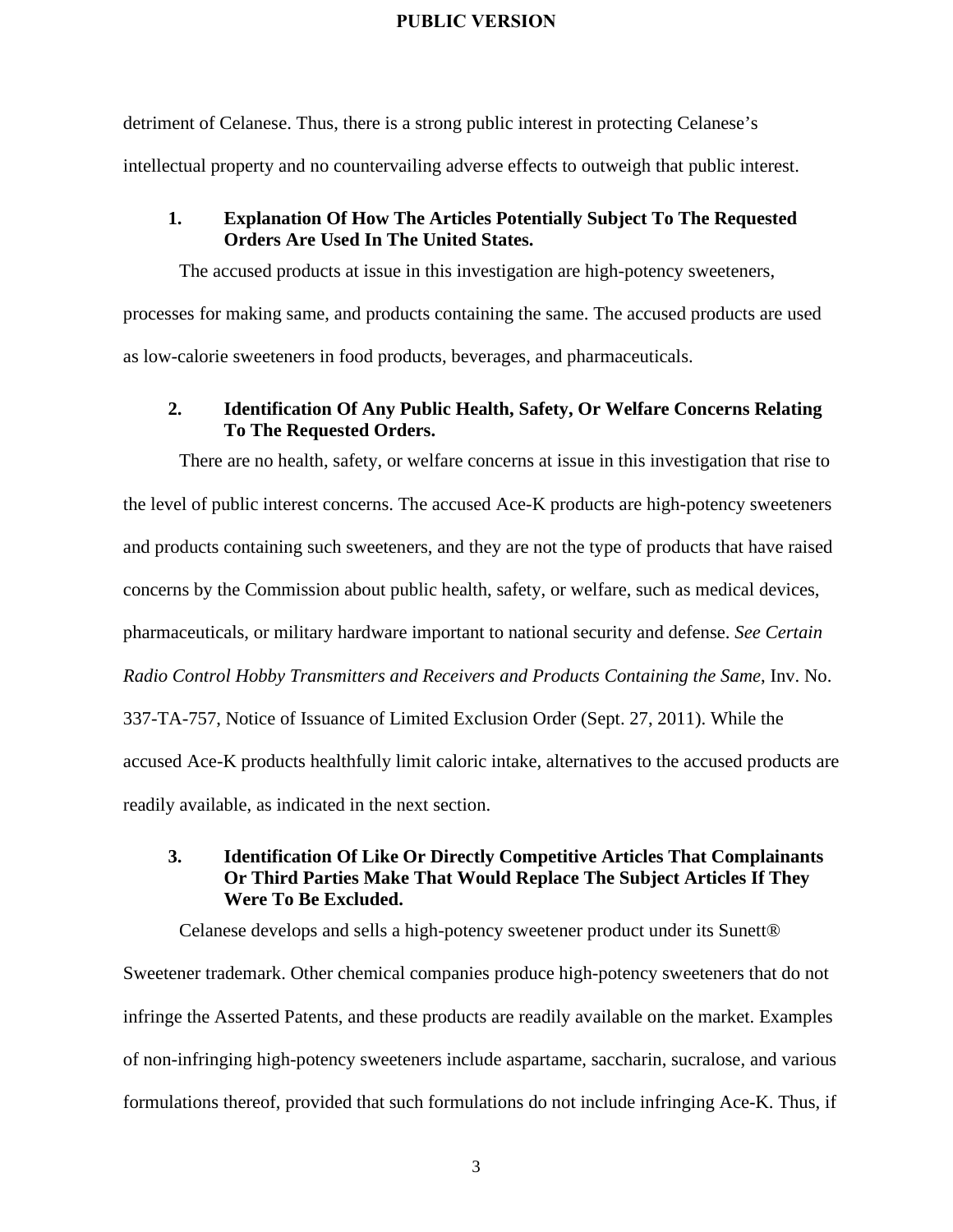detriment of Celanese. Thus, there is a strong public interest in protecting Celanese's intellectual property and no countervailing adverse effects to outweigh that public interest.

### 1. Explanation Of How The Articles Potentially Subject To The Requested Orders Are Used In The United States.

The accused products at issue in this investigation are high-potency sweeteners, processes for making same, and products containing the same. The accused products are used as low-calorie sweeteners in food products, beverages, and pharmaceuticals.

### 2. Identification Of Any Public Health, Safety, Or Welfare Concerns Relating To The Requested Orders.

There are no health, safety, or welfare concerns at issue in this investigation that rise to the level of public interest concerns. The accused Ace-K products are high-potency sweeteners and products containing such sweeteners, and they are not the type of products that have raised concerns by the Commission about public health, safety, or welfare, such as medical devices, pharmaceuticals, or military hardware important to national security and defense. *See Certain Radio Control Hobby Transmitters and Receivers and Products Containing the Same*, Inv. No. 337-TA-757, Notice of Issuance of Limited Exclusion Order (Sept. 27, 2011). While the accused Ace-K products healthfully limit caloric intake, alternatives to the accused products are readily available, as indicated in the next section.

### 3. Identification Of Like Or Directly Competitive Articles That Complainants Or Third Parties Make That Would Replace The Subject Articles If They Were To Be Excluded.

Celanese develops and sells a high-potency sweetener product under its Sunett® Sweetener trademark. Other chemical companies produce high-potency sweeteners that do not infringe the Asserted Patents, and these products are readily available on the market. Examples of non-infringing high-potency sweeteners include aspartame, saccharin, sucralose, and various formulations thereof, provided that such formulations do not include infringing Ace-K. Thus, if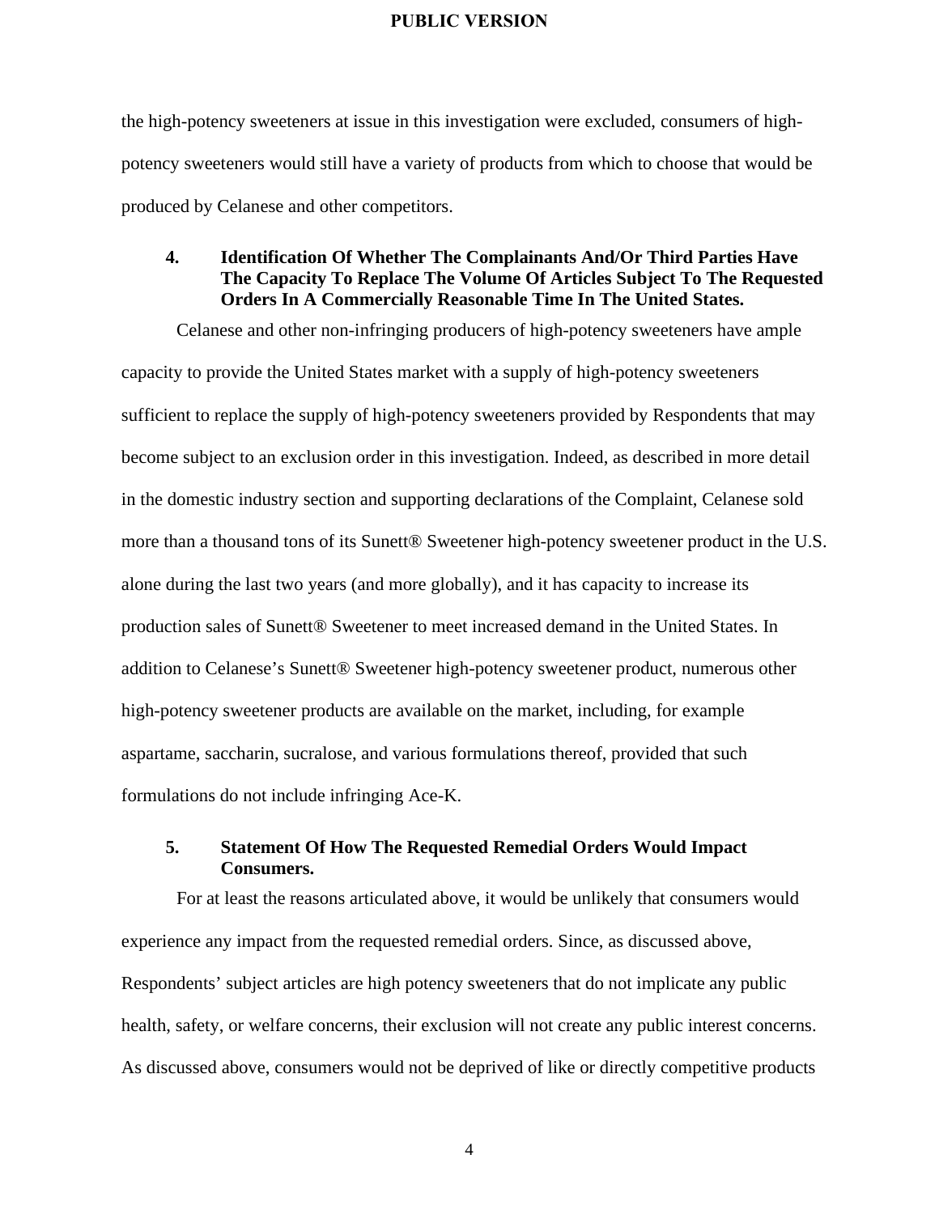the high-potency sweeteners at issue in this investigation were excluded, consumers of high-potency sweeteners would still have a variety of products from which to choose that would be produced by Celanese and other competitors.

### 4. Identification Of Whether The Complainants And/Or Third Parties Have The Capacity To Replace The Volume Of Articles Subject To The Requested Orders In A Commercially Reasonable Time In The United States.

Celanese and other non-infringing producers of high-potency sweeteners have ample capacity to provide the United States market with a supply of high-potency sweeteners sufficient to replace the supply of high-potency sweeteners provided by Respondents that may become subject to an exclusion order in this investigation. Indeed, as described in more detail in the domestic industry section and supporting declarations of the Complaint, Celanese sold more than a thousand tons of its Sunett® Sweetener high-potency sweetener product in the U.S. alone during the last two years (and more globally), and it has capacity to increase its production sales of Sunett® Sweetener to meet increased demand in the United States. In addition to Celanese's Sunett® Sweetener high-potency sweetener product, numerous other high-potency sweetener products are available on the market, including, for example aspartame, saccharin, sucralose, and various formulations thereof, provided that such formulations do not include infringing Ace-K.

### 5. Statement Of How The Requested Remedial Orders Would Impact Consumers.

For at least the reasons articulated above, it would be unlikely that consumers would experience any impact from the requested remedial orders. Since, as discussed above, Respondents' subject articles are high potency sweeteners that do not implicate any public health, safety, or welfare concerns, their exclusion will not create any public interest concerns. As discussed above, consumers would not be deprived of like or directly competitive products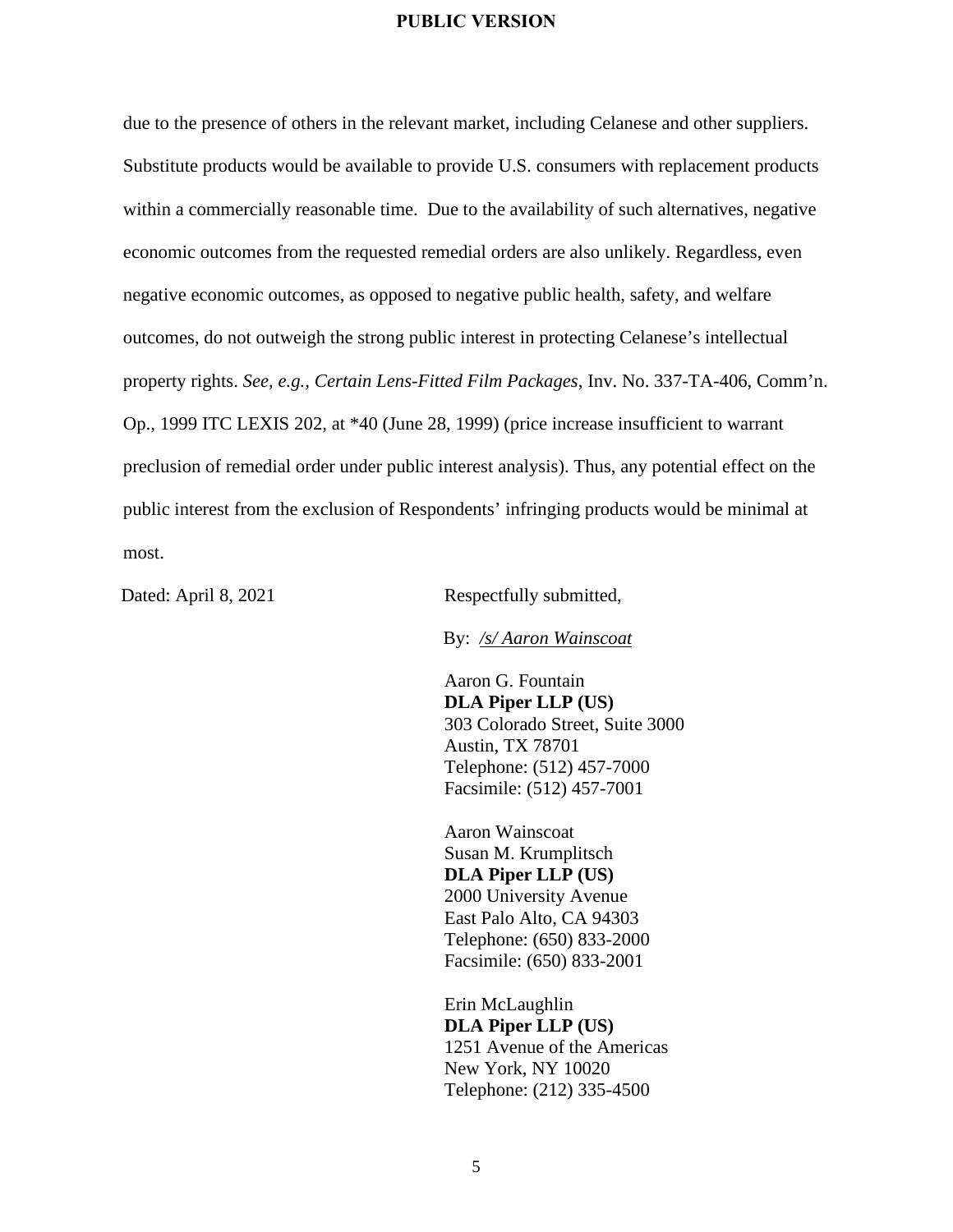due to the presence of others in the relevant market, including Celanese and other suppliers. Substitute products would be available to provide U.S. consumers with replacement products within a commercially reasonable time. Due to the availability of such alternatives, negative economic outcomes from the requested remedial orders are also unlikely. Regardless, even negative economic outcomes, as opposed to negative public health, safety, and welfare outcomes, do not outweigh the strong public interest in protecting Celanese's intellectual property rights. *See, e.g.*, *Certain Lens-Fitted Film Packages*, Inv. No. 337-TA-406, Comm'n. Op., 1999 ITC LEXIS 202, at *40 (June 28, 1999) (price increase insufficient to warrant preclusion of remedial order under public interest analysis). Thus, any potential effect on the public interest from the exclusion of Respondents' infringing products would be minimal at most.

Dated: April 8, 2021

Respectfully submitted,

By: */s/ Aaron Wainscoat*

Aaron G. Fountain
**DLA Piper LLP (US)**
303 Colorado Street, Suite 3000
Austin, TX 78701
Telephone: (512) 457-7000
Facsimile: (512) 457-7001

Aaron Wainscoat
Susan M. Krumplitsch
**DLA Piper LLP (US)**
2000 University Avenue
East Palo Alto, CA 94303
Telephone: (650) 833-2000
Facsimile: (650) 833-2001

Erin McLaughlin
**DLA Piper LLP (US)**
1251 Avenue of the Americas
New York, NY 10020
Telephone: (212) 335-4500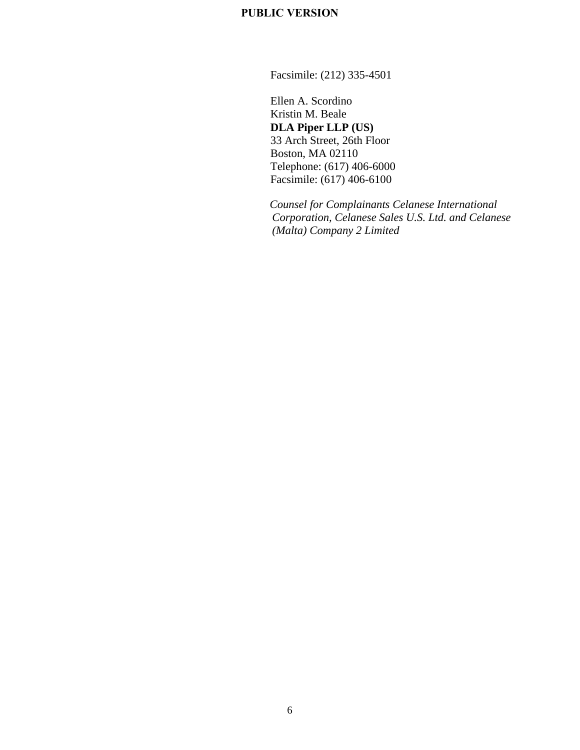Facsimile: (212) 335-4501

Ellen A. Scordino
Kristin M. Beale
**DLA Piper LLP (US)**
33 Arch Street, 26th Floor
Boston, MA 02110
Telephone: (617) 406-6000
Facsimile: (617) 406-6100

*Counsel for Complainants Celanese International Corporation, Celanese Sales U.S. Ltd. and Celanese (Malta) Company 2 Limited*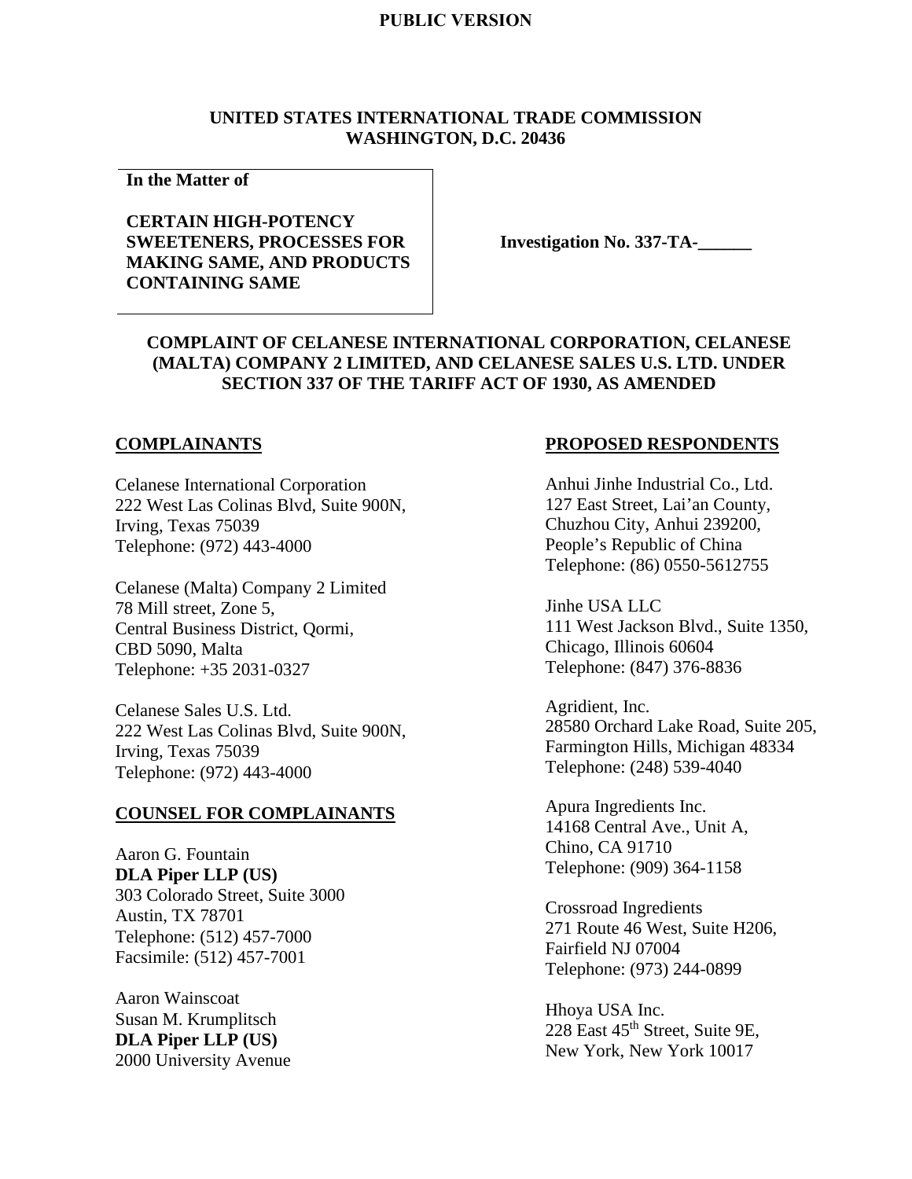**PUBLIC VERSION**

**UNITED STATES INTERNATIONAL TRADE COMMISSION**
**WASHINGTON, D.C. 20436**

**In the Matter of**

**CERTAIN HIGH-POTENCY SWEETENERS, PROCESSES FOR MAKING SAME, AND PRODUCTS CONTAINING SAME**

**Investigation No. 337-TA-\_\_\_\_\_\_**

**COMPLAINT OF CELANESE INTERNATIONAL CORPORATION, CELANESE (MALTA) COMPANY 2 LIMITED, AND CELANESE SALES U.S. LTD. UNDER SECTION 337 OF THE TARIFF ACT OF 1930, AS AMENDED**

**COMPLAINANTS**

Celanese International Corporation
222 West Las Colinas Blvd, Suite 900N,
Irving, Texas 75039
Telephone: (972) 443-4000

Celanese (Malta) Company 2 Limited
78 Mill street, Zone 5,
Central Business District, Qormi,
CBD 5090, Malta
Telephone: +35 2031-0327

Celanese Sales U.S. Ltd.
222 West Las Colinas Blvd, Suite 900N,
Irving, Texas 75039
Telephone: (972) 443-4000

**COUNSEL FOR COMPLAINANTS**

Aaron G. Fountain
**DLA Piper LLP (US)**
303 Colorado Street, Suite 3000
Austin, TX 78701
Telephone: (512) 457-7000
Facsimile: (512) 457-7001

Aaron Wainscoat
Susan M. Krumplitsch
**DLA Piper LLP (US)**
2000 University Avenue

**PROPOSED RESPONDENTS**

Anhui Jinhe Industrial Co., Ltd.
127 East Street, Lai'an County,
Chuzhou City, Anhui 239200,
People's Republic of China
Telephone: (86) 0550-5612755

Jinhe USA LLC
111 West Jackson Blvd., Suite 1350,
Chicago, Illinois 60604
Telephone: (847) 376-8836

Agridient, Inc.
28580 Orchard Lake Road, Suite 205,
Farmington Hills, Michigan 48334
Telephone: (248) 539-4040

Apura Ingredients Inc.
14168 Central Ave., Unit A,
Chino, CA 91710
Telephone: (909) 364-1158

Crossroad Ingredients
271 Route 46 West, Suite H206,
Fairfield NJ 07004
Telephone: (973) 244-0899

Hhoya USA Inc.
228 East 45th Street, Suite 9E,
New York, New York 10017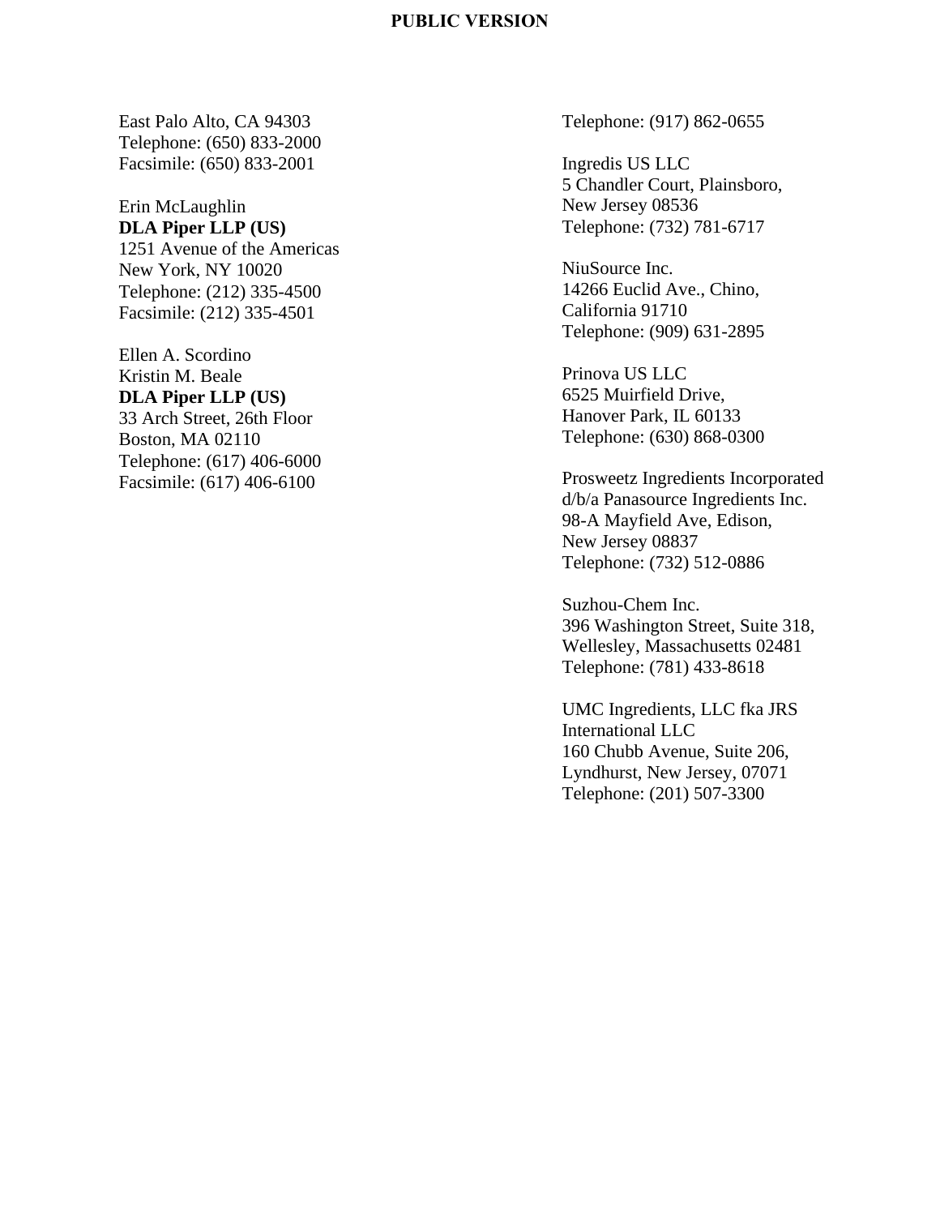East Palo Alto, CA 94303
Telephone: (650) 833-2000
Facsimile: (650) 833-2001

Erin McLaughlin
**DLA Piper LLP (US)**
1251 Avenue of the Americas
New York, NY 10020
Telephone: (212) 335-4500
Facsimile: (212) 335-4501

Ellen A. Scordino
Kristin M. Beale
**DLA Piper LLP (US)**
33 Arch Street, 26th Floor
Boston, MA 02110
Telephone: (617) 406-6000
Facsimile: (617) 406-6100

Telephone: (917) 862-0655

Ingredis US LLC
5 Chandler Court, Plainsboro,
New Jersey 08536
Telephone: (732) 781-6717

NiuSource Inc.
14266 Euclid Ave., Chino,
California 91710
Telephone: (909) 631-2895

Prinova US LLC
6525 Muirfield Drive,
Hanover Park, IL 60133
Telephone: (630) 868-0300

Prosweetz Ingredients Incorporated
d/b/a Panasource Ingredients Inc.
98-A Mayfield Ave, Edison,
New Jersey 08837
Telephone: (732) 512-0886

Suzhou-Chem Inc.
396 Washington Street, Suite 318,
Wellesley, Massachusetts 02481
Telephone: (781) 433-8618

UMC Ingredients, LLC fka JRS
International LLC
160 Chubb Avenue, Suite 206,
Lyndhurst, New Jersey, 07071
Telephone: (201) 507-3300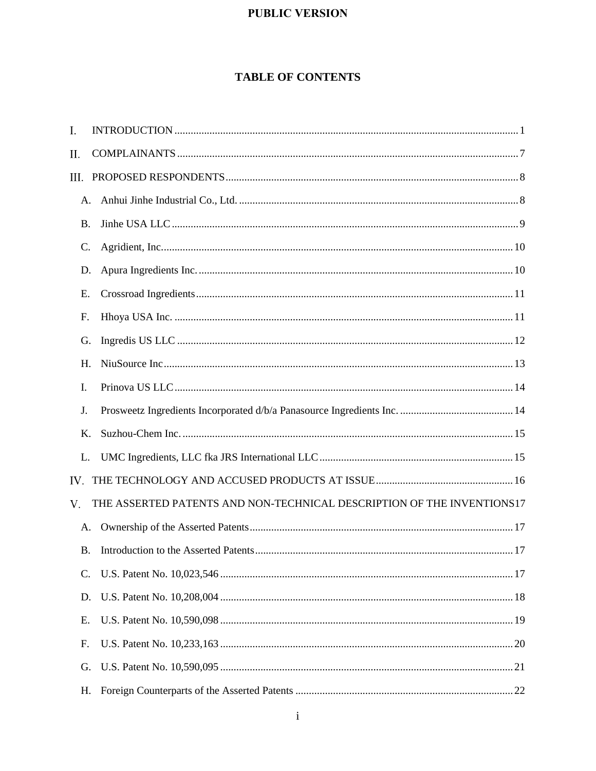**PUBLIC VERSION**

# TABLE OF CONTENTS

I. INTRODUCTION .......... 1

II. COMPLAINANTS .......... 7

III. PROPOSED RESPONDENTS .......... 8

- A. Anhui Jinhe Industrial Co., Ltd. .......... 8
- B. Jinhe USA LLC .......... 9
- C. Agridient, Inc. .......... 10
- D. Apura Ingredients Inc. .......... 10
- E. Crossroad Ingredients .......... 11
- F. Hhoya USA Inc. .......... 11
- G. Ingredis US LLC .......... 12
- H. NiuSource Inc .......... 13
- I. Prinova US LLC .......... 14
- J. Prosweetz Ingredients Incorporated d/b/a Panasource Ingredients Inc. .......... 14
- K. Suzhou-Chem Inc. .......... 15
- L. UMC Ingredients, LLC fka JRS International LLC .......... 15

IV. THE TECHNOLOGY AND ACCUSED PRODUCTS AT ISSUE .......... 16

V. THE ASSERTED PATENTS AND NON-TECHNICAL DESCRIPTION OF THE INVENTIONS 17

- A. Ownership of the Asserted Patents .......... 17
- B. Introduction to the Asserted Patents .......... 17
- C. U.S. Patent No. 10,023,546 .......... 17
- D. U.S. Patent No. 10,208,004 .......... 18
- E. U.S. Patent No. 10,590,098 .......... 19
- F. U.S. Patent No. 10,233,163 .......... 20
- G. U.S. Patent No. 10,590,095 .......... 21
- H. Foreign Counterparts of the Asserted Patents .......... 22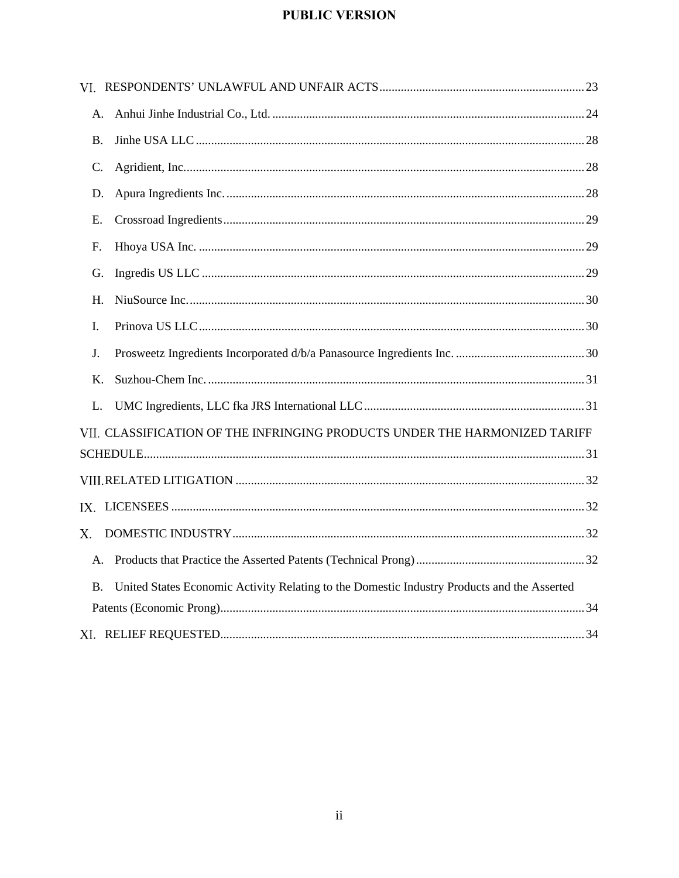VI. RESPONDENTS' UNLAWFUL AND UNFAIR ACTS .......... 23

- A. Anhui Jinhe Industrial Co., Ltd. .......... 24
- B. Jinhe USA LLC .......... 28
- C. Agridient, Inc. .......... 28
- D. Apura Ingredients Inc. .......... 28
- E. Crossroad Ingredients .......... 29
- F. Hhoya USA Inc. .......... 29
- G. Ingredis US LLC .......... 29
- H. NiuSource Inc. .......... 30
- I. Prinova US LLC .......... 30
- J. Prosweetz Ingredients Incorporated d/b/a Panasource Ingredients Inc. .......... 30
- K. Suzhou-Chem Inc. .......... 31
- L. UMC Ingredients, LLC fka JRS International LLC .......... 31

VII. CLASSIFICATION OF THE INFRINGING PRODUCTS UNDER THE HARMONIZED TARIFF SCHEDULE .......... 31

VIII. RELATED LITIGATION .......... 32

IX. LICENSEES .......... 32

X. DOMESTIC INDUSTRY .......... 32

- A. Products that Practice the Asserted Patents (Technical Prong) .......... 32
- B. United States Economic Activity Relating to the Domestic Industry Products and the Asserted Patents (Economic Prong) .......... 34

XI. RELIEF REQUESTED .......... 34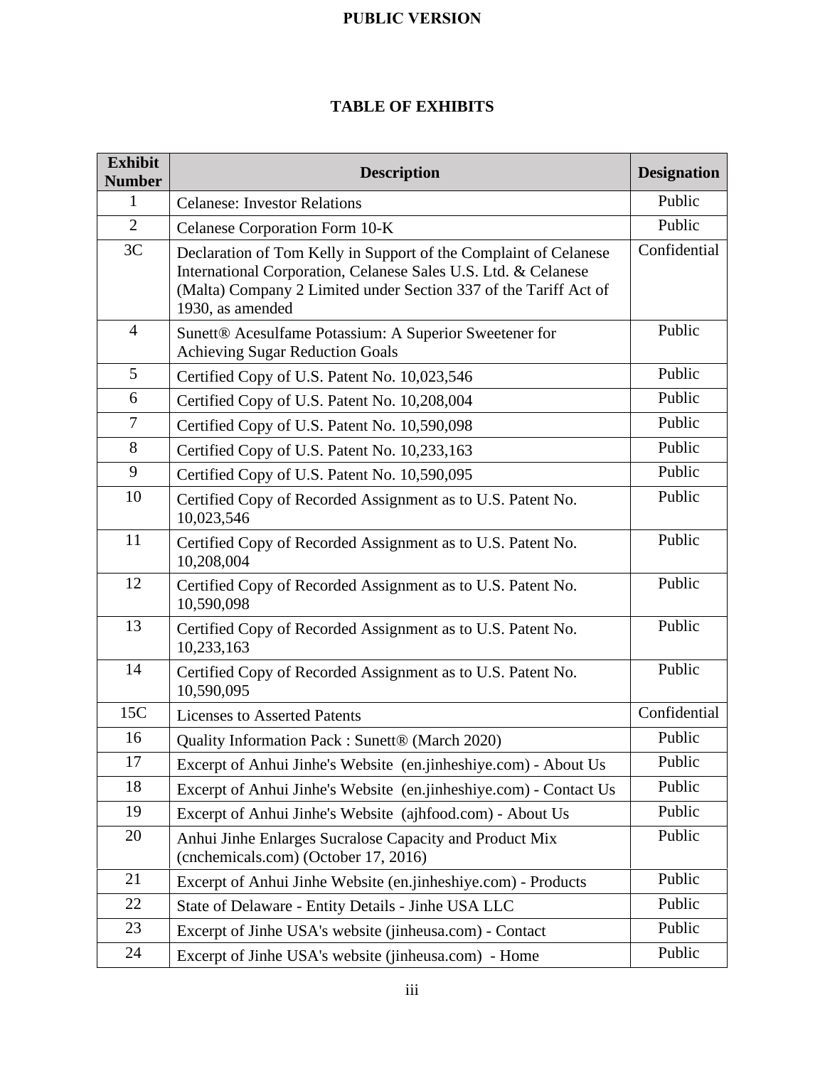**PUBLIC VERSION**

# TABLE OF EXHIBITS

| Exhibit Number | Description | Designation |
|---|---|---|
| 1 | Celanese: Investor Relations | Public |
| 2 | Celanese Corporation Form 10-K | Public |
| 3C | Declaration of Tom Kelly in Support of the Complaint of Celanese International Corporation, Celanese Sales U.S. Ltd. & Celanese (Malta) Company 2 Limited under Section 337 of the Tariff Act of 1930, as amended | Confidential |
| 4 | Sunett® Acesulfame Potassium: A Superior Sweetener for Achieving Sugar Reduction Goals | Public |
| 5 | Certified Copy of U.S. Patent No. 10,023,546 | Public |
| 6 | Certified Copy of U.S. Patent No. 10,208,004 | Public |
| 7 | Certified Copy of U.S. Patent No. 10,590,098 | Public |
| 8 | Certified Copy of U.S. Patent No. 10,233,163 | Public |
| 9 | Certified Copy of U.S. Patent No. 10,590,095 | Public |
| 10 | Certified Copy of Recorded Assignment as to U.S. Patent No. 10,023,546 | Public |
| 11 | Certified Copy of Recorded Assignment as to U.S. Patent No. 10,208,004 | Public |
| 12 | Certified Copy of Recorded Assignment as to U.S. Patent No. 10,590,098 | Public |
| 13 | Certified Copy of Recorded Assignment as to U.S. Patent No. 10,233,163 | Public |
| 14 | Certified Copy of Recorded Assignment as to U.S. Patent No. 10,590,095 | Public |
| 15C | Licenses to Asserted Patents | Confidential |
| 16 | Quality Information Pack : Sunett® (March 2020) | Public |
| 17 | Excerpt of Anhui Jinhe's Website (en.jinheshiye.com) - About Us | Public |
| 18 | Excerpt of Anhui Jinhe's Website (en.jinheshiye.com) - Contact Us | Public |
| 19 | Excerpt of Anhui Jinhe's Website (ajhfood.com) - About Us | Public |
| 20 | Anhui Jinhe Enlarges Sucralose Capacity and Product Mix (cnchemicals.com) (October 17, 2016) | Public |
| 21 | Excerpt of Anhui Jinhe Website (en.jinheshiye.com) - Products | Public |
| 22 | State of Delaware - Entity Details - Jinhe USA LLC | Public |
| 23 | Excerpt of Jinhe USA's website (jinheusa.com) - Contact | Public |
| 24 | Excerpt of Jinhe USA's website (jinheusa.com) - Home | Public |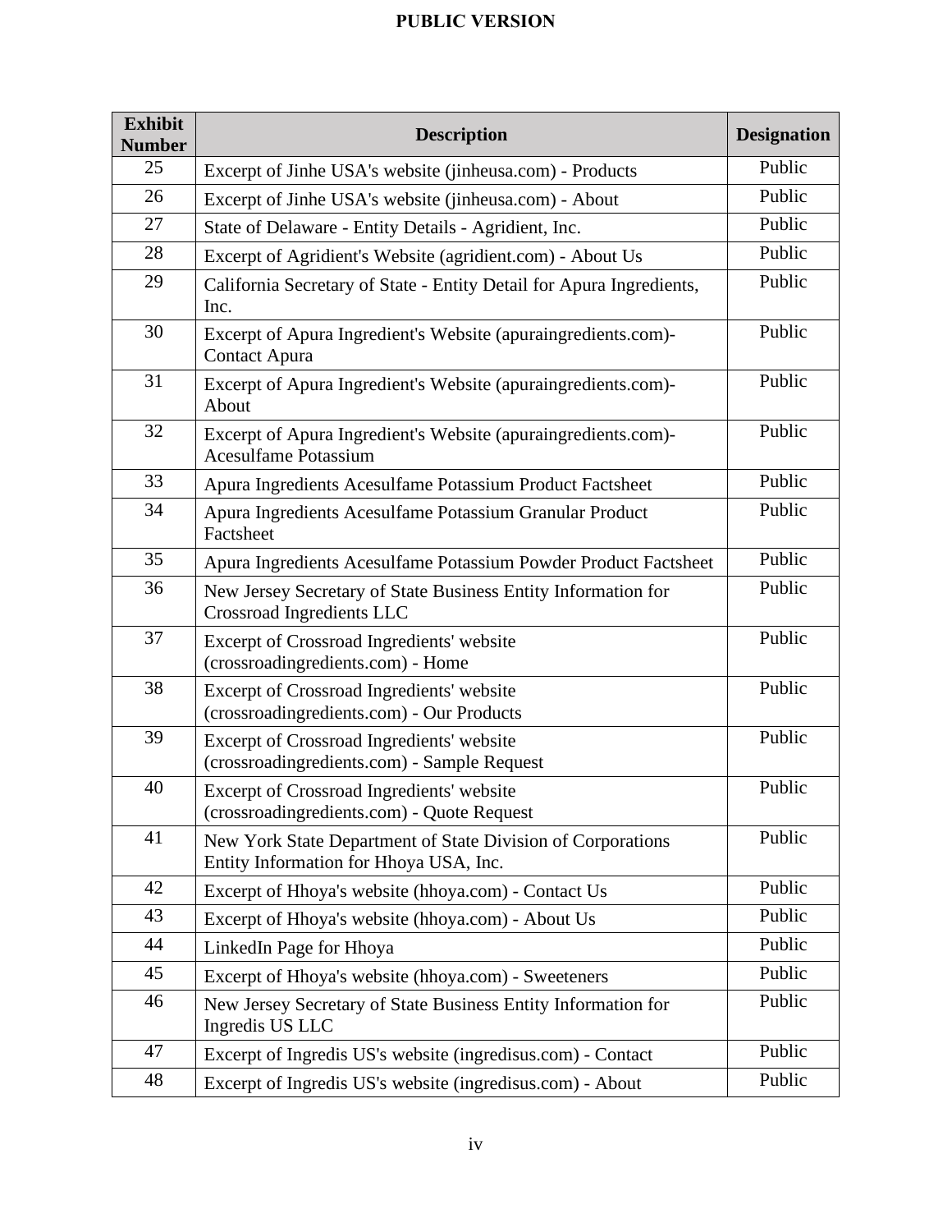| Exhibit Number | Description | Designation |
| --- | --- | --- |
| 25 | Excerpt of Jinhe USA's website (jinheusa.com) - Products | Public |
| 26 | Excerpt of Jinhe USA's website (jinheusa.com) - About | Public |
| 27 | State of Delaware - Entity Details - Agridient, Inc. | Public |
| 28 | Excerpt of Agridient's Website (agridient.com) - About Us | Public |
| 29 | California Secretary of State - Entity Detail for Apura Ingredients, Inc. | Public |
| 30 | Excerpt of Apura Ingredient's Website (apuraingredients.com)- Contact Apura | Public |
| 31 | Excerpt of Apura Ingredient's Website (apuraingredients.com)- About | Public |
| 32 | Excerpt of Apura Ingredient's Website (apuraingredients.com)- Acesulfame Potassium | Public |
| 33 | Apura Ingredients Acesulfame Potassium Product Factsheet | Public |
| 34 | Apura Ingredients Acesulfame Potassium Granular Product Factsheet | Public |
| 35 | Apura Ingredients Acesulfame Potassium Powder Product Factsheet | Public |
| 36 | New Jersey Secretary of State Business Entity Information for Crossroad Ingredients LLC | Public |
| 37 | Excerpt of Crossroad Ingredients' website (crossroadingredients.com) - Home | Public |
| 38 | Excerpt of Crossroad Ingredients' website (crossroadingredients.com) - Our Products | Public |
| 39 | Excerpt of Crossroad Ingredients' website (crossroadingredients.com) - Sample Request | Public |
| 40 | Excerpt of Crossroad Ingredients' website (crossroadingredients.com) - Quote Request | Public |
| 41 | New York State Department of State Division of Corporations Entity Information for Hhoya USA, Inc. | Public |
| 42 | Excerpt of Hhoya's website (hhoya.com) - Contact Us | Public |
| 43 | Excerpt of Hhoya's website (hhoya.com) - About Us | Public |
| 44 | LinkedIn Page for Hhoya | Public |
| 45 | Excerpt of Hhoya's website (hhoya.com) - Sweeteners | Public |
| 46 | New Jersey Secretary of State Business Entity Information for Ingredis US LLC | Public |
| 47 | Excerpt of Ingredis US's website (ingredisus.com) - Contact | Public |
| 48 | Excerpt of Ingredis US's website (ingredisus.com) - About | Public |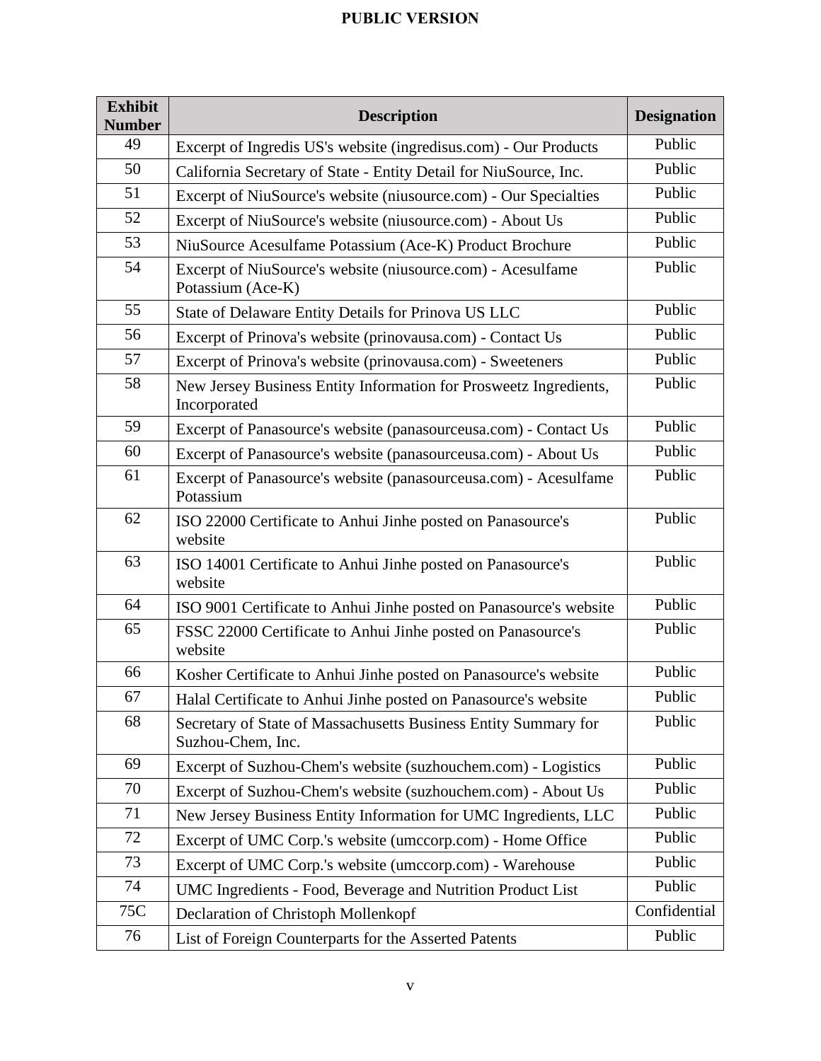| Exhibit Number | Description | Designation |
|---|---|---|
| 49 | Excerpt of Ingredis US's website (ingredisus.com) - Our Products | Public |
| 50 | California Secretary of State - Entity Detail for NiuSource, Inc. | Public |
| 51 | Excerpt of NiuSource's website (niusource.com) - Our Specialties | Public |
| 52 | Excerpt of NiuSource's website (niusource.com) - About Us | Public |
| 53 | NiuSource Acesulfame Potassium (Ace-K) Product Brochure | Public |
| 54 | Excerpt of NiuSource's website (niusource.com) - Acesulfame Potassium (Ace-K) | Public |
| 55 | State of Delaware Entity Details for Prinova US LLC | Public |
| 56 | Excerpt of Prinova's website (prinovausa.com) - Contact Us | Public |
| 57 | Excerpt of Prinova's website (prinovausa.com) - Sweeteners | Public |
| 58 | New Jersey Business Entity Information for Prosweetz Ingredients, Incorporated | Public |
| 59 | Excerpt of Panasource's website (panasourceusa.com) - Contact Us | Public |
| 60 | Excerpt of Panasource's website (panasourceusa.com) - About Us | Public |
| 61 | Excerpt of Panasource's website (panasourceusa.com) - Acesulfame Potassium | Public |
| 62 | ISO 22000 Certificate to Anhui Jinhe posted on Panasource's website | Public |
| 63 | ISO 14001 Certificate to Anhui Jinhe posted on Panasource's website | Public |
| 64 | ISO 9001 Certificate to Anhui Jinhe posted on Panasource's website | Public |
| 65 | FSSC 22000 Certificate to Anhui Jinhe posted on Panasource's website | Public |
| 66 | Kosher Certificate to Anhui Jinhe posted on Panasource's website | Public |
| 67 | Halal Certificate to Anhui Jinhe posted on Panasource's website | Public |
| 68 | Secretary of State of Massachusetts Business Entity Summary for Suzhou-Chem, Inc. | Public |
| 69 | Excerpt of Suzhou-Chem's website (suzhouchem.com) - Logistics | Public |
| 70 | Excerpt of Suzhou-Chem's website (suzhouchem.com) - About Us | Public |
| 71 | New Jersey Business Entity Information for UMC Ingredients, LLC | Public |
| 72 | Excerpt of UMC Corp.'s website (umccorp.com) - Home Office | Public |
| 73 | Excerpt of UMC Corp.'s website (umccorp.com) - Warehouse | Public |
| 74 | UMC Ingredients - Food, Beverage and Nutrition Product List | Public |
| 75C | Declaration of Christoph Mollenkopf | Confidential |
| 76 | List of Foreign Counterparts for the Asserted Patents | Public |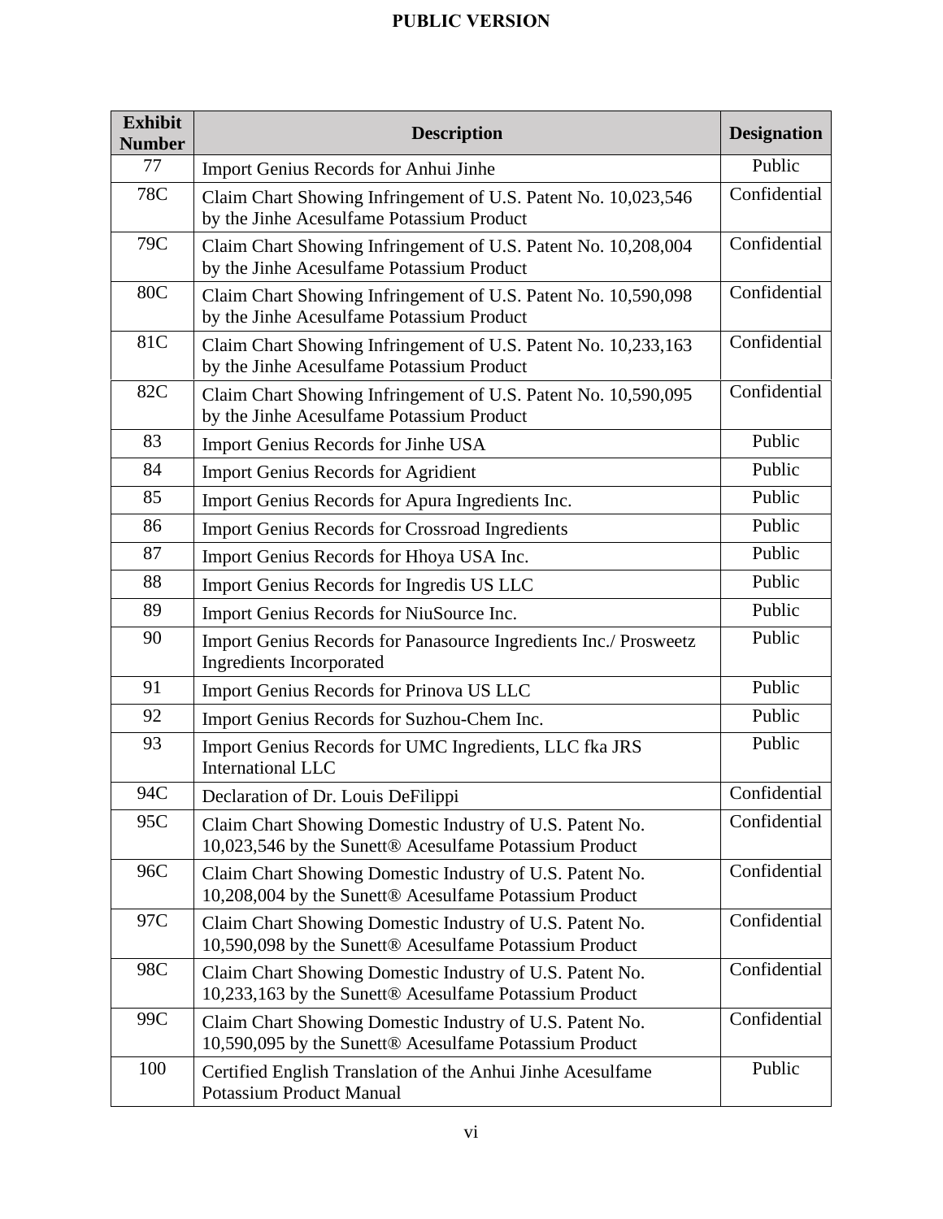| Exhibit Number | Description | Designation |
|---|---|---|
| 77 | Import Genius Records for Anhui Jinhe | Public |
| 78C | Claim Chart Showing Infringement of U.S. Patent No. 10,023,546 by the Jinhe Acesulfame Potassium Product | Confidential |
| 79C | Claim Chart Showing Infringement of U.S. Patent No. 10,208,004 by the Jinhe Acesulfame Potassium Product | Confidential |
| 80C | Claim Chart Showing Infringement of U.S. Patent No. 10,590,098 by the Jinhe Acesulfame Potassium Product | Confidential |
| 81C | Claim Chart Showing Infringement of U.S. Patent No. 10,233,163 by the Jinhe Acesulfame Potassium Product | Confidential |
| 82C | Claim Chart Showing Infringement of U.S. Patent No. 10,590,095 by the Jinhe Acesulfame Potassium Product | Confidential |
| 83 | Import Genius Records for Jinhe USA | Public |
| 84 | Import Genius Records for Agridient | Public |
| 85 | Import Genius Records for Apura Ingredients Inc. | Public |
| 86 | Import Genius Records for Crossroad Ingredients | Public |
| 87 | Import Genius Records for Hhoya USA Inc. | Public |
| 88 | Import Genius Records for Ingredis US LLC | Public |
| 89 | Import Genius Records for NiuSource Inc. | Public |
| 90 | Import Genius Records for Panasource Ingredients Inc./ Prosweetz Ingredients Incorporated | Public |
| 91 | Import Genius Records for Prinova US LLC | Public |
| 92 | Import Genius Records for Suzhou-Chem Inc. | Public |
| 93 | Import Genius Records for UMC Ingredients, LLC fka JRS International LLC | Public |
| 94C | Declaration of Dr. Louis DeFilippi | Confidential |
| 95C | Claim Chart Showing Domestic Industry of U.S. Patent No. 10,023,546 by the Sunett® Acesulfame Potassium Product | Confidential |
| 96C | Claim Chart Showing Domestic Industry of U.S. Patent No. 10,208,004 by the Sunett® Acesulfame Potassium Product | Confidential |
| 97C | Claim Chart Showing Domestic Industry of U.S. Patent No. 10,590,098 by the Sunett® Acesulfame Potassium Product | Confidential |
| 98C | Claim Chart Showing Domestic Industry of U.S. Patent No. 10,233,163 by the Sunett® Acesulfame Potassium Product | Confidential |
| 99C | Claim Chart Showing Domestic Industry of U.S. Patent No. 10,590,095 by the Sunett® Acesulfame Potassium Product | Confidential |
| 100 | Certified English Translation of the Anhui Jinhe Acesulfame Potassium Product Manual | Public |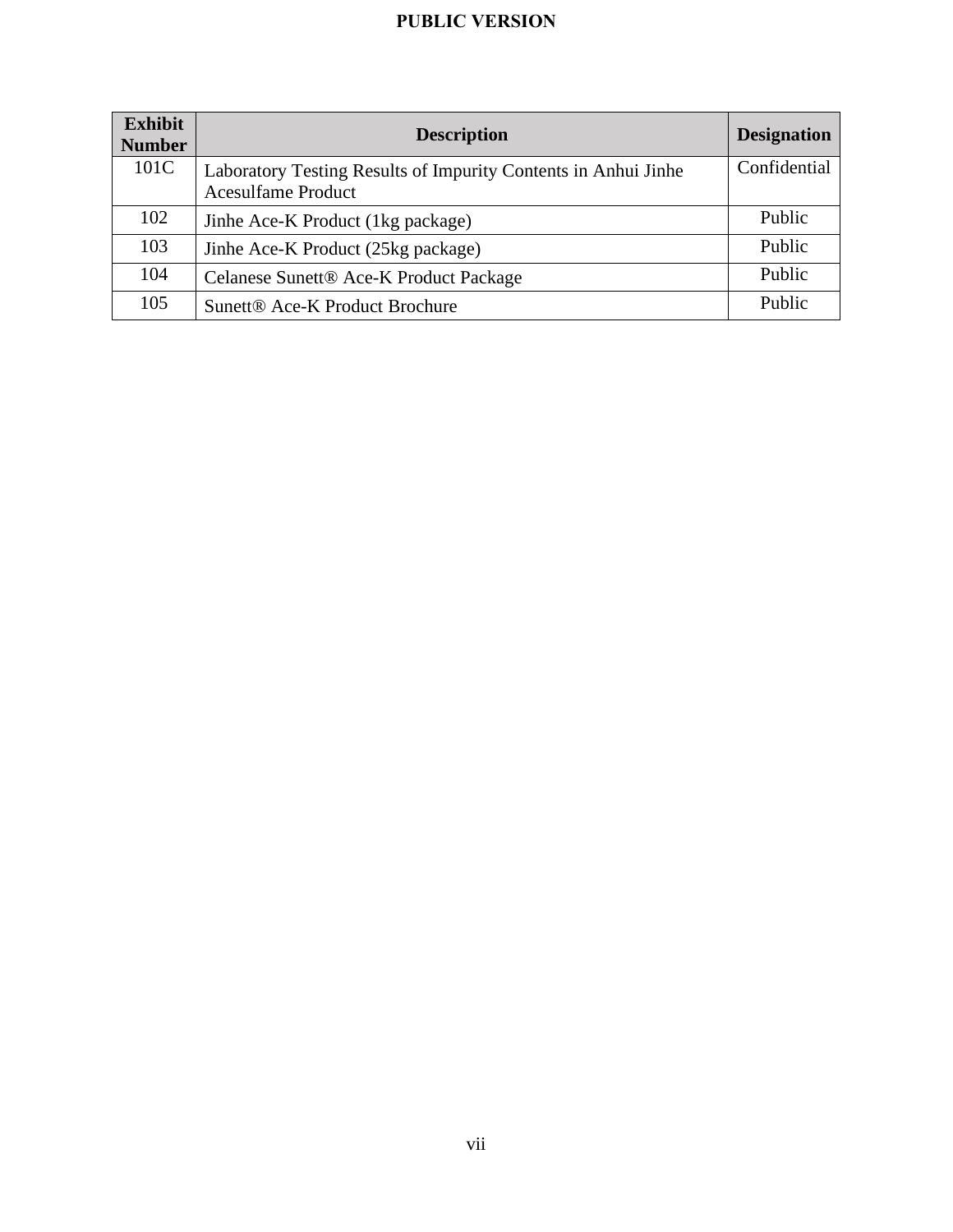| Exhibit Number | Description | Designation |
|---|---|---|
| 101C | Laboratory Testing Results of Impurity Contents in Anhui Jinhe Acesulfame Product | Confidential |
| 102 | Jinhe Ace-K Product (1kg package) | Public |
| 103 | Jinhe Ace-K Product (25kg package) | Public |
| 104 | Celanese Sunett® Ace-K Product Package | Public |
| 105 | Sunett® Ace-K Product Brochure | Public |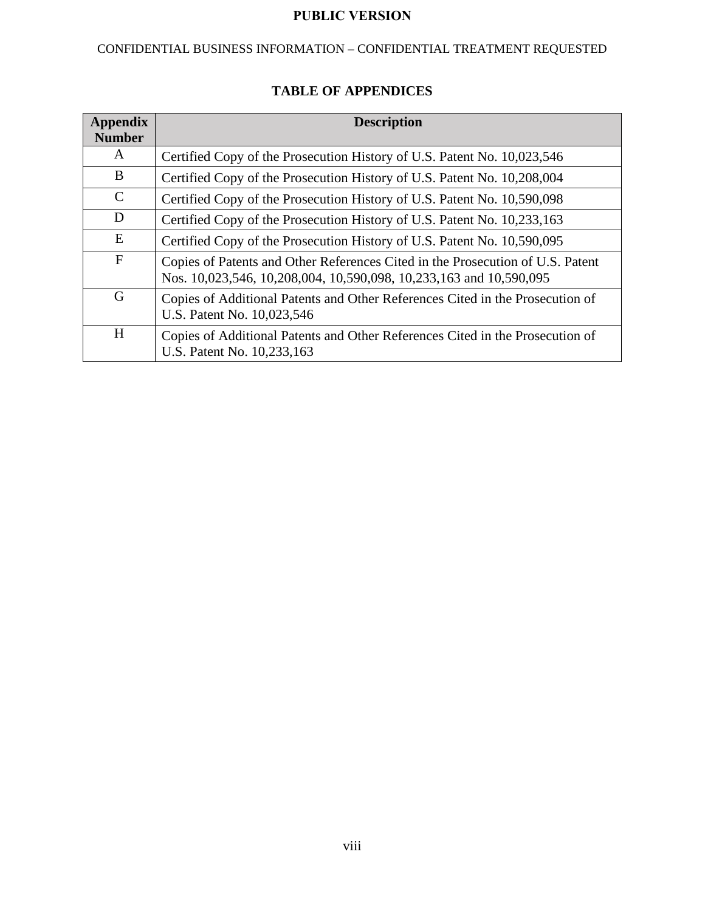**PUBLIC VERSION**

CONFIDENTIAL BUSINESS INFORMATION – CONFIDENTIAL TREATMENT REQUESTED

## TABLE OF APPENDICES

| Appendix Number | Description |
|---|---|
| A | Certified Copy of the Prosecution History of U.S. Patent No. 10,023,546 |
| B | Certified Copy of the Prosecution History of U.S. Patent No. 10,208,004 |
| C | Certified Copy of the Prosecution History of U.S. Patent No. 10,590,098 |
| D | Certified Copy of the Prosecution History of U.S. Patent No. 10,233,163 |
| E | Certified Copy of the Prosecution History of U.S. Patent No. 10,590,095 |
| F | Copies of Patents and Other References Cited in the Prosecution of U.S. Patent Nos. 10,023,546, 10,208,004, 10,590,098, 10,233,163 and 10,590,095 |
| G | Copies of Additional Patents and Other References Cited in the Prosecution of U.S. Patent No. 10,023,546 |
| H | Copies of Additional Patents and Other References Cited in the Prosecution of U.S. Patent No. 10,233,163 |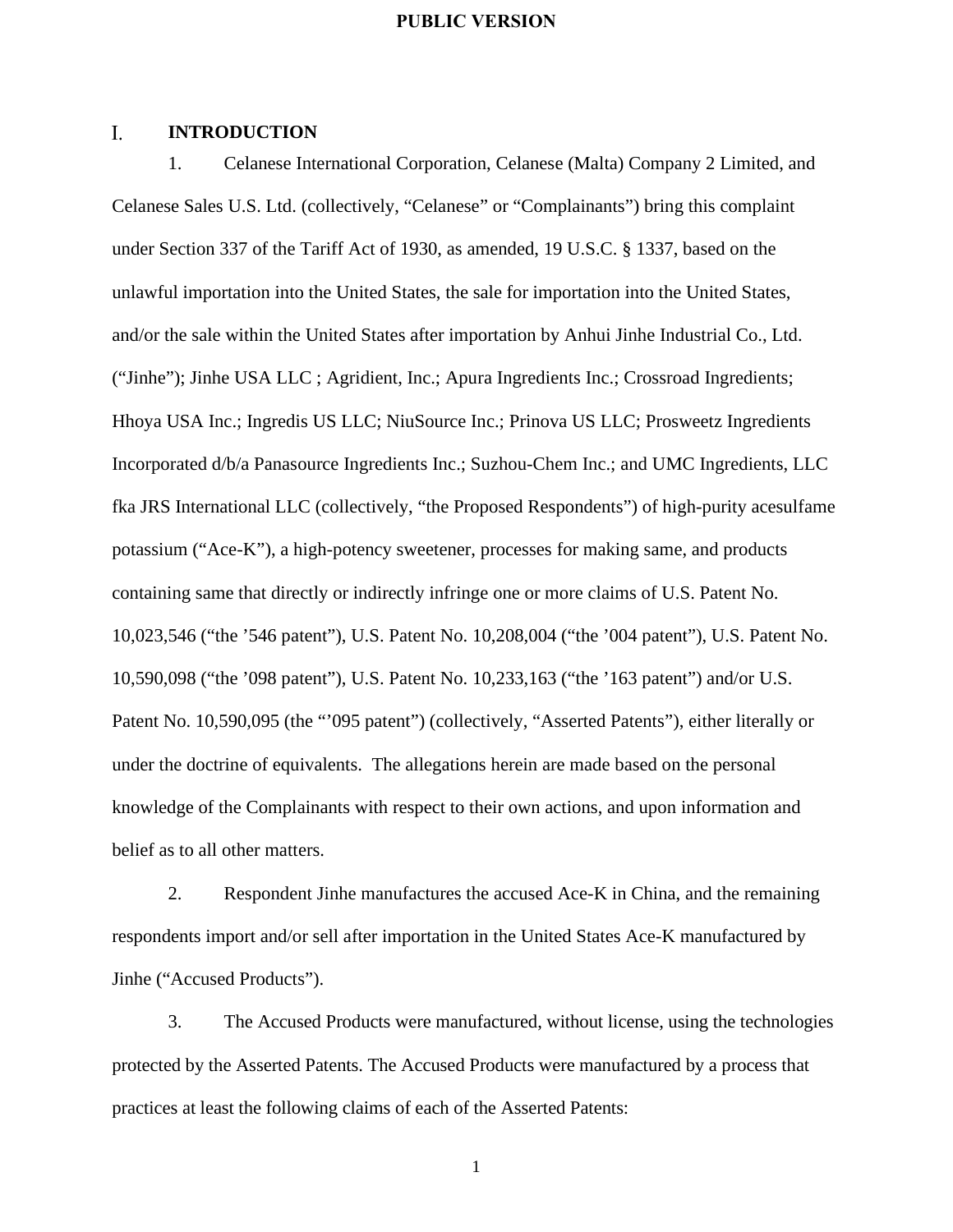# I. INTRODUCTION

1. Celanese International Corporation, Celanese (Malta) Company 2 Limited, and Celanese Sales U.S. Ltd. (collectively, "Celanese" or "Complainants") bring this complaint under Section 337 of the Tariff Act of 1930, as amended, 19 U.S.C. § 1337, based on the unlawful importation into the United States, the sale for importation into the United States, and/or the sale within the United States after importation by Anhui Jinhe Industrial Co., Ltd. ("Jinhe"); Jinhe USA LLC ; Agridient, Inc.; Apura Ingredients Inc.; Crossroad Ingredients; Hhoya USA Inc.; Ingredis US LLC; NiuSource Inc.; Prinova US LLC; Prosweetz Ingredients Incorporated d/b/a Panasource Ingredients Inc.; Suzhou-Chem Inc.; and UMC Ingredients, LLC fka JRS International LLC (collectively, "the Proposed Respondents") of high-purity acesulfame potassium ("Ace-K"), a high-potency sweetener, processes for making same, and products containing same that directly or indirectly infringe one or more claims of U.S. Patent No. 10,023,546 ("the '546 patent"), U.S. Patent No. 10,208,004 ("the '004 patent"), U.S. Patent No. 10,590,098 ("the '098 patent"), U.S. Patent No. 10,233,163 ("the '163 patent") and/or U.S. Patent No. 10,590,095 (the "'095 patent") (collectively, "Asserted Patents"), either literally or under the doctrine of equivalents. The allegations herein are made based on the personal knowledge of the Complainants with respect to their own actions, and upon information and belief as to all other matters.

2. Respondent Jinhe manufactures the accused Ace-K in China, and the remaining respondents import and/or sell after importation in the United States Ace-K manufactured by Jinhe ("Accused Products").

3. The Accused Products were manufactured, without license, using the technologies protected by the Asserted Patents. The Accused Products were manufactured by a process that practices at least the following claims of each of the Asserted Patents: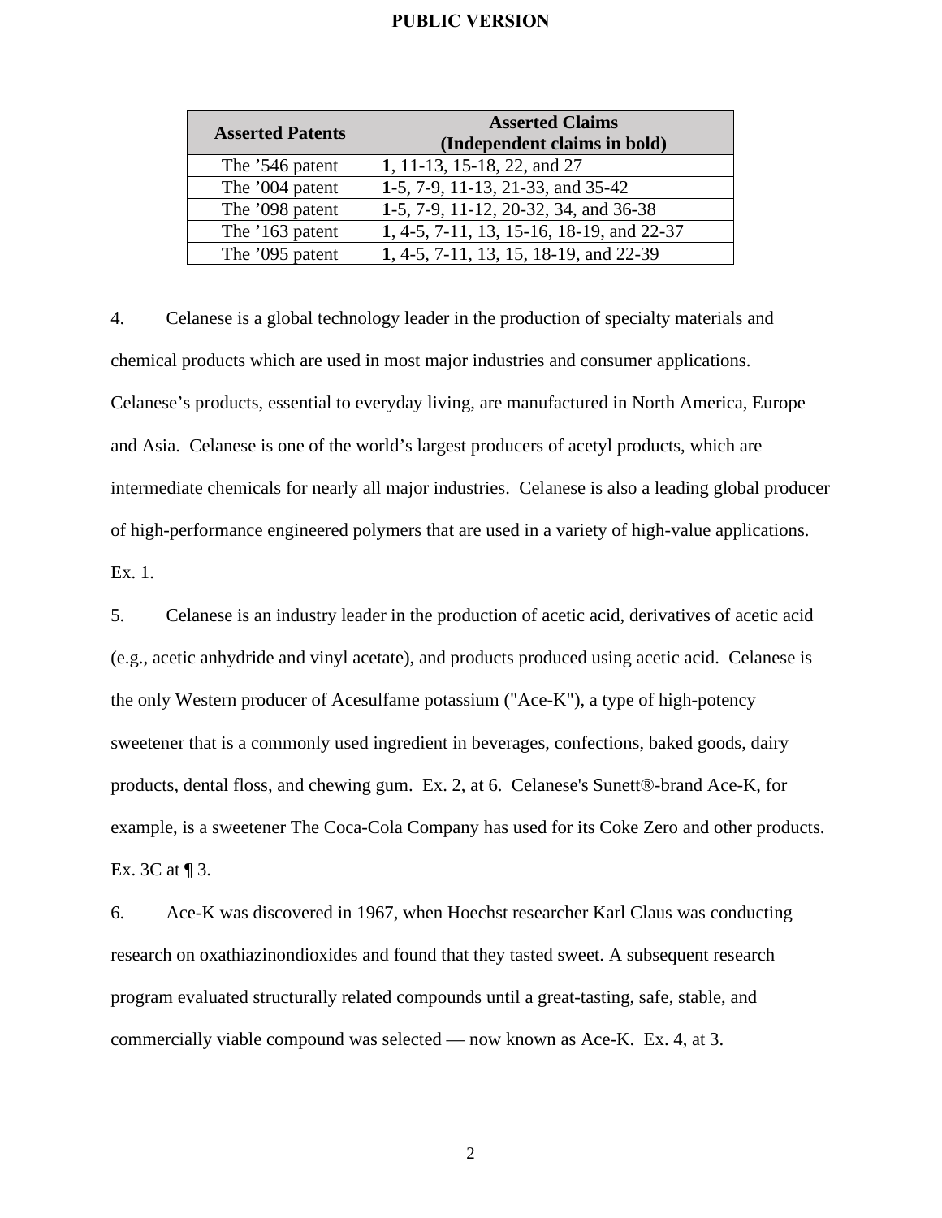**PUBLIC VERSION**

| Asserted Patents | Asserted Claims (Independent claims in bold) |
|---|---|
| The ’546 patent | **1**, 11-13, 15-18, 22, and 27 |
| The ’004 patent | **1**-5, 7-9, 11-13, 21-33, and 35-42 |
| The ’098 patent | **1**-5, 7-9, 11-12, 20-32, 34, and 36-38 |
| The ’163 patent | **1**, 4-5, 7-11, 13, 15-16, 18-19, and 22-37 |
| The ’095 patent | **1**, 4-5, 7-11, 13, 15, 18-19, and 22-39 |

4. Celanese is a global technology leader in the production of specialty materials and chemical products which are used in most major industries and consumer applications. Celanese’s products, essential to everyday living, are manufactured in North America, Europe and Asia. Celanese is one of the world’s largest producers of acetyl products, which are intermediate chemicals for nearly all major industries. Celanese is also a leading global producer of high-performance engineered polymers that are used in a variety of high-value applications. Ex. 1.

5. Celanese is an industry leader in the production of acetic acid, derivatives of acetic acid (e.g., acetic anhydride and vinyl acetate), and products produced using acetic acid. Celanese is the only Western producer of Acesulfame potassium ("Ace-K"), a type of high-potency sweetener that is a commonly used ingredient in beverages, confections, baked goods, dairy products, dental floss, and chewing gum. Ex. 2, at 6. Celanese's Sunett®-brand Ace-K, for example, is a sweetener The Coca-Cola Company has used for its Coke Zero and other products. Ex. 3C at ¶ 3.

6. Ace-K was discovered in 1967, when Hoechst researcher Karl Claus was conducting research on oxathiazinondioxides and found that they tasted sweet. A subsequent research program evaluated structurally related compounds until a great-tasting, safe, stable, and commercially viable compound was selected — now known as Ace-K. Ex. 4, at 3.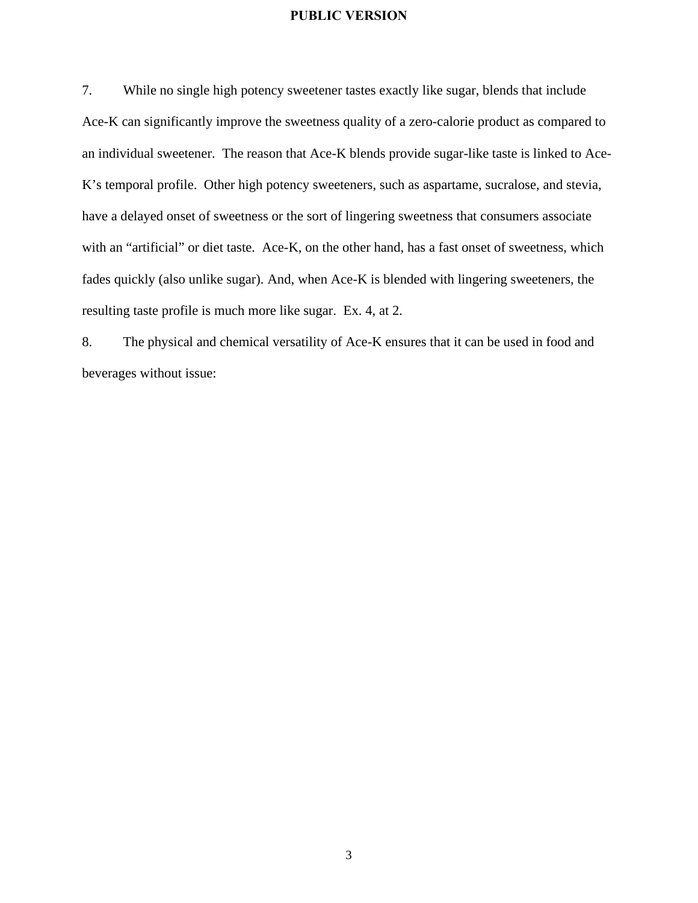7. While no single high potency sweetener tastes exactly like sugar, blends that include Ace-K can significantly improve the sweetness quality of a zero-calorie product as compared to an individual sweetener. The reason that Ace-K blends provide sugar-like taste is linked to Ace-K's temporal profile. Other high potency sweeteners, such as aspartame, sucralose, and stevia, have a delayed onset of sweetness or the sort of lingering sweetness that consumers associate with an "artificial" or diet taste. Ace-K, on the other hand, has a fast onset of sweetness, which fades quickly (also unlike sugar). And, when Ace-K is blended with lingering sweeteners, the resulting taste profile is much more like sugar. Ex. 4, at 2.

8. The physical and chemical versatility of Ace-K ensures that it can be used in food and beverages without issue: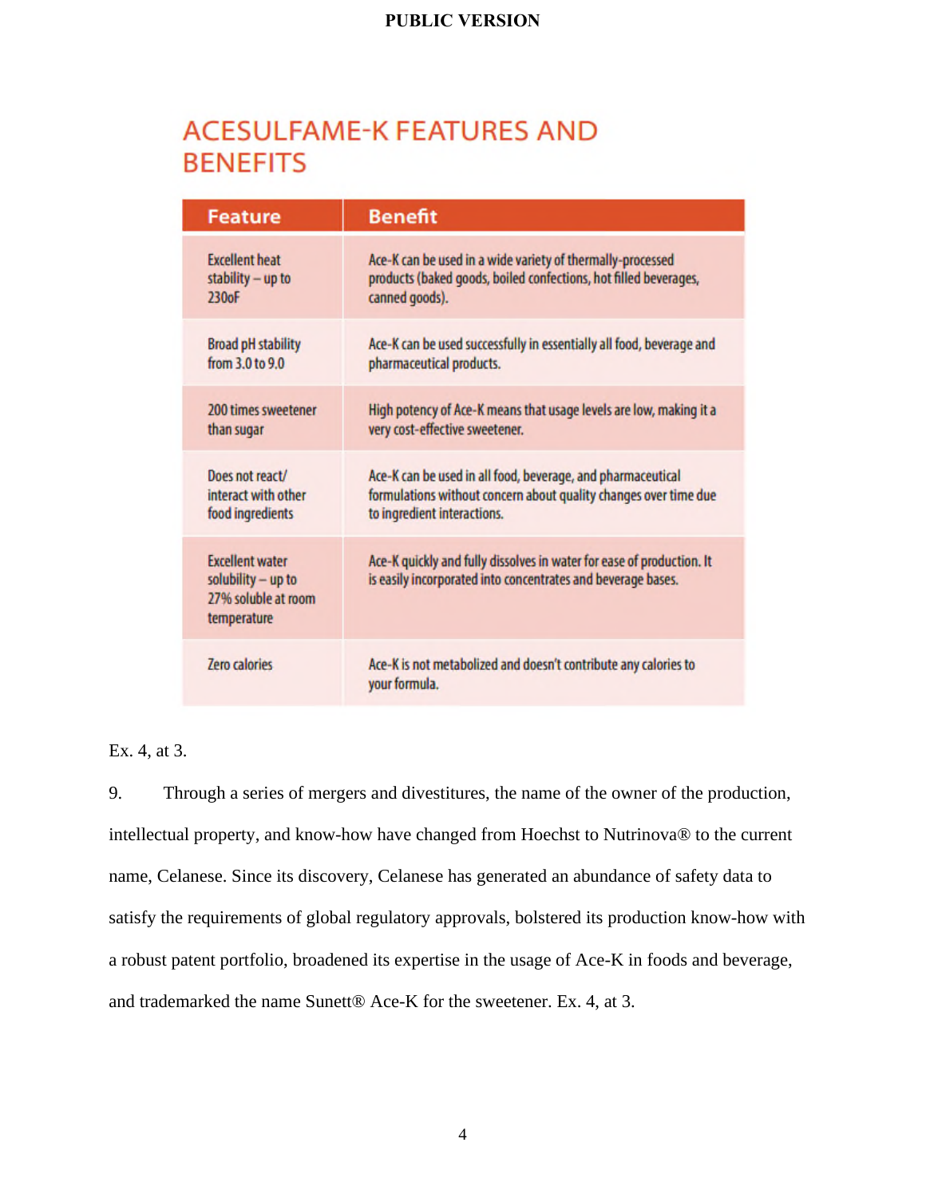## ACESULFAME-K FEATURES AND BENEFITS

| Feature | Benefit |
|---|---|
| Excellent heat stability – up to 230oF | Ace-K can be used in a wide variety of thermally-processed products (baked goods, boiled confections, hot filled beverages, canned goods). |
| Broad pH stability from 3.0 to 9.0 | Ace-K can be used successfully in essentially all food, beverage and pharmaceutical products. |
| 200 times sweetener than sugar | High potency of Ace-K means that usage levels are low, making it a very cost-effective sweetener. |
| Does not react/ interact with other food ingredients | Ace-K can be used in all food, beverage, and pharmaceutical formulations without concern about quality changes over time due to ingredient interactions. |
| Excellent water solubility – up to 27% soluble at room temperature | Ace-K quickly and fully dissolves in water for ease of production. It is easily incorporated into concentrates and beverage bases. |
| Zero calories | Ace-K is not metabolized and doesn't contribute any calories to your formula. |

Ex. 4, at 3.

9. Through a series of mergers and divestitures, the name of the owner of the production, intellectual property, and know-how have changed from Hoechst to Nutrinova® to the current name, Celanese. Since its discovery, Celanese has generated an abundance of safety data to satisfy the requirements of global regulatory approvals, bolstered its production know-how with a robust patent portfolio, broadened its expertise in the usage of Ace-K in foods and beverage, and trademarked the name Sunett® Ace-K for the sweetener. Ex. 4, at 3.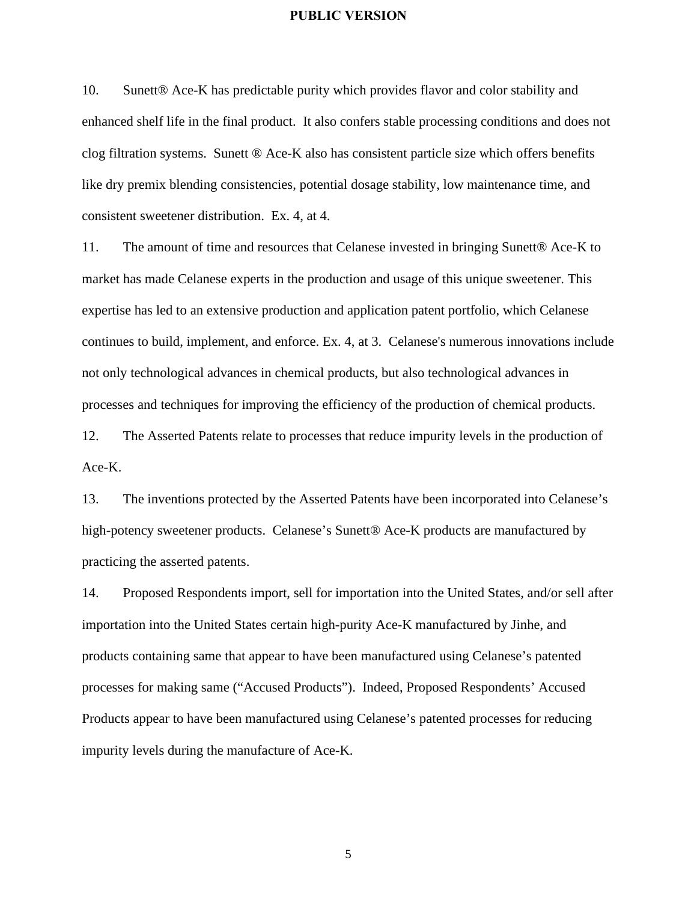10. Sunett® Ace-K has predictable purity which provides flavor and color stability and enhanced shelf life in the final product. It also confers stable processing conditions and does not clog filtration systems. Sunett ® Ace-K also has consistent particle size which offers benefits like dry premix blending consistencies, potential dosage stability, low maintenance time, and consistent sweetener distribution. Ex. 4, at 4.

11. The amount of time and resources that Celanese invested in bringing Sunett® Ace-K to market has made Celanese experts in the production and usage of this unique sweetener. This expertise has led to an extensive production and application patent portfolio, which Celanese continues to build, implement, and enforce. Ex. 4, at 3. Celanese's numerous innovations include not only technological advances in chemical products, but also technological advances in processes and techniques for improving the efficiency of the production of chemical products.

12. The Asserted Patents relate to processes that reduce impurity levels in the production of Ace-K.

13. The inventions protected by the Asserted Patents have been incorporated into Celanese's high-potency sweetener products. Celanese's Sunett® Ace-K products are manufactured by practicing the asserted patents.

14. Proposed Respondents import, sell for importation into the United States, and/or sell after importation into the United States certain high-purity Ace-K manufactured by Jinhe, and products containing same that appear to have been manufactured using Celanese's patented processes for making same ("Accused Products"). Indeed, Proposed Respondents' Accused Products appear to have been manufactured using Celanese's patented processes for reducing impurity levels during the manufacture of Ace-K.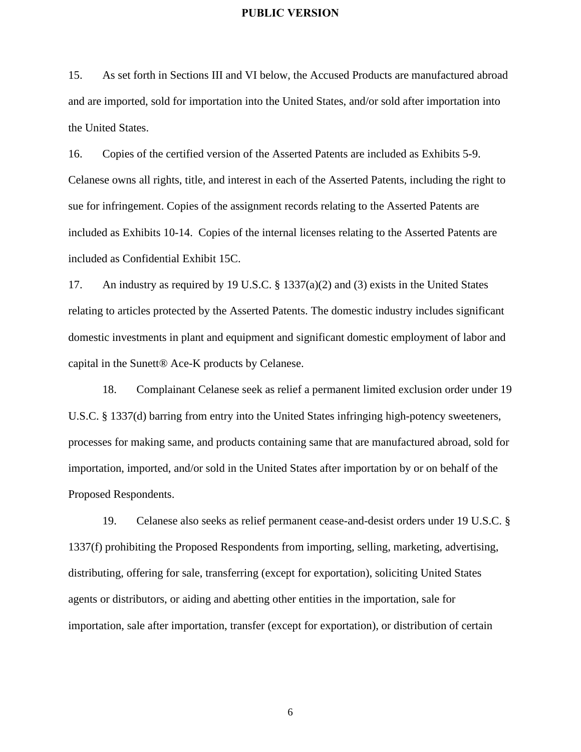15. As set forth in Sections III and VI below, the Accused Products are manufactured abroad and are imported, sold for importation into the United States, and/or sold after importation into the United States.

16. Copies of the certified version of the Asserted Patents are included as Exhibits 5-9. Celanese owns all rights, title, and interest in each of the Asserted Patents, including the right to sue for infringement. Copies of the assignment records relating to the Asserted Patents are included as Exhibits 10-14. Copies of the internal licenses relating to the Asserted Patents are included as Confidential Exhibit 15C.

17. An industry as required by 19 U.S.C. § 1337(a)(2) and (3) exists in the United States relating to articles protected by the Asserted Patents. The domestic industry includes significant domestic investments in plant and equipment and significant domestic employment of labor and capital in the Sunett® Ace-K products by Celanese.

18. Complainant Celanese seek as relief a permanent limited exclusion order under 19 U.S.C. § 1337(d) barring from entry into the United States infringing high-potency sweeteners, processes for making same, and products containing same that are manufactured abroad, sold for importation, imported, and/or sold in the United States after importation by or on behalf of the Proposed Respondents.

19. Celanese also seeks as relief permanent cease-and-desist orders under 19 U.S.C. § 1337(f) prohibiting the Proposed Respondents from importing, selling, marketing, advertising, distributing, offering for sale, transferring (except for exportation), soliciting United States agents or distributors, or aiding and abetting other entities in the importation, sale for importation, sale after importation, transfer (except for exportation), or distribution of certain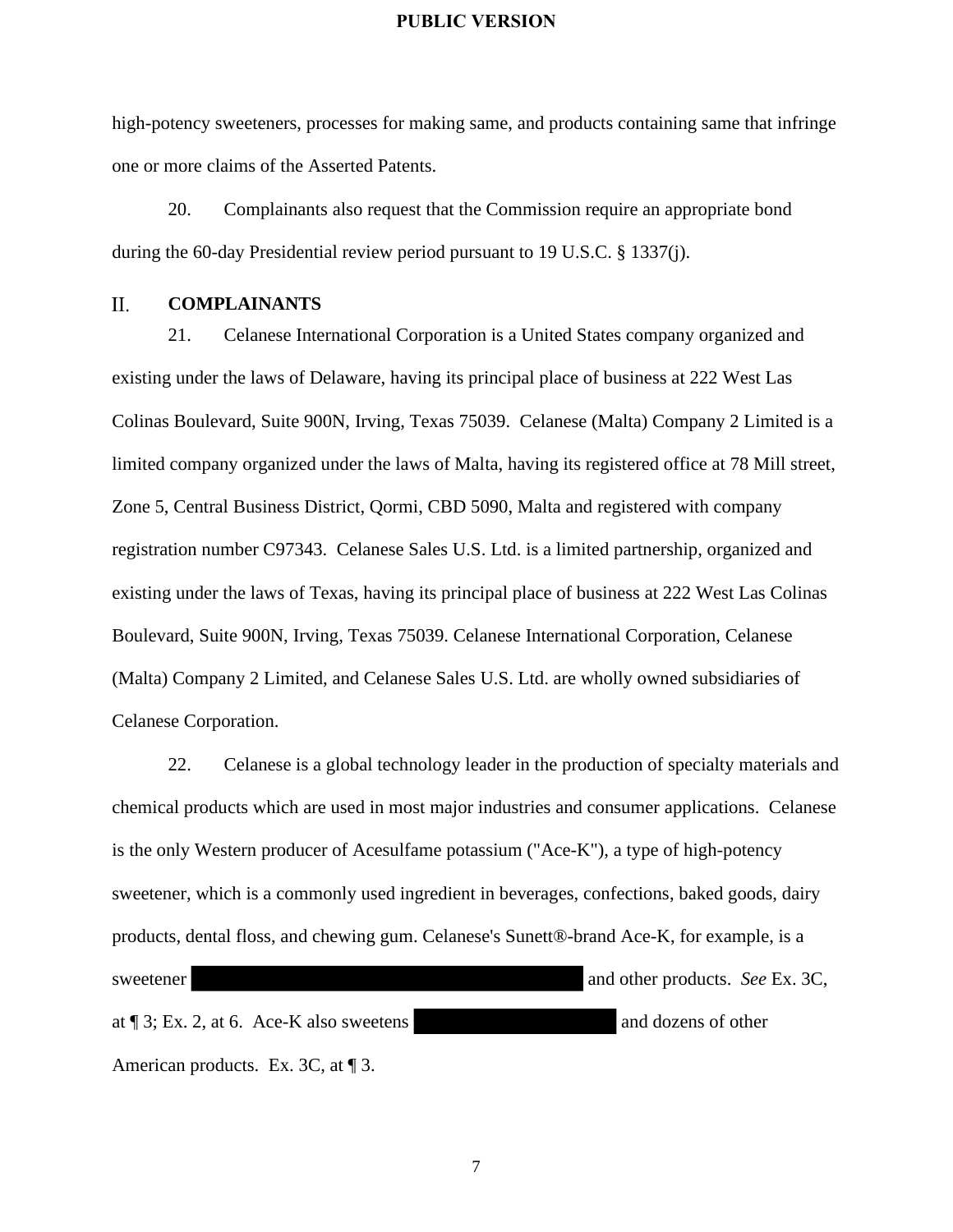high-potency sweeteners, processes for making same, and products containing same that infringe one or more claims of the Asserted Patents.

20. Complainants also request that the Commission require an appropriate bond during the 60-day Presidential review period pursuant to 19 U.S.C. § 1337(j).

## II. COMPLAINANTS

21. Celanese International Corporation is a United States company organized and existing under the laws of Delaware, having its principal place of business at 222 West Las Colinas Boulevard, Suite 900N, Irving, Texas 75039. Celanese (Malta) Company 2 Limited is a limited company organized under the laws of Malta, having its registered office at 78 Mill street, Zone 5, Central Business District, Qormi, CBD 5090, Malta and registered with company registration number C97343. Celanese Sales U.S. Ltd. is a limited partnership, organized and existing under the laws of Texas, having its principal place of business at 222 West Las Colinas Boulevard, Suite 900N, Irving, Texas 75039. Celanese International Corporation, Celanese (Malta) Company 2 Limited, and Celanese Sales U.S. Ltd. are wholly owned subsidiaries of Celanese Corporation.

22. Celanese is a global technology leader in the production of specialty materials and chemical products which are used in most major industries and consumer applications. Celanese is the only Western producer of Acesulfame potassium ("Ace-K"), a type of high-potency sweetener, which is a commonly used ingredient in beverages, confections, baked goods, dairy products, dental floss, and chewing gum. Celanese's Sunett®-brand Ace-K, for example, is a sweetener [REDACTED] and other products. *See* Ex. 3C, at ¶ 3; Ex. 2, at 6. Ace-K also sweetens [REDACTED] and dozens of other American products. Ex. 3C, at ¶ 3.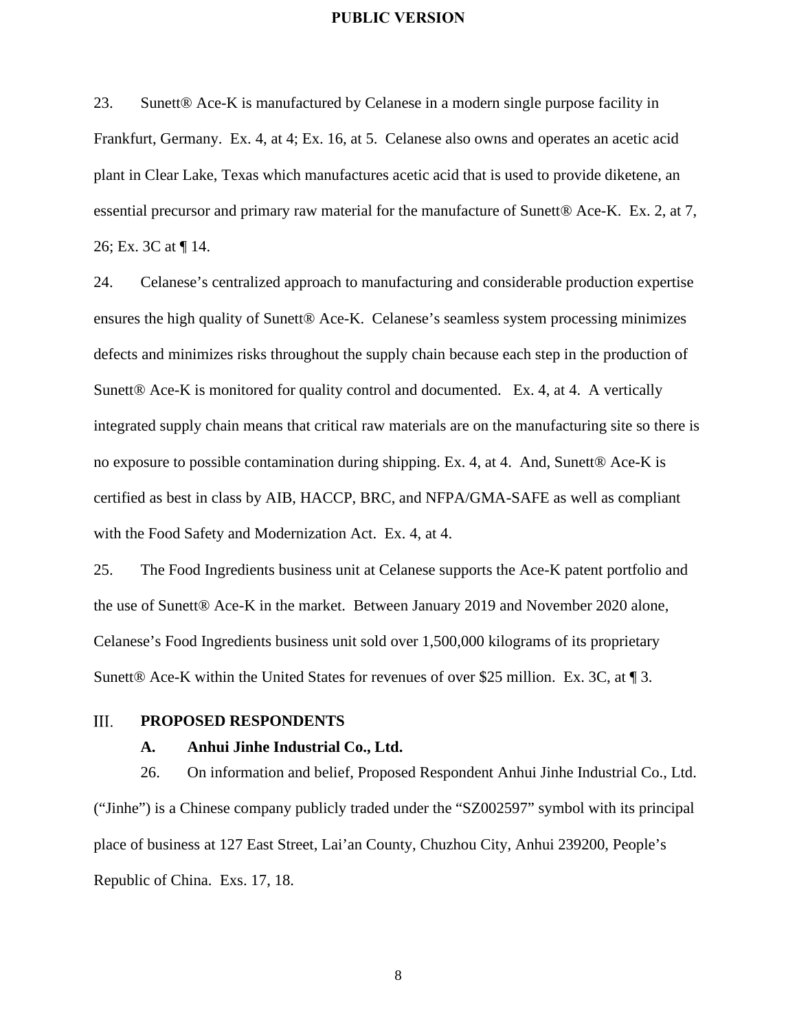23. Sunett® Ace-K is manufactured by Celanese in a modern single purpose facility in Frankfurt, Germany. Ex. 4, at 4; Ex. 16, at 5. Celanese also owns and operates an acetic acid plant in Clear Lake, Texas which manufactures acetic acid that is used to provide diketene, an essential precursor and primary raw material for the manufacture of Sunett® Ace-K. Ex. 2, at 7, 26; Ex. 3C at ¶ 14.

24. Celanese's centralized approach to manufacturing and considerable production expertise ensures the high quality of Sunett® Ace-K. Celanese's seamless system processing minimizes defects and minimizes risks throughout the supply chain because each step in the production of Sunett® Ace-K is monitored for quality control and documented. Ex. 4, at 4. A vertically integrated supply chain means that critical raw materials are on the manufacturing site so there is no exposure to possible contamination during shipping. Ex. 4, at 4. And, Sunett® Ace-K is certified as best in class by AIB, HACCP, BRC, and NFPA/GMA-SAFE as well as compliant with the Food Safety and Modernization Act. Ex. 4, at 4.

25. The Food Ingredients business unit at Celanese supports the Ace-K patent portfolio and the use of Sunett® Ace-K in the market. Between January 2019 and November 2020 alone, Celanese's Food Ingredients business unit sold over 1,500,000 kilograms of its proprietary Sunett® Ace-K within the United States for revenues of over $25 million. Ex. 3C, at ¶ 3.

## III. PROPOSED RESPONDENTS

### A. Anhui Jinhe Industrial Co., Ltd.

26. On information and belief, Proposed Respondent Anhui Jinhe Industrial Co., Ltd. ("Jinhe") is a Chinese company publicly traded under the "SZ002597" symbol with its principal place of business at 127 East Street, Lai'an County, Chuzhou City, Anhui 239200, People's Republic of China. Exs. 17, 18.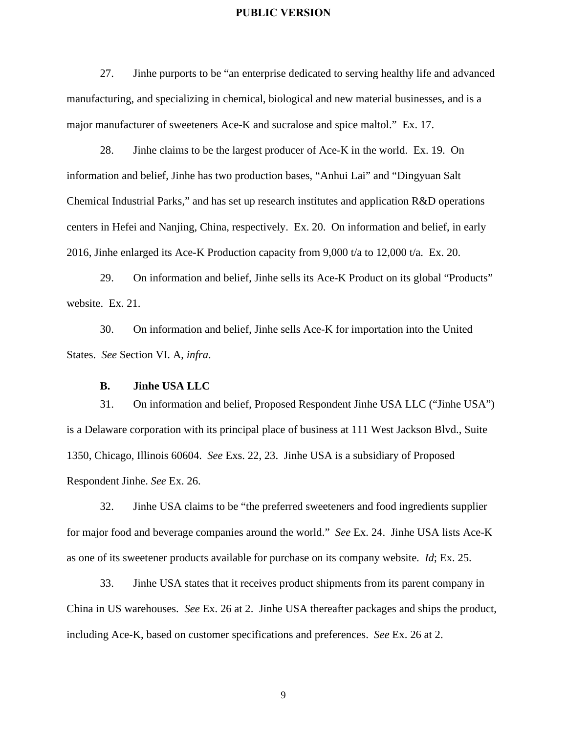27. Jinhe purports to be "an enterprise dedicated to serving healthy life and advanced manufacturing, and specializing in chemical, biological and new material businesses, and is a major manufacturer of sweeteners Ace-K and sucralose and spice maltol." Ex. 17.

28. Jinhe claims to be the largest producer of Ace-K in the world. Ex. 19. On information and belief, Jinhe has two production bases, "Anhui Lai" and "Dingyuan Salt Chemical Industrial Parks," and has set up research institutes and application R&D operations centers in Hefei and Nanjing, China, respectively. Ex. 20. On information and belief, in early 2016, Jinhe enlarged its Ace-K Production capacity from 9,000 t/a to 12,000 t/a. Ex. 20.

29. On information and belief, Jinhe sells its Ace-K Product on its global "Products" website. Ex. 21.

30. On information and belief, Jinhe sells Ace-K for importation into the United States. *See* Section VI. A, *infra*.

### B. Jinhe USA LLC

31. On information and belief, Proposed Respondent Jinhe USA LLC ("Jinhe USA") is a Delaware corporation with its principal place of business at 111 West Jackson Blvd., Suite 1350, Chicago, Illinois 60604. *See* Exs. 22, 23. Jinhe USA is a subsidiary of Proposed Respondent Jinhe. *See* Ex. 26.

32. Jinhe USA claims to be "the preferred sweeteners and food ingredients supplier for major food and beverage companies around the world." *See* Ex. 24. Jinhe USA lists Ace-K as one of its sweetener products available for purchase on its company website. *Id*; Ex. 25.

33. Jinhe USA states that it receives product shipments from its parent company in China in US warehouses. *See* Ex. 26 at 2. Jinhe USA thereafter packages and ships the product, including Ace-K, based on customer specifications and preferences. *See* Ex. 26 at 2.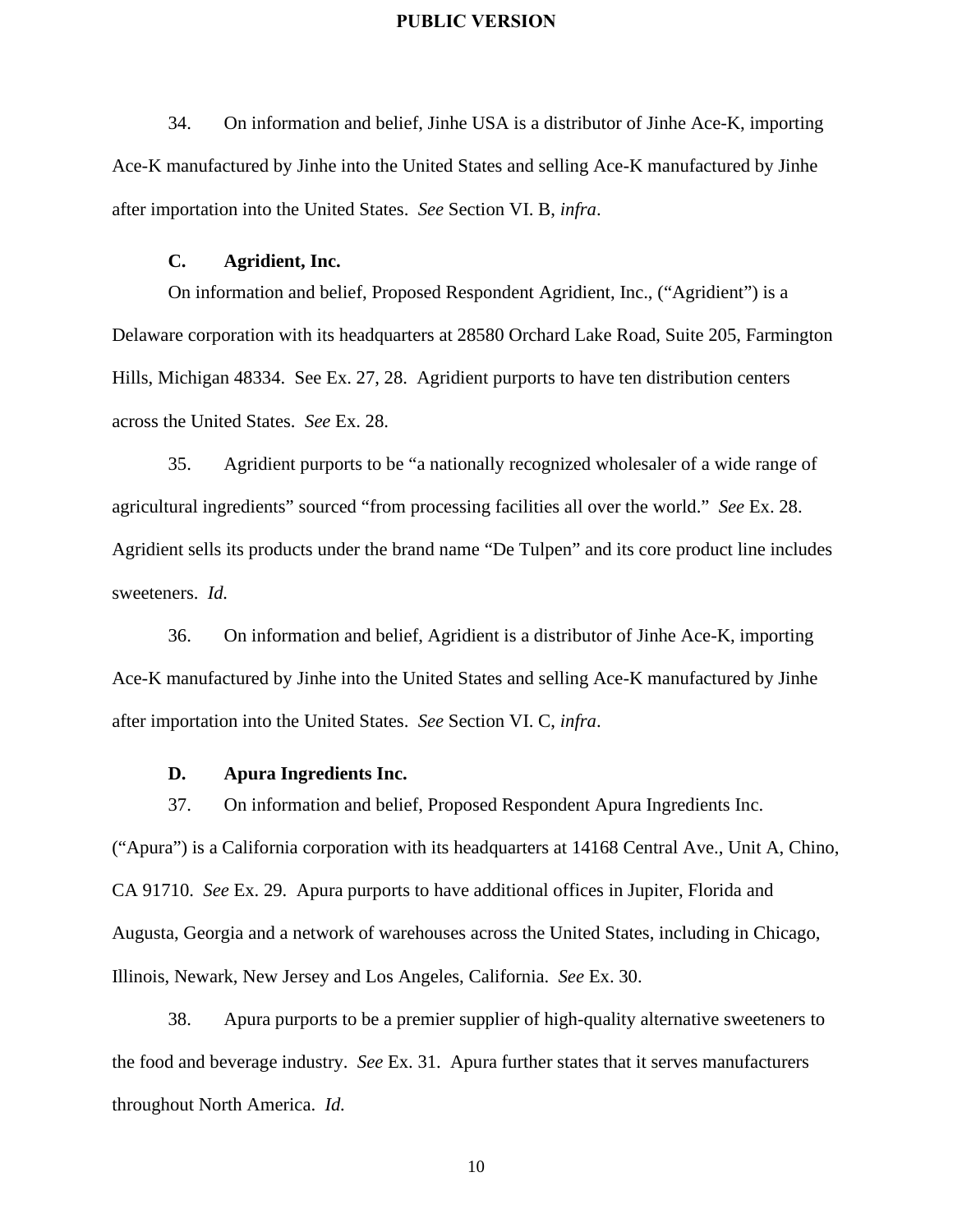34. On information and belief, Jinhe USA is a distributor of Jinhe Ace-K, importing Ace-K manufactured by Jinhe into the United States and selling Ace-K manufactured by Jinhe after importation into the United States. *See* Section VI. B, *infra*.

### C. Agridient, Inc.

On information and belief, Proposed Respondent Agridient, Inc., ("Agridient") is a Delaware corporation with its headquarters at 28580 Orchard Lake Road, Suite 205, Farmington Hills, Michigan 48334. See Ex. 27, 28. Agridient purports to have ten distribution centers across the United States. *See* Ex. 28.

35. Agridient purports to be "a nationally recognized wholesaler of a wide range of agricultural ingredients" sourced "from processing facilities all over the world." *See* Ex. 28. Agridient sells its products under the brand name "De Tulpen" and its core product line includes sweeteners. *Id.*

36. On information and belief, Agridient is a distributor of Jinhe Ace-K, importing Ace-K manufactured by Jinhe into the United States and selling Ace-K manufactured by Jinhe after importation into the United States. *See* Section VI. C, *infra*.

### D. Apura Ingredients Inc.

37. On information and belief, Proposed Respondent Apura Ingredients Inc. ("Apura") is a California corporation with its headquarters at 14168 Central Ave., Unit A, Chino, CA 91710. *See* Ex. 29. Apura purports to have additional offices in Jupiter, Florida and Augusta, Georgia and a network of warehouses across the United States, including in Chicago, Illinois, Newark, New Jersey and Los Angeles, California. *See* Ex. 30.

38. Apura purports to be a premier supplier of high-quality alternative sweeteners to the food and beverage industry. *See* Ex. 31. Apura further states that it serves manufacturers throughout North America. *Id.*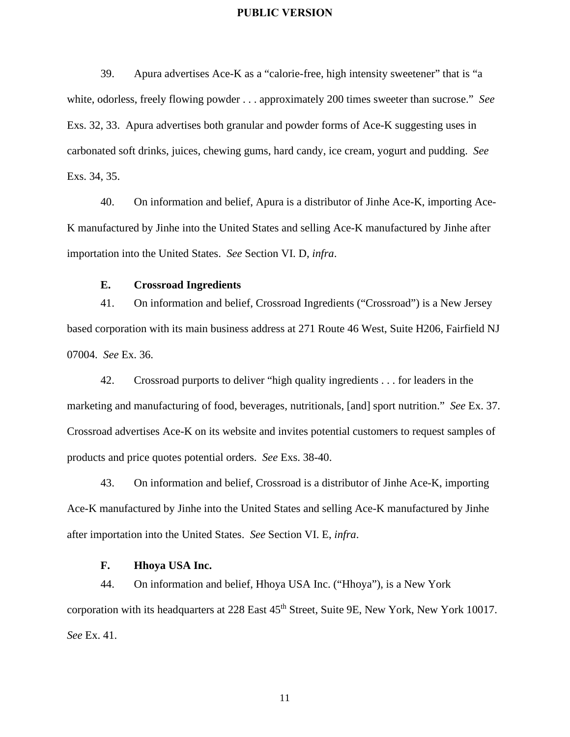39. Apura advertises Ace-K as a “calorie-free, high intensity sweetener” that is “a white, odorless, freely flowing powder . . . approximately 200 times sweeter than sucrose.” *See* Exs. 32, 33. Apura advertises both granular and powder forms of Ace-K suggesting uses in carbonated soft drinks, juices, chewing gums, hard candy, ice cream, yogurt and pudding. *See* Exs. 34, 35.

40. On information and belief, Apura is a distributor of Jinhe Ace-K, importing Ace-K manufactured by Jinhe into the United States and selling Ace-K manufactured by Jinhe after importation into the United States. *See* Section VI. D, *infra*.

### E. Crossroad Ingredients

41. On information and belief, Crossroad Ingredients (“Crossroad”) is a New Jersey based corporation with its main business address at 271 Route 46 West, Suite H206, Fairfield NJ 07004. *See* Ex. 36.

42. Crossroad purports to deliver “high quality ingredients . . . for leaders in the marketing and manufacturing of food, beverages, nutritionals, [and] sport nutrition.” *See* Ex. 37. Crossroad advertises Ace-K on its website and invites potential customers to request samples of products and price quotes potential orders. *See* Exs. 38-40.

43. On information and belief, Crossroad is a distributor of Jinhe Ace-K, importing Ace-K manufactured by Jinhe into the United States and selling Ace-K manufactured by Jinhe after importation into the United States. *See* Section VI. E, *infra*.

### F. Hhoya USA Inc.

44. On information and belief, Hhoya USA Inc. (“Hhoya”), is a New York corporation with its headquarters at 228 East 45th Street, Suite 9E, New York, New York 10017. *See* Ex. 41.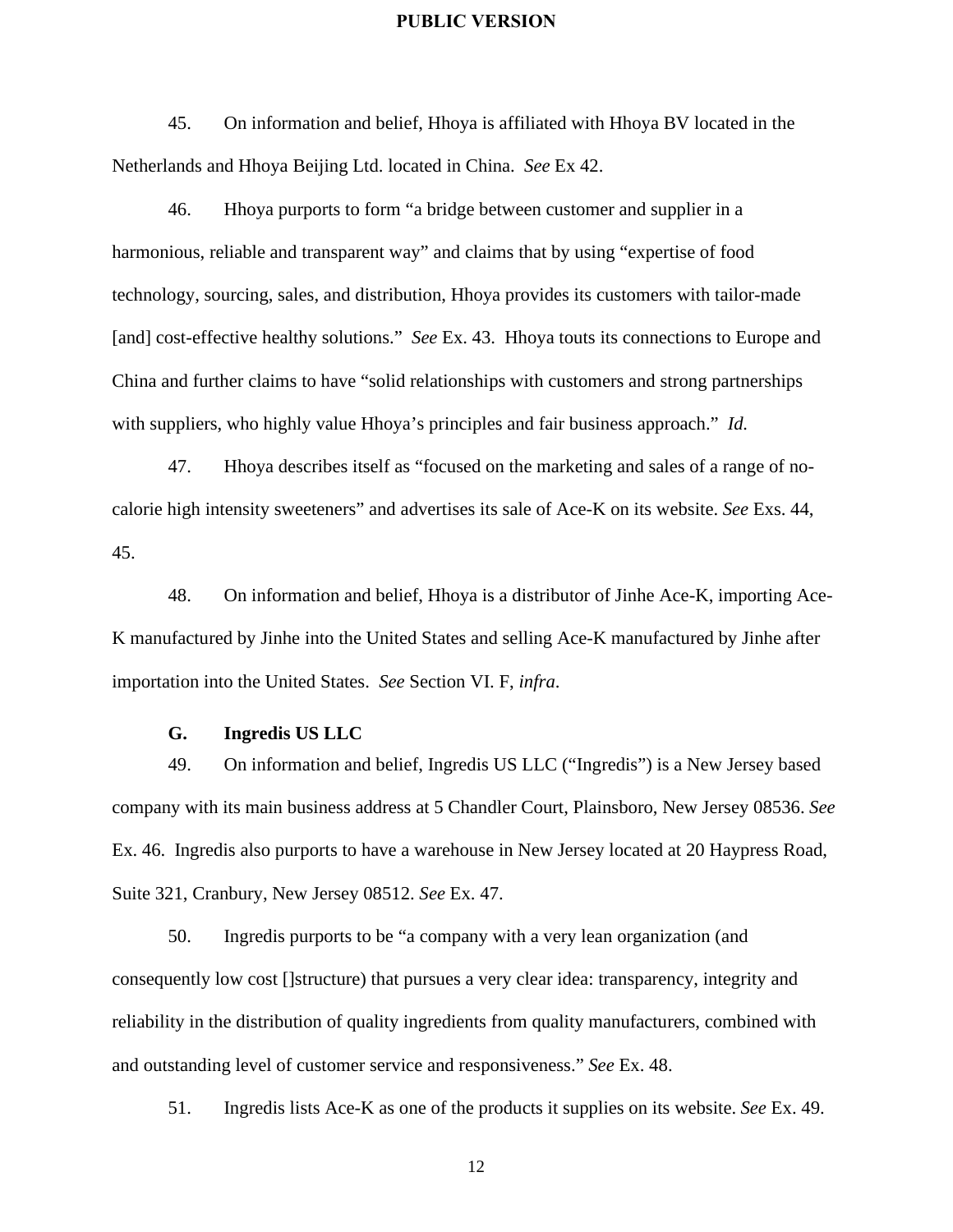45. On information and belief, Hhoya is affiliated with Hhoya BV located in the Netherlands and Hhoya Beijing Ltd. located in China. *See* Ex 42.

46. Hhoya purports to form "a bridge between customer and supplier in a harmonious, reliable and transparent way" and claims that by using "expertise of food technology, sourcing, sales, and distribution, Hhoya provides its customers with tailor-made [and] cost-effective healthy solutions." *See* Ex. 43. Hhoya touts its connections to Europe and China and further claims to have "solid relationships with customers and strong partnerships with suppliers, who highly value Hhoya's principles and fair business approach." *Id.*

47. Hhoya describes itself as "focused on the marketing and sales of a range of no-calorie high intensity sweeteners" and advertises its sale of Ace-K on its website. *See* Exs. 44, 45.

48. On information and belief, Hhoya is a distributor of Jinhe Ace-K, importing Ace-K manufactured by Jinhe into the United States and selling Ace-K manufactured by Jinhe after importation into the United States. *See* Section VI. F, *infra*.

### G. Ingredis US LLC

49. On information and belief, Ingredis US LLC ("Ingredis") is a New Jersey based company with its main business address at 5 Chandler Court, Plainsboro, New Jersey 08536. *See* Ex. 46. Ingredis also purports to have a warehouse in New Jersey located at 20 Haypress Road, Suite 321, Cranbury, New Jersey 08512. *See* Ex. 47.

50. Ingredis purports to be "a company with a very lean organization (and consequently low cost []structure) that pursues a very clear idea: transparency, integrity and reliability in the distribution of quality ingredients from quality manufacturers, combined with and outstanding level of customer service and responsiveness." *See* Ex. 48.

51. Ingredis lists Ace-K as one of the products it supplies on its website. *See* Ex. 49.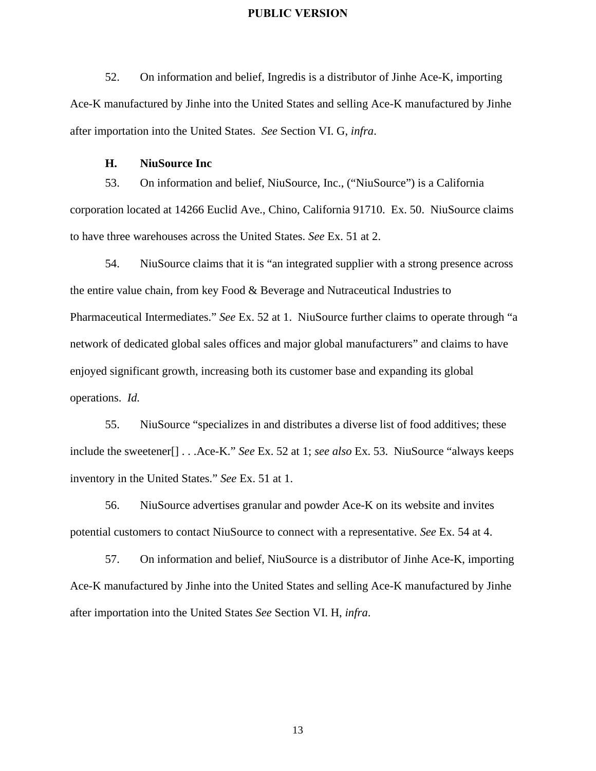52. On information and belief, Ingredis is a distributor of Jinhe Ace-K, importing Ace-K manufactured by Jinhe into the United States and selling Ace-K manufactured by Jinhe after importation into the United States. *See* Section VI. G, *infra*.

### H. NiuSource Inc

53. On information and belief, NiuSource, Inc., ("NiuSource") is a California corporation located at 14266 Euclid Ave., Chino, California 91710. Ex. 50. NiuSource claims to have three warehouses across the United States. *See* Ex. 51 at 2.

54. NiuSource claims that it is "an integrated supplier with a strong presence across the entire value chain, from key Food & Beverage and Nutraceutical Industries to Pharmaceutical Intermediates." *See* Ex. 52 at 1. NiuSource further claims to operate through "a network of dedicated global sales offices and major global manufacturers" and claims to have enjoyed significant growth, increasing both its customer base and expanding its global operations. *Id.*

55. NiuSource "specializes in and distributes a diverse list of food additives; these include the sweetener[] . . .Ace-K." *See* Ex. 52 at 1; *see also* Ex. 53. NiuSource "always keeps inventory in the United States." *See* Ex. 51 at 1.

56. NiuSource advertises granular and powder Ace-K on its website and invites potential customers to contact NiuSource to connect with a representative. *See* Ex. 54 at 4.

57. On information and belief, NiuSource is a distributor of Jinhe Ace-K, importing Ace-K manufactured by Jinhe into the United States and selling Ace-K manufactured by Jinhe after importation into the United States *See* Section VI. H, *infra*.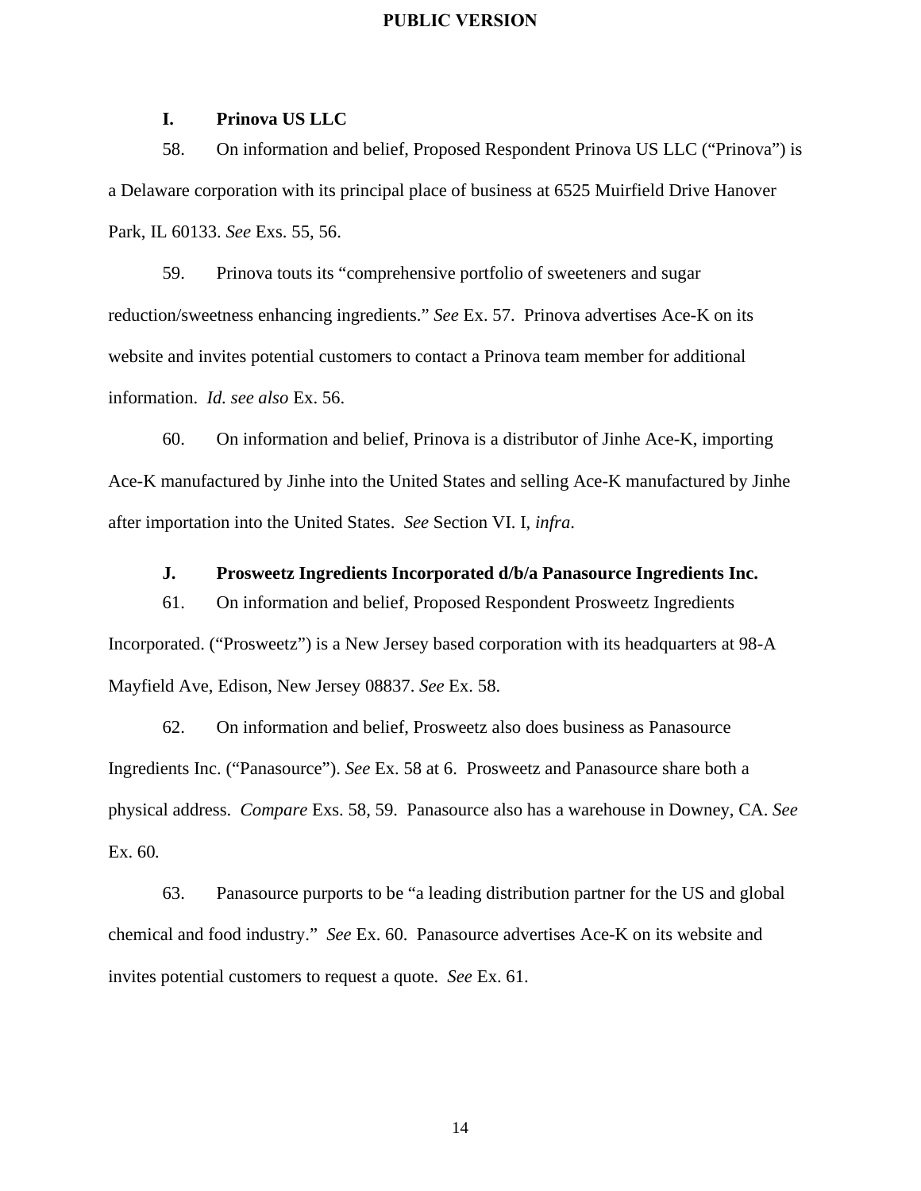### I. Prinova US LLC

58. On information and belief, Proposed Respondent Prinova US LLC ("Prinova") is a Delaware corporation with its principal place of business at 6525 Muirfield Drive Hanover Park, IL 60133. *See* Exs. 55, 56.

59. Prinova touts its "comprehensive portfolio of sweeteners and sugar reduction/sweetness enhancing ingredients." *See* Ex. 57. Prinova advertises Ace-K on its website and invites potential customers to contact a Prinova team member for additional information. *Id. see also* Ex. 56.

60. On information and belief, Prinova is a distributor of Jinhe Ace-K, importing Ace-K manufactured by Jinhe into the United States and selling Ace-K manufactured by Jinhe after importation into the United States. *See* Section VI. I, *infra*.

### J. Prosweetz Ingredients Incorporated d/b/a Panasource Ingredients Inc.

61. On information and belief, Proposed Respondent Prosweetz Ingredients Incorporated. ("Prosweetz") is a New Jersey based corporation with its headquarters at 98-A Mayfield Ave, Edison, New Jersey 08837. *See* Ex. 58.

62. On information and belief, Prosweetz also does business as Panasource Ingredients Inc. ("Panasource"). *See* Ex. 58 at 6. Prosweetz and Panasource share both a physical address. *Compare* Exs. 58, 59. Panasource also has a warehouse in Downey, CA. *See* Ex. 60.

63. Panasource purports to be "a leading distribution partner for the US and global chemical and food industry." *See* Ex. 60. Panasource advertises Ace-K on its website and invites potential customers to request a quote. *See* Ex. 61.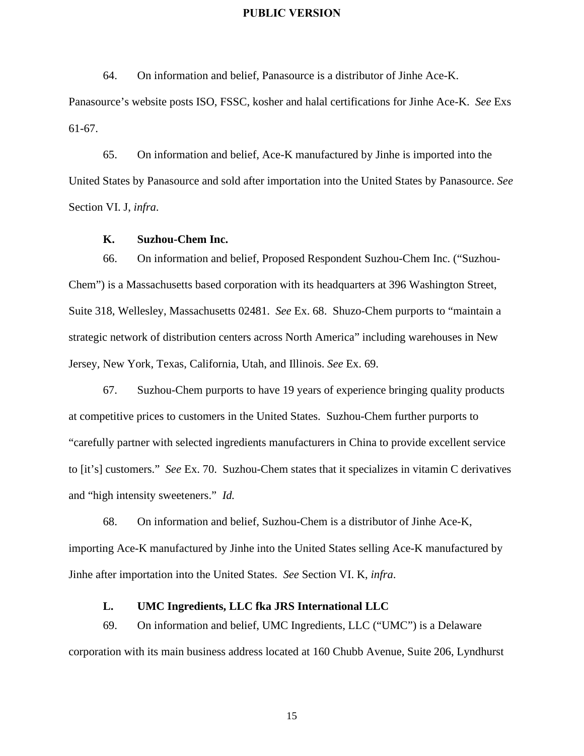64. On information and belief, Panasource is a distributor of Jinhe Ace-K. Panasource's website posts ISO, FSSC, kosher and halal certifications for Jinhe Ace-K. *See* Exs 61-67.

65. On information and belief, Ace-K manufactured by Jinhe is imported into the United States by Panasource and sold after importation into the United States by Panasource. *See* Section VI. J, *infra*.

### K. Suzhou-Chem Inc.

66. On information and belief, Proposed Respondent Suzhou-Chem Inc. ("Suzhou-Chem") is a Massachusetts based corporation with its headquarters at 396 Washington Street, Suite 318, Wellesley, Massachusetts 02481. *See* Ex. 68. Shuzo-Chem purports to "maintain a strategic network of distribution centers across North America" including warehouses in New Jersey, New York, Texas, California, Utah, and Illinois. *See* Ex. 69.

67. Suzhou-Chem purports to have 19 years of experience bringing quality products at competitive prices to customers in the United States. Suzhou-Chem further purports to "carefully partner with selected ingredients manufacturers in China to provide excellent service to [it's] customers." *See* Ex. 70. Suzhou-Chem states that it specializes in vitamin C derivatives and "high intensity sweeteners." *Id.*

68. On information and belief, Suzhou-Chem is a distributor of Jinhe Ace-K, importing Ace-K manufactured by Jinhe into the United States selling Ace-K manufactured by Jinhe after importation into the United States. *See* Section VI. K, *infra*.

### L. UMC Ingredients, LLC fka JRS International LLC

69. On information and belief, UMC Ingredients, LLC ("UMC") is a Delaware corporation with its main business address located at 160 Chubb Avenue, Suite 206, Lyndhurst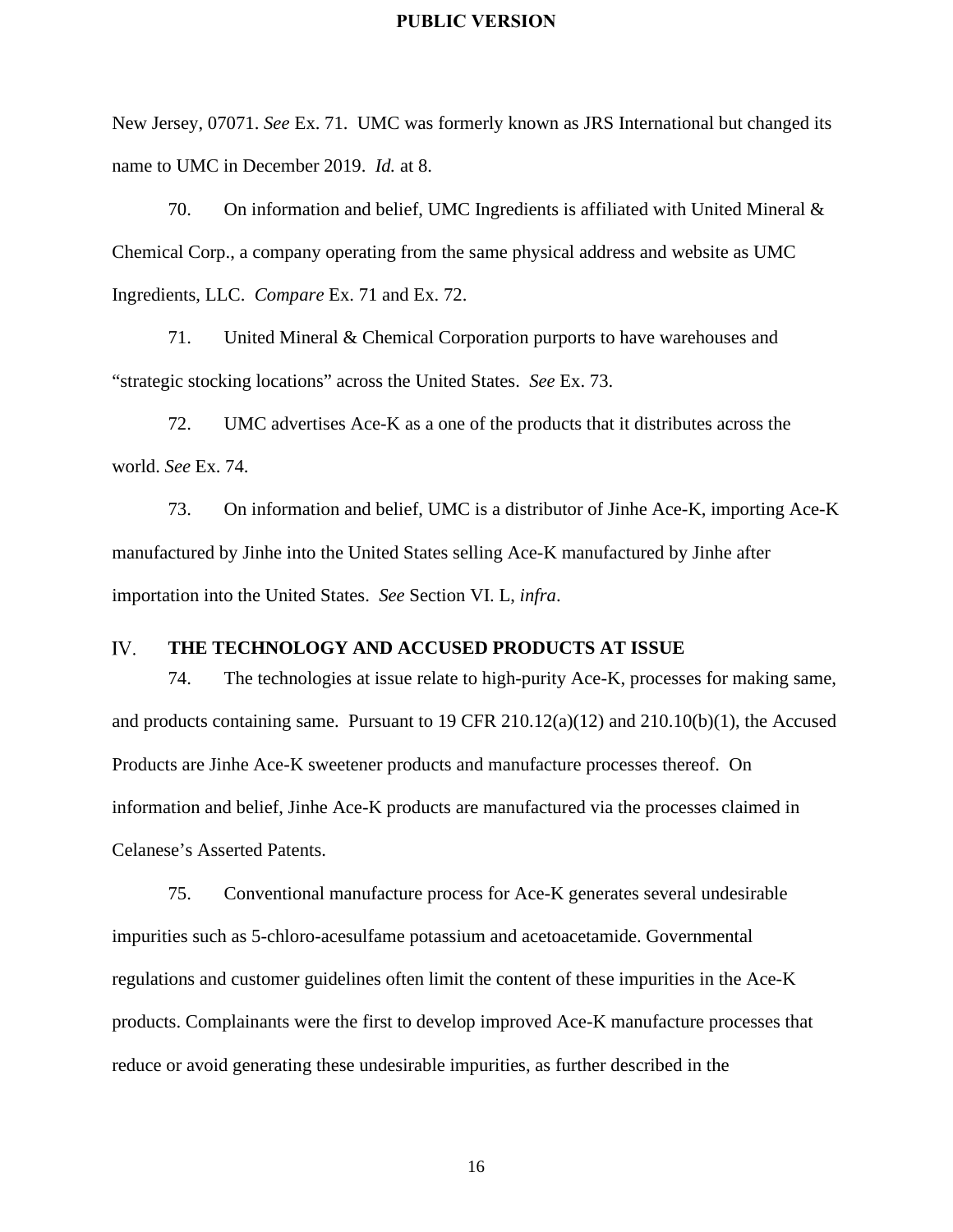New Jersey, 07071. *See* Ex. 71. UMC was formerly known as JRS International but changed its name to UMC in December 2019. *Id.* at 8.

70. On information and belief, UMC Ingredients is affiliated with United Mineral & Chemical Corp., a company operating from the same physical address and website as UMC Ingredients, LLC. *Compare* Ex. 71 and Ex. 72.

71. United Mineral & Chemical Corporation purports to have warehouses and "strategic stocking locations" across the United States. *See* Ex. 73.

72. UMC advertises Ace-K as a one of the products that it distributes across the world. *See* Ex. 74.

73. On information and belief, UMC is a distributor of Jinhe Ace-K, importing Ace-K manufactured by Jinhe into the United States selling Ace-K manufactured by Jinhe after importation into the United States. *See* Section VI. L, *infra*.

## IV. THE TECHNOLOGY AND ACCUSED PRODUCTS AT ISSUE

74. The technologies at issue relate to high-purity Ace-K, processes for making same, and products containing same. Pursuant to 19 CFR 210.12(a)(12) and 210.10(b)(1), the Accused Products are Jinhe Ace-K sweetener products and manufacture processes thereof. On information and belief, Jinhe Ace-K products are manufactured via the processes claimed in Celanese's Asserted Patents.

75. Conventional manufacture process for Ace-K generates several undesirable impurities such as 5-chloro-acesulfame potassium and acetoacetamide. Governmental regulations and customer guidelines often limit the content of these impurities in the Ace-K products. Complainants were the first to develop improved Ace-K manufacture processes that reduce or avoid generating these undesirable impurities, as further described in the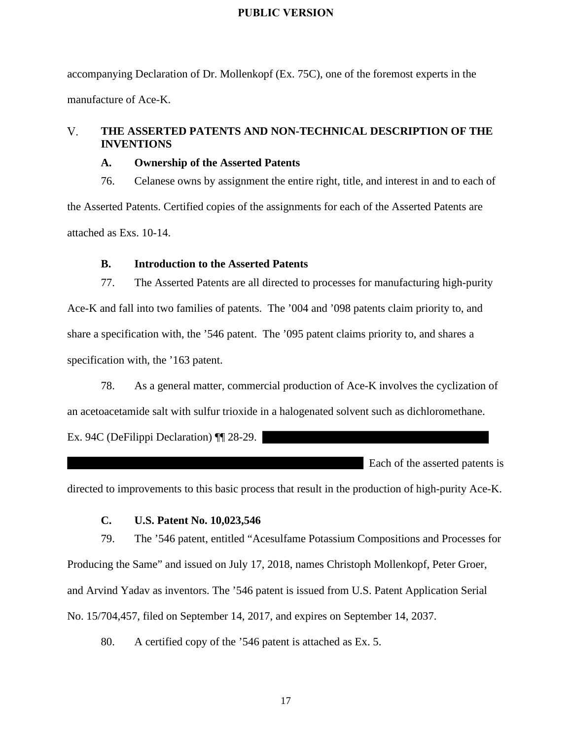accompanying Declaration of Dr. Mollenkopf (Ex. 75C), one of the foremost experts in the manufacture of Ace-K.

## V. THE ASSERTED PATENTS AND NON-TECHNICAL DESCRIPTION OF THE INVENTIONS

### A. Ownership of the Asserted Patents

76. Celanese owns by assignment the entire right, title, and interest in and to each of the Asserted Patents. Certified copies of the assignments for each of the Asserted Patents are attached as Exs. 10-14.

### B. Introduction to the Asserted Patents

77. The Asserted Patents are all directed to processes for manufacturing high-purity Ace-K and fall into two families of patents. The ’004 and ’098 patents claim priority to, and share a specification with, the ’546 patent. The ’095 patent claims priority to, and shares a specification with, the ’163 patent.

78. As a general matter, commercial production of Ace-K involves the cyclization of an acetoacetamide salt with sulfur trioxide in a halogenated solvent such as dichloromethane. Ex. 94C (DeFilippi Declaration) ¶¶ 28-29. [REDACTED] Each of the asserted patents is directed to improvements to this basic process that result in the production of high-purity Ace-K.

### C. U.S. Patent No. 10,023,546

79. The ’546 patent, entitled “Acesulfame Potassium Compositions and Processes for Producing the Same” and issued on July 17, 2018, names Christoph Mollenkopf, Peter Groer, and Arvind Yadav as inventors. The ’546 patent is issued from U.S. Patent Application Serial No. 15/704,457, filed on September 14, 2017, and expires on September 14, 2037.

80. A certified copy of the ’546 patent is attached as Ex. 5.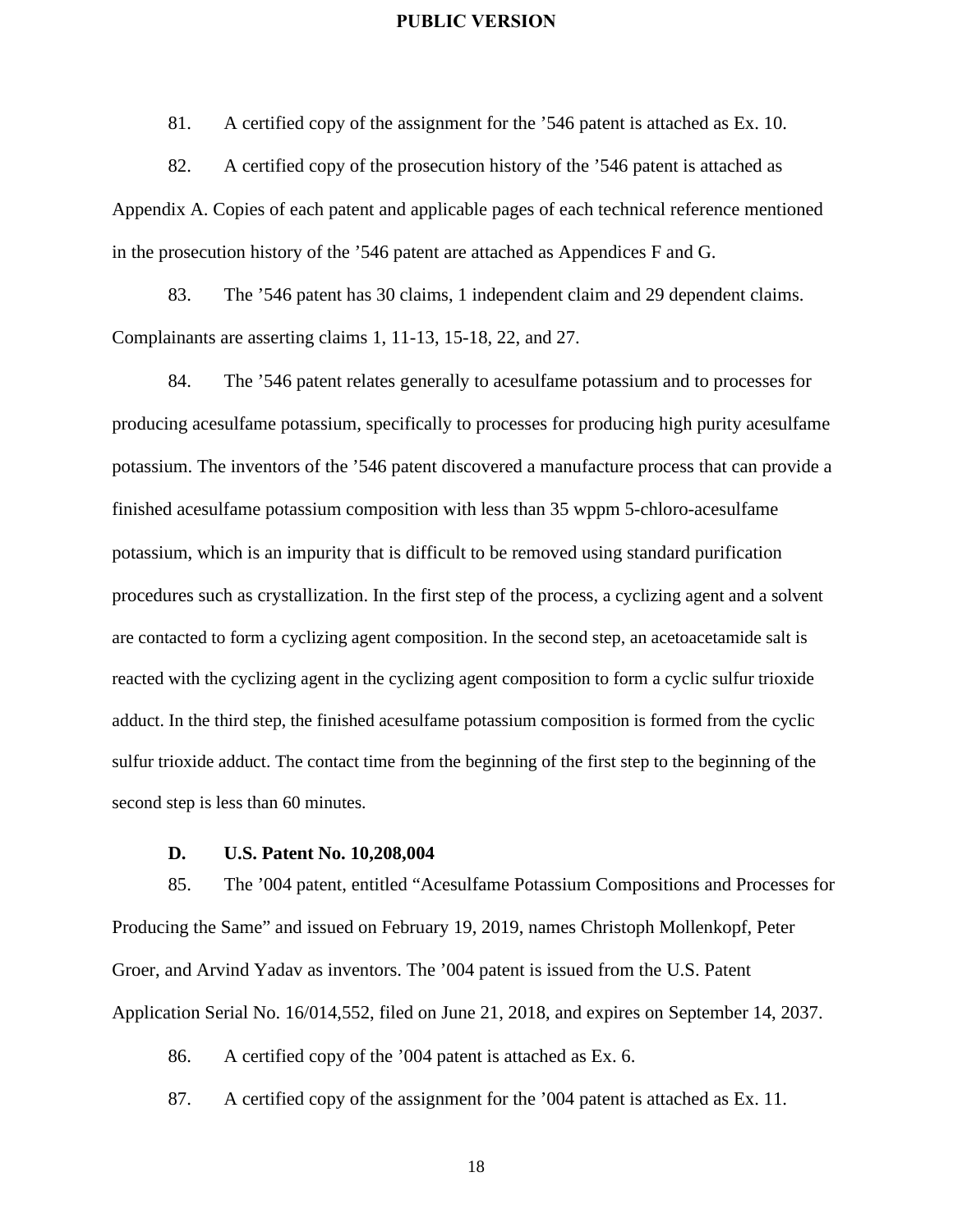81. A certified copy of the assignment for the ’546 patent is attached as Ex. 10.

82. A certified copy of the prosecution history of the ’546 patent is attached as Appendix A. Copies of each patent and applicable pages of each technical reference mentioned in the prosecution history of the ’546 patent are attached as Appendices F and G.

83. The ’546 patent has 30 claims, 1 independent claim and 29 dependent claims. Complainants are asserting claims 1, 11-13, 15-18, 22, and 27.

84. The ’546 patent relates generally to acesulfame potassium and to processes for producing acesulfame potassium, specifically to processes for producing high purity acesulfame potassium. The inventors of the ’546 patent discovered a manufacture process that can provide a finished acesulfame potassium composition with less than 35 wppm 5-chloro-acesulfame potassium, which is an impurity that is difficult to be removed using standard purification procedures such as crystallization. In the first step of the process, a cyclizing agent and a solvent are contacted to form a cyclizing agent composition. In the second step, an acetoacetamide salt is reacted with the cyclizing agent in the cyclizing agent composition to form a cyclic sulfur trioxide adduct. In the third step, the finished acesulfame potassium composition is formed from the cyclic sulfur trioxide adduct. The contact time from the beginning of the first step to the beginning of the second step is less than 60 minutes.

### D. U.S. Patent No. 10,208,004

85. The ’004 patent, entitled “Acesulfame Potassium Compositions and Processes for Producing the Same” and issued on February 19, 2019, names Christoph Mollenkopf, Peter Groer, and Arvind Yadav as inventors. The ’004 patent is issued from the U.S. Patent Application Serial No. 16/014,552, filed on June 21, 2018, and expires on September 14, 2037.

86. A certified copy of the ’004 patent is attached as Ex. 6.

87. A certified copy of the assignment for the ’004 patent is attached as Ex. 11.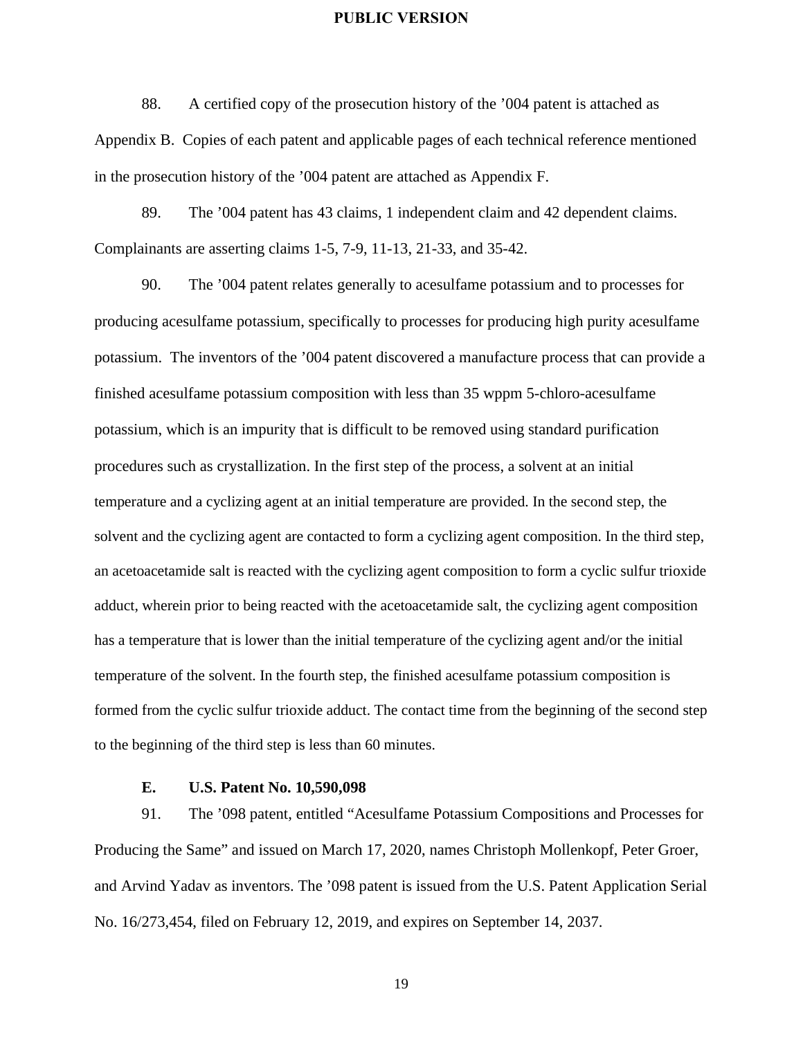88. A certified copy of the prosecution history of the ’004 patent is attached as Appendix B. Copies of each patent and applicable pages of each technical reference mentioned in the prosecution history of the ’004 patent are attached as Appendix F.

89. The ’004 patent has 43 claims, 1 independent claim and 42 dependent claims. Complainants are asserting claims 1-5, 7-9, 11-13, 21-33, and 35-42.

90. The ’004 patent relates generally to acesulfame potassium and to processes for producing acesulfame potassium, specifically to processes for producing high purity acesulfame potassium. The inventors of the ’004 patent discovered a manufacture process that can provide a finished acesulfame potassium composition with less than 35 wppm 5-chloro-acesulfame potassium, which is an impurity that is difficult to be removed using standard purification procedures such as crystallization. In the first step of the process, a solvent at an initial temperature and a cyclizing agent at an initial temperature are provided. In the second step, the solvent and the cyclizing agent are contacted to form a cyclizing agent composition. In the third step, an acetoacetamide salt is reacted with the cyclizing agent composition to form a cyclic sulfur trioxide adduct, wherein prior to being reacted with the acetoacetamide salt, the cyclizing agent composition has a temperature that is lower than the initial temperature of the cyclizing agent and/or the initial temperature of the solvent. In the fourth step, the finished acesulfame potassium composition is formed from the cyclic sulfur trioxide adduct. The contact time from the beginning of the second step to the beginning of the third step is less than 60 minutes.

### E. U.S. Patent No. 10,590,098

91. The ’098 patent, entitled “Acesulfame Potassium Compositions and Processes for Producing the Same” and issued on March 17, 2020, names Christoph Mollenkopf, Peter Groer, and Arvind Yadav as inventors. The ’098 patent is issued from the U.S. Patent Application Serial No. 16/273,454, filed on February 12, 2019, and expires on September 14, 2037.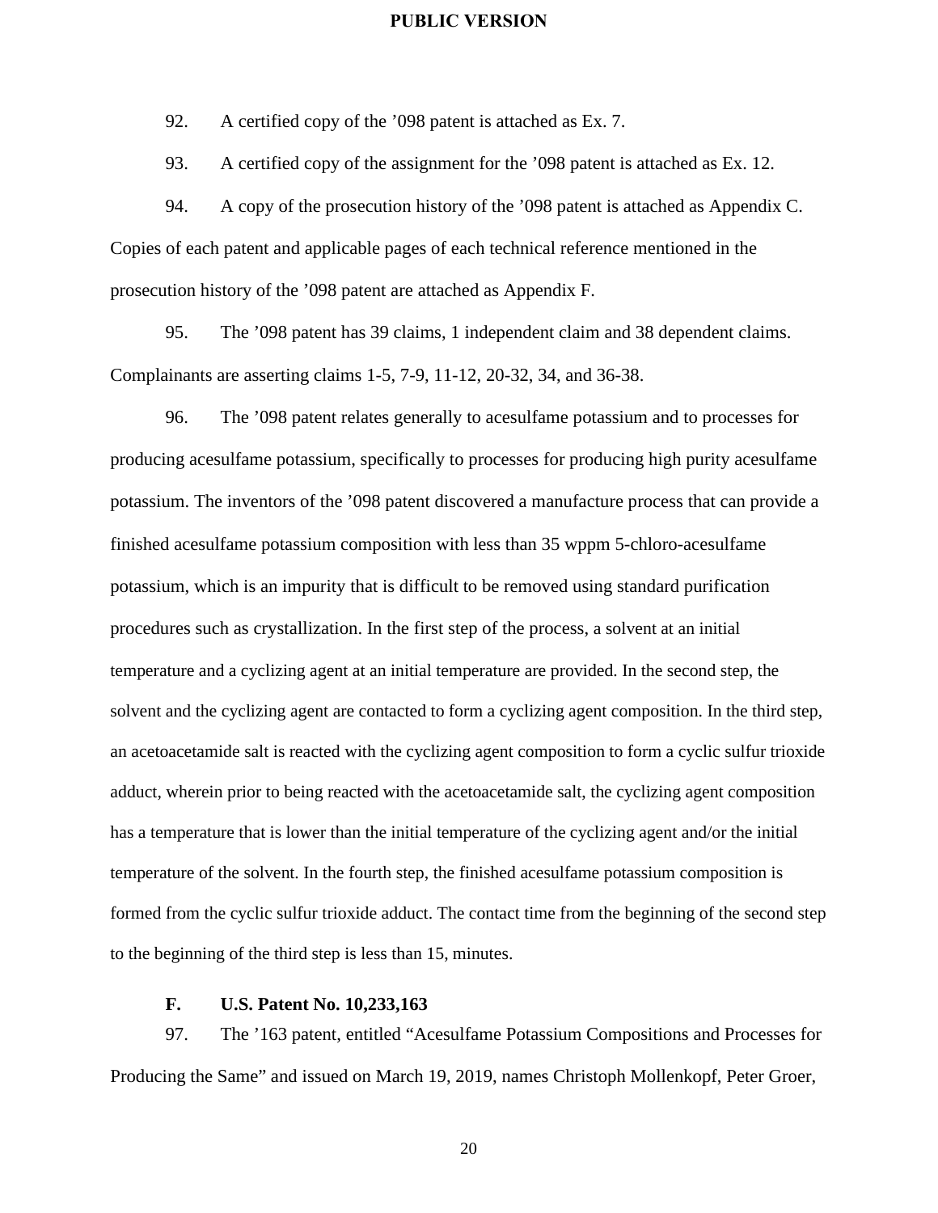92. A certified copy of the ’098 patent is attached as Ex. 7.

93. A certified copy of the assignment for the ’098 patent is attached as Ex. 12.

94. A copy of the prosecution history of the ’098 patent is attached as Appendix C. Copies of each patent and applicable pages of each technical reference mentioned in the prosecution history of the ’098 patent are attached as Appendix F.

95. The ’098 patent has 39 claims, 1 independent claim and 38 dependent claims. Complainants are asserting claims 1-5, 7-9, 11-12, 20-32, 34, and 36-38.

96. The ’098 patent relates generally to acesulfame potassium and to processes for producing acesulfame potassium, specifically to processes for producing high purity acesulfame potassium. The inventors of the ’098 patent discovered a manufacture process that can provide a finished acesulfame potassium composition with less than 35 wppm 5-chloro-acesulfame potassium, which is an impurity that is difficult to be removed using standard purification procedures such as crystallization. In the first step of the process, a solvent at an initial temperature and a cyclizing agent at an initial temperature are provided. In the second step, the solvent and the cyclizing agent are contacted to form a cyclizing agent composition. In the third step, an acetoacetamide salt is reacted with the cyclizing agent composition to form a cyclic sulfur trioxide adduct, wherein prior to being reacted with the acetoacetamide salt, the cyclizing agent composition has a temperature that is lower than the initial temperature of the cyclizing agent and/or the initial temperature of the solvent. In the fourth step, the finished acesulfame potassium composition is formed from the cyclic sulfur trioxide adduct. The contact time from the beginning of the second step to the beginning of the third step is less than 15, minutes.

### F. U.S. Patent No. 10,233,163

97. The ’163 patent, entitled “Acesulfame Potassium Compositions and Processes for Producing the Same” and issued on March 19, 2019, names Christoph Mollenkopf, Peter Groer,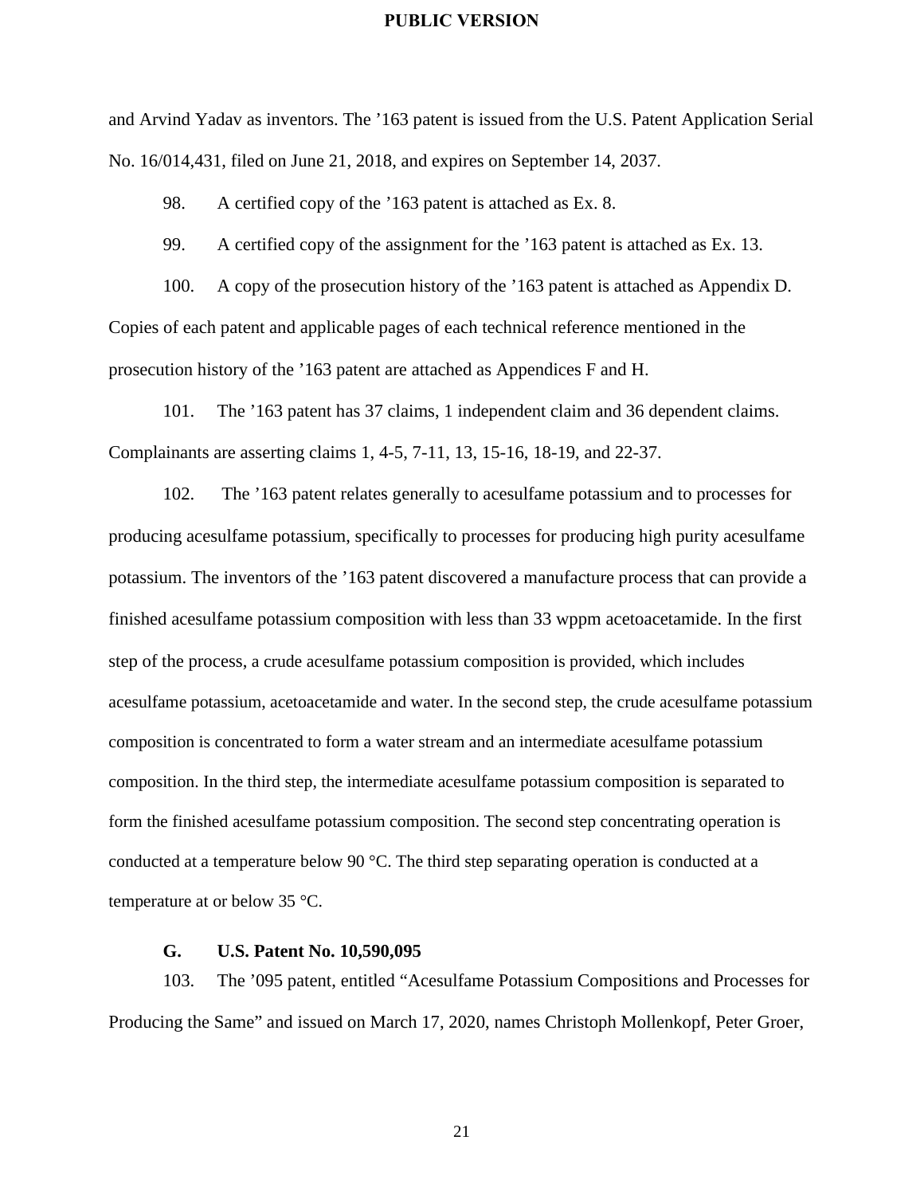and Arvind Yadav as inventors. The ’163 patent is issued from the U.S. Patent Application Serial No. 16/014,431, filed on June 21, 2018, and expires on September 14, 2037.

98. A certified copy of the ’163 patent is attached as Ex. 8.

99. A certified copy of the assignment for the ’163 patent is attached as Ex. 13.

100. A copy of the prosecution history of the ’163 patent is attached as Appendix D. Copies of each patent and applicable pages of each technical reference mentioned in the prosecution history of the ’163 patent are attached as Appendices F and H.

101. The ’163 patent has 37 claims, 1 independent claim and 36 dependent claims. Complainants are asserting claims 1, 4-5, 7-11, 13, 15-16, 18-19, and 22-37.

102. The ’163 patent relates generally to acesulfame potassium and to processes for producing acesulfame potassium, specifically to processes for producing high purity acesulfame potassium. The inventors of the ’163 patent discovered a manufacture process that can provide a finished acesulfame potassium composition with less than 33 wppm acetoacetamide. In the first step of the process, a crude acesulfame potassium composition is provided, which includes acesulfame potassium, acetoacetamide and water. In the second step, the crude acesulfame potassium composition is concentrated to form a water stream and an intermediate acesulfame potassium composition. In the third step, the intermediate acesulfame potassium composition is separated to form the finished acesulfame potassium composition. The second step concentrating operation is conducted at a temperature below 90 °C. The third step separating operation is conducted at a temperature at or below 35 °C.

### G. U.S. Patent No. 10,590,095

103. The ’095 patent, entitled “Acesulfame Potassium Compositions and Processes for Producing the Same” and issued on March 17, 2020, names Christoph Mollenkopf, Peter Groer,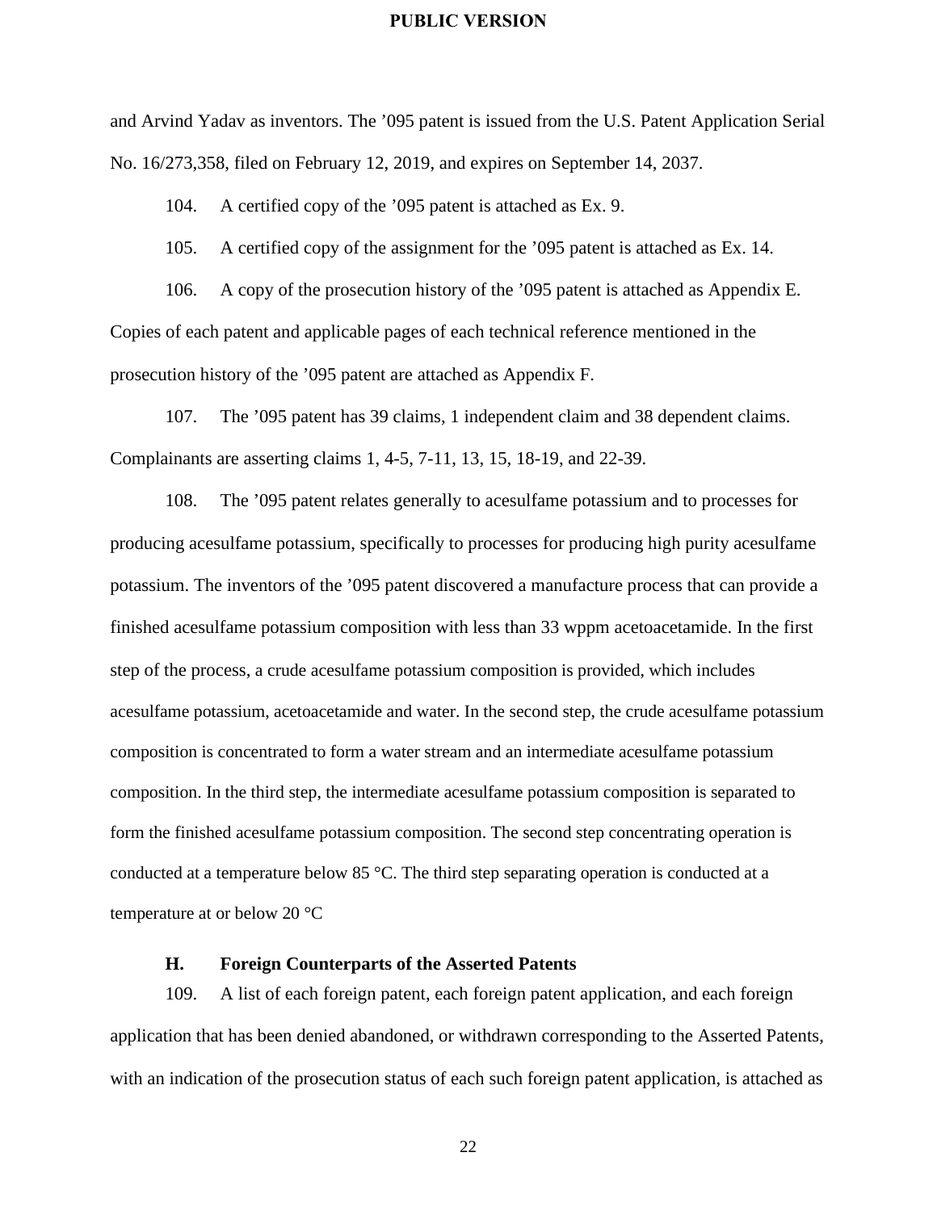and Arvind Yadav as inventors. The ’095 patent is issued from the U.S. Patent Application Serial No. 16/273,358, filed on February 12, 2019, and expires on September 14, 2037.

104. A certified copy of the ’095 patent is attached as Ex. 9.

105. A certified copy of the assignment for the ’095 patent is attached as Ex. 14.

106. A copy of the prosecution history of the ’095 patent is attached as Appendix E. Copies of each patent and applicable pages of each technical reference mentioned in the prosecution history of the ’095 patent are attached as Appendix F.

107. The ’095 patent has 39 claims, 1 independent claim and 38 dependent claims. Complainants are asserting claims 1, 4-5, 7-11, 13, 15, 18-19, and 22-39.

108. The ’095 patent relates generally to acesulfame potassium and to processes for producing acesulfame potassium, specifically to processes for producing high purity acesulfame potassium. The inventors of the ’095 patent discovered a manufacture process that can provide a finished acesulfame potassium composition with less than 33 wppm acetoacetamide. In the first step of the process, a crude acesulfame potassium composition is provided, which includes acesulfame potassium, acetoacetamide and water. In the second step, the crude acesulfame potassium composition is concentrated to form a water stream and an intermediate acesulfame potassium composition. In the third step, the intermediate acesulfame potassium composition is separated to form the finished acesulfame potassium composition. The second step concentrating operation is conducted at a temperature below 85 °C. The third step separating operation is conducted at a temperature at or below 20 °C

### H. Foreign Counterparts of the Asserted Patents

109. A list of each foreign patent, each foreign patent application, and each foreign application that has been denied abandoned, or withdrawn corresponding to the Asserted Patents, with an indication of the prosecution status of each such foreign patent application, is attached as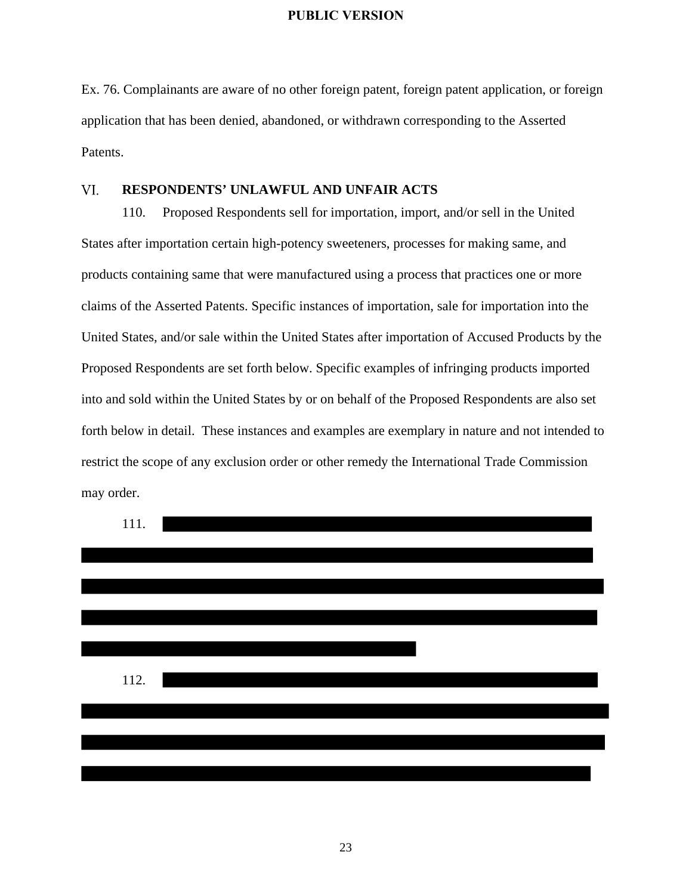Ex. 76. Complainants are aware of no other foreign patent, foreign patent application, or foreign application that has been denied, abandoned, or withdrawn corresponding to the Asserted Patents.

## VI. RESPONDENTS' UNLAWFUL AND UNFAIR ACTS

110. Proposed Respondents sell for importation, import, and/or sell in the United States after importation certain high-potency sweeteners, processes for making same, and products containing same that were manufactured using a process that practices one or more claims of the Asserted Patents. Specific instances of importation, sale for importation into the United States, and/or sale within the United States after importation of Accused Products by the Proposed Respondents are set forth below. Specific examples of infringing products imported into and sold within the United States by or on behalf of the Proposed Respondents are also set forth below in detail. These instances and examples are exemplary in nature and not intended to restrict the scope of any exclusion order or other remedy the International Trade Commission may order.

111. [REDACTED]

112. [REDACTED]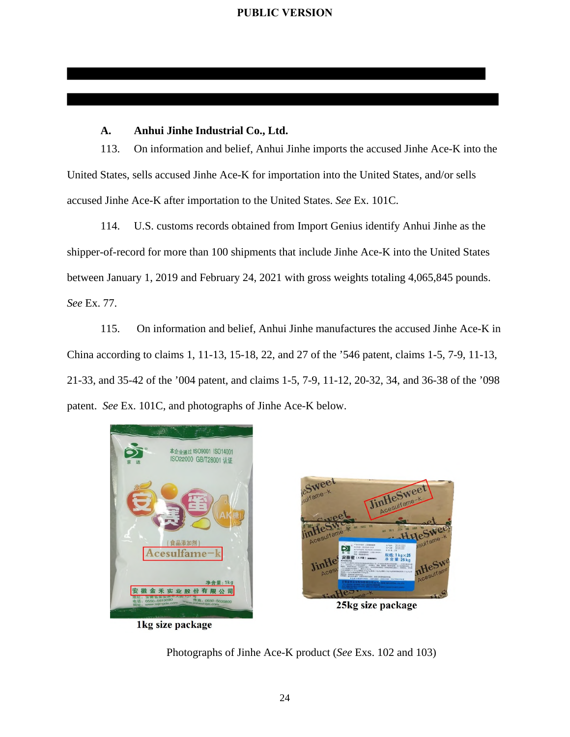PUBLIC VERSION

### A. Anhui Jinhe Industrial Co., Ltd.

113. On information and belief, Anhui Jinhe imports the accused Jinhe Ace-K into the United States, sells accused Jinhe Ace-K for importation into the United States, and/or sells accused Jinhe Ace-K after importation to the United States. *See* Ex. 101C.

114. U.S. customs records obtained from Import Genius identify Anhui Jinhe as the shipper-of-record for more than 100 shipments that include Jinhe Ace-K into the United States between January 1, 2019 and February 24, 2021 with gross weights totaling 4,065,845 pounds. *See* Ex. 77.

115. On information and belief, Anhui Jinhe manufactures the accused Jinhe Ace-K in China according to claims 1, 11-13, 15-18, 22, and 27 of the ’546 patent, claims 1-5, 7-9, 11-13, 21-33, and 35-42 of the ’004 patent, and claims 1-5, 7-9, 11-12, 20-32, 34, and 36-38 of the ’098 patent. *See* Ex. 101C, and photographs of Jinhe Ace-K below.

1kg size package

25kg size package

Photographs of Jinhe Ace-K product (*See* Exs. 102 and 103)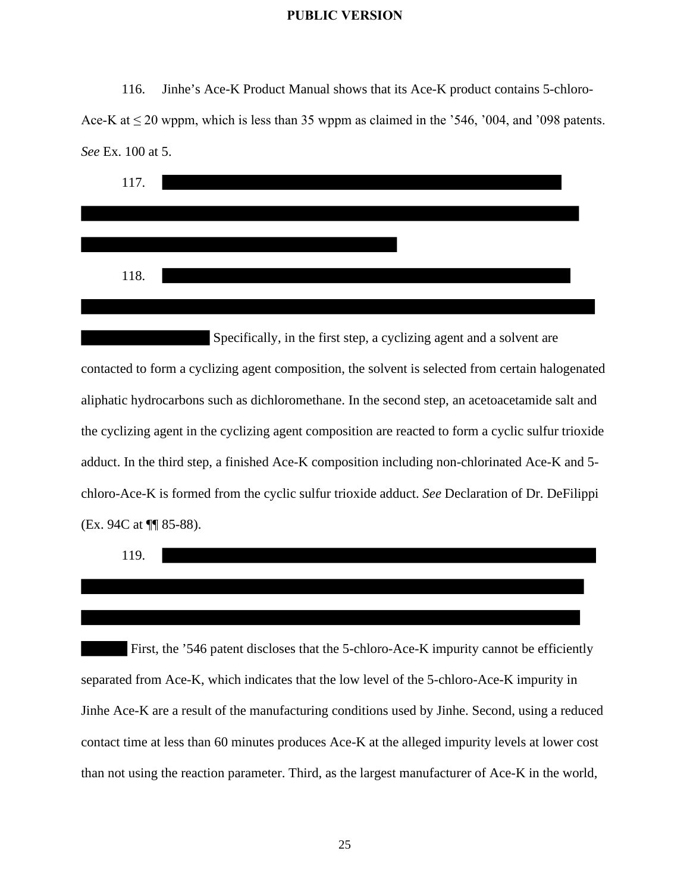116. Jinhe's Ace-K Product Manual shows that its Ace-K product contains 5-chloro-Ace-K at ≤ 20 wppm, which is less than 35 wppm as claimed in the '546, '004, and '098 patents. *See* Ex. 100 at 5.

117. ██████████████████████████████████████████████████████████████████████████████████████████████████████████████████████████████████████████████████████

118. ██████████████████████████████████████████████████████████████████████████████████ Specifically, in the first step, a cyclizing agent and a solvent are contacted to form a cyclizing agent composition, the solvent is selected from certain halogenated aliphatic hydrocarbons such as dichloromethane. In the second step, an acetoacetamide salt and the cyclizing agent in the cyclizing agent composition are reacted to form a cyclic sulfur trioxide adduct. In the third step, a finished Ace-K composition including non-chlorinated Ace-K and 5-chloro-Ace-K is formed from the cyclic sulfur trioxide adduct. *See* Declaration of Dr. DeFilippi (Ex. 94C at ¶¶ 85-88).

119. ████████████████████████████████████████████████████████████████████████████████████████████████████████████████████████████████████████████████████████ First, the '546 patent discloses that the 5-chloro-Ace-K impurity cannot be efficiently separated from Ace-K, which indicates that the low level of the 5-chloro-Ace-K impurity in Jinhe Ace-K are a result of the manufacturing conditions used by Jinhe. Second, using a reduced contact time at less than 60 minutes produces Ace-K at the alleged impurity levels at lower cost than not using the reaction parameter. Third, as the largest manufacturer of Ace-K in the world,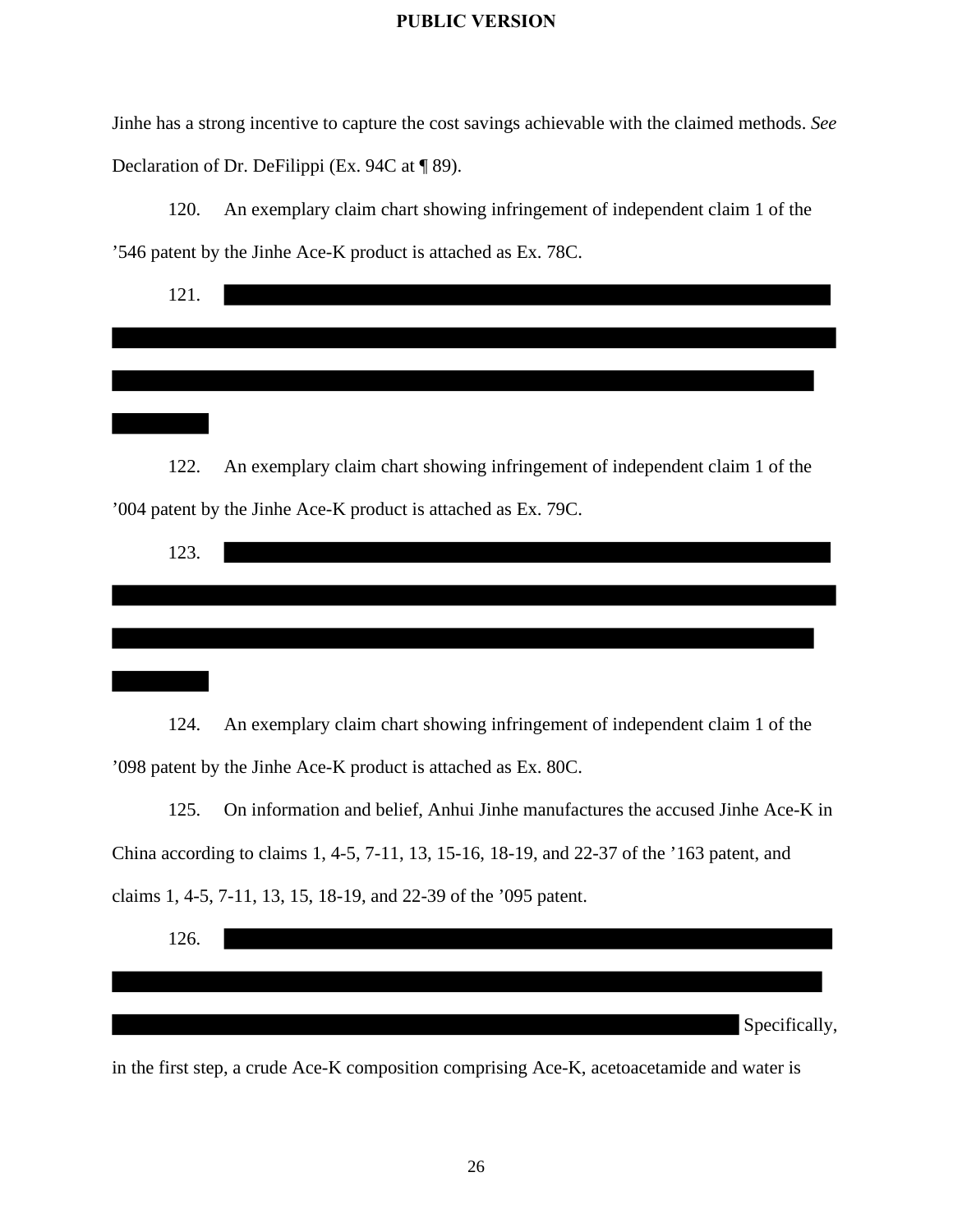Jinhe has a strong incentive to capture the cost savings achievable with the claimed methods. *See* Declaration of Dr. DeFilippi (Ex. 94C at ¶ 89).

120. An exemplary claim chart showing infringement of independent claim 1 of the ’546 patent by the Jinhe Ace-K product is attached as Ex. 78C.

121. 

122. An exemplary claim chart showing infringement of independent claim 1 of the ’004 patent by the Jinhe Ace-K product is attached as Ex. 79C.

123. 

124. An exemplary claim chart showing infringement of independent claim 1 of the ’098 patent by the Jinhe Ace-K product is attached as Ex. 80C.

125. On information and belief, Anhui Jinhe manufactures the accused Jinhe Ace-K in China according to claims 1, 4-5, 7-11, 13, 15-16, 18-19, and 22-37 of the ’163 patent, and claims 1, 4-5, 7-11, 13, 15, 18-19, and 22-39 of the ’095 patent.

126. Specifically, in the first step, a crude Ace-K composition comprising Ace-K, acetoacetamide and water is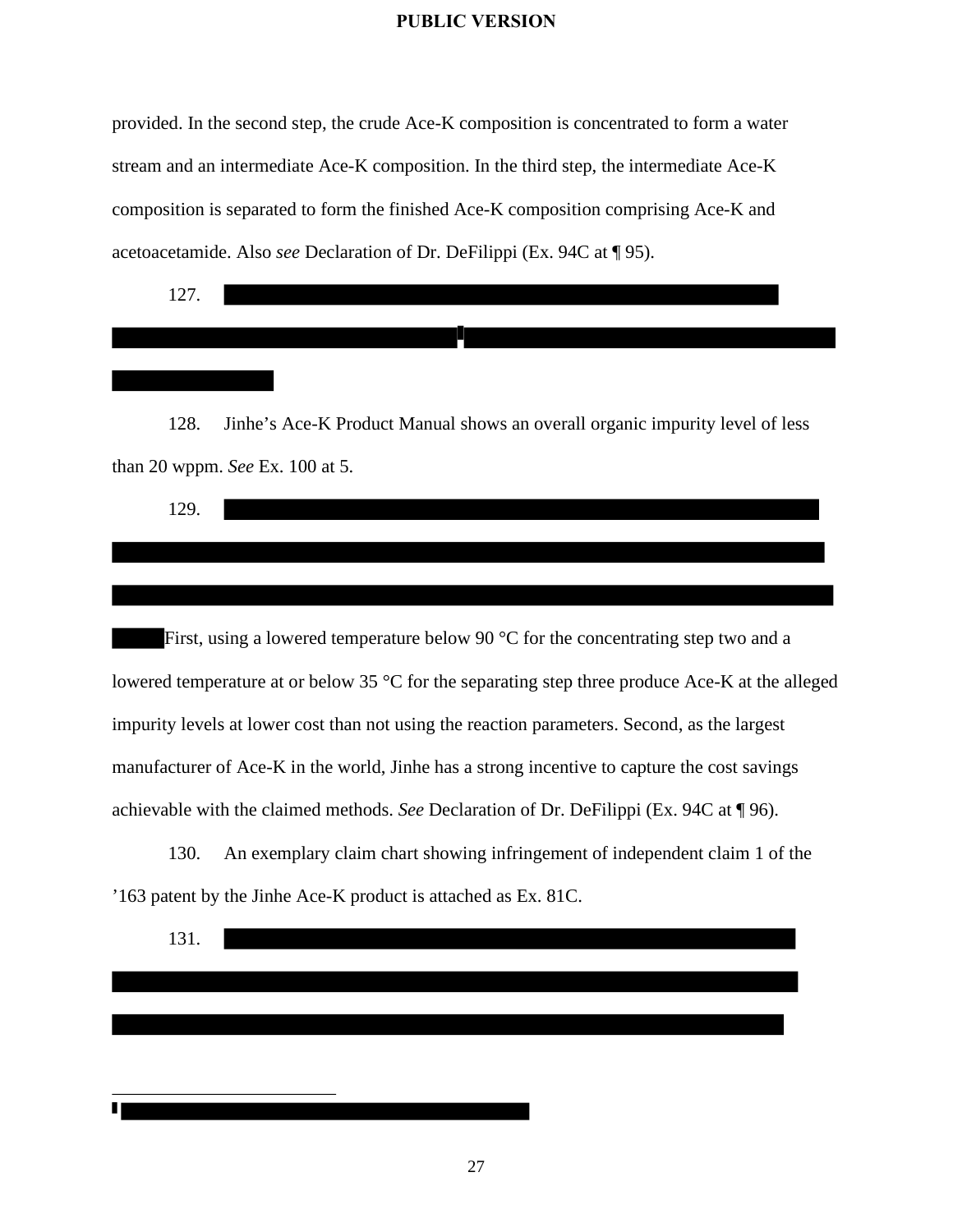provided. In the second step, the crude Ace-K composition is concentrated to form a water stream and an intermediate Ace-K composition. In the third step, the intermediate Ace-K composition is separated to form the finished Ace-K composition comprising Ace-K and acetoacetamide. Also *see* Declaration of Dr. DeFilippi (Ex. 94C at ¶ 95).

127.

128. Jinhe's Ace-K Product Manual shows an overall organic impurity level of less than 20 wppm. *See* Ex. 100 at 5.

129.

First, using a lowered temperature below 90 °C for the concentrating step two and a lowered temperature at or below 35 °C for the separating step three produce Ace-K at the alleged impurity levels at lower cost than not using the reaction parameters. Second, as the largest manufacturer of Ace-K in the world, Jinhe has a strong incentive to capture the cost savings achievable with the claimed methods. *See* Declaration of Dr. DeFilippi (Ex. 94C at ¶ 96).

130. An exemplary claim chart showing infringement of independent claim 1 of the '163 patent by the Jinhe Ace-K product is attached as Ex. 81C.

131.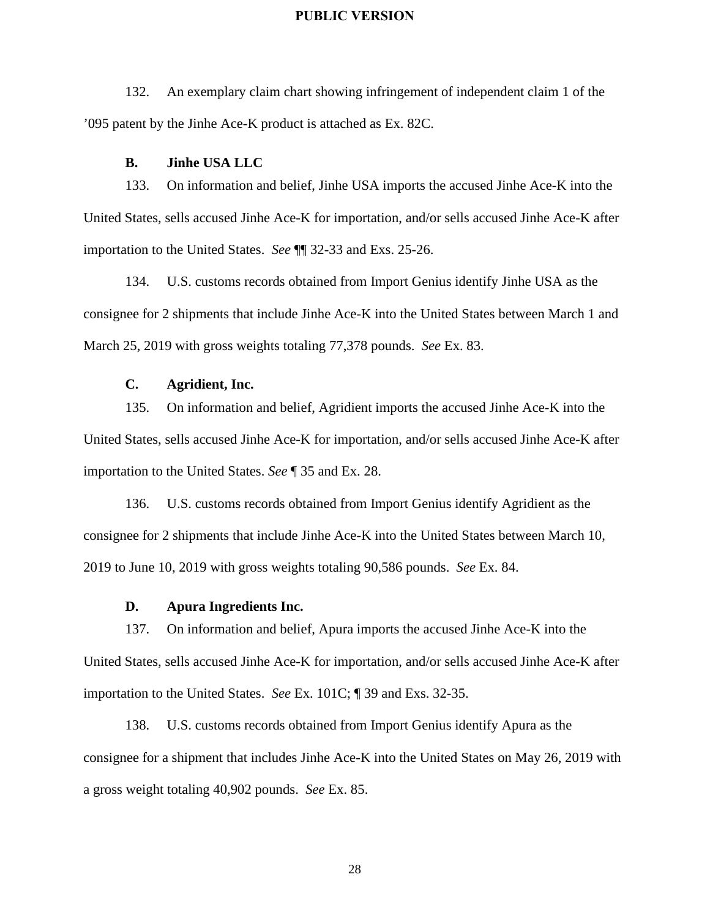132. An exemplary claim chart showing infringement of independent claim 1 of the ’095 patent by the Jinhe Ace-K product is attached as Ex. 82C.

### B. Jinhe USA LLC

133. On information and belief, Jinhe USA imports the accused Jinhe Ace-K into the United States, sells accused Jinhe Ace-K for importation, and/or sells accused Jinhe Ace-K after importation to the United States. *See* ¶¶ 32-33 and Exs. 25-26.

134. U.S. customs records obtained from Import Genius identify Jinhe USA as the consignee for 2 shipments that include Jinhe Ace-K into the United States between March 1 and March 25, 2019 with gross weights totaling 77,378 pounds. *See* Ex. 83.

### C. Agridient, Inc.

135. On information and belief, Agridient imports the accused Jinhe Ace-K into the United States, sells accused Jinhe Ace-K for importation, and/or sells accused Jinhe Ace-K after importation to the United States. *See* ¶ 35 and Ex. 28.

136. U.S. customs records obtained from Import Genius identify Agridient as the consignee for 2 shipments that include Jinhe Ace-K into the United States between March 10, 2019 to June 10, 2019 with gross weights totaling 90,586 pounds. *See* Ex. 84.

### D. Apura Ingredients Inc.

137. On information and belief, Apura imports the accused Jinhe Ace-K into the United States, sells accused Jinhe Ace-K for importation, and/or sells accused Jinhe Ace-K after importation to the United States. *See* Ex. 101C; ¶ 39 and Exs. 32-35.

138. U.S. customs records obtained from Import Genius identify Apura as the consignee for a shipment that includes Jinhe Ace-K into the United States on May 26, 2019 with a gross weight totaling 40,902 pounds. *See* Ex. 85.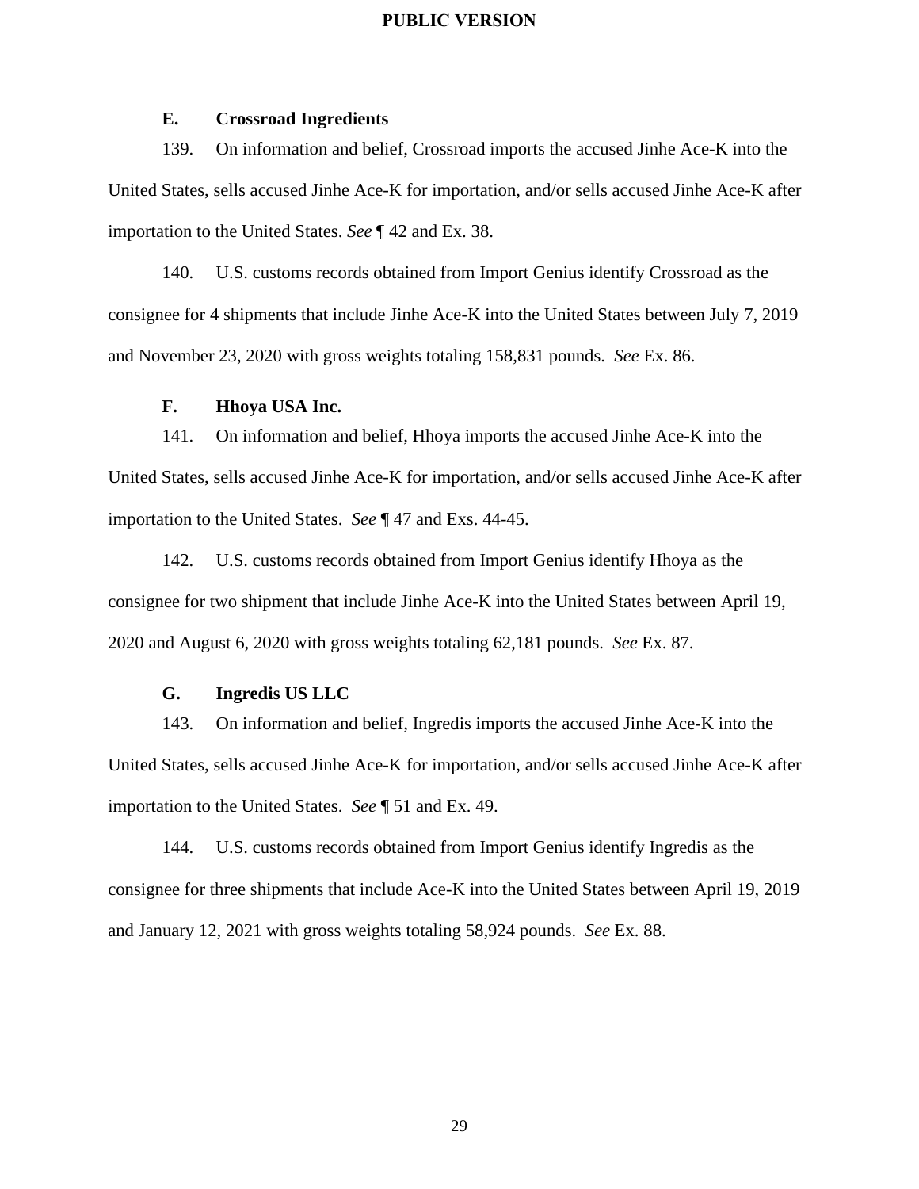### E. Crossroad Ingredients

139. On information and belief, Crossroad imports the accused Jinhe Ace-K into the United States, sells accused Jinhe Ace-K for importation, and/or sells accused Jinhe Ace-K after importation to the United States. *See* ¶ 42 and Ex. 38.

140. U.S. customs records obtained from Import Genius identify Crossroad as the consignee for 4 shipments that include Jinhe Ace-K into the United States between July 7, 2019 and November 23, 2020 with gross weights totaling 158,831 pounds. *See* Ex. 86.

### F. Hhoya USA Inc.

141. On information and belief, Hhoya imports the accused Jinhe Ace-K into the United States, sells accused Jinhe Ace-K for importation, and/or sells accused Jinhe Ace-K after importation to the United States. *See* ¶ 47 and Exs. 44-45.

142. U.S. customs records obtained from Import Genius identify Hhoya as the consignee for two shipment that include Jinhe Ace-K into the United States between April 19, 2020 and August 6, 2020 with gross weights totaling 62,181 pounds. *See* Ex. 87.

### G. Ingredis US LLC

143. On information and belief, Ingredis imports the accused Jinhe Ace-K into the United States, sells accused Jinhe Ace-K for importation, and/or sells accused Jinhe Ace-K after importation to the United States. *See* ¶ 51 and Ex. 49.

144. U.S. customs records obtained from Import Genius identify Ingredis as the consignee for three shipments that include Ace-K into the United States between April 19, 2019 and January 12, 2021 with gross weights totaling 58,924 pounds. *See* Ex. 88.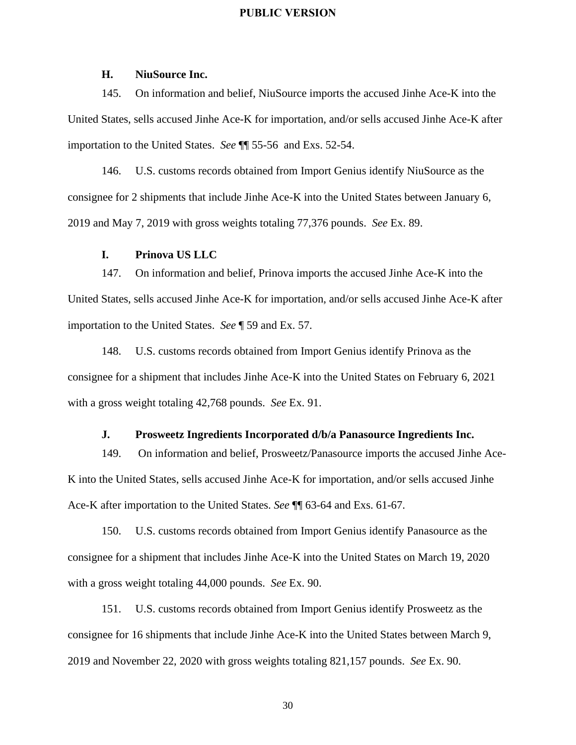### H. NiuSource Inc.

145. On information and belief, NiuSource imports the accused Jinhe Ace-K into the United States, sells accused Jinhe Ace-K for importation, and/or sells accused Jinhe Ace-K after importation to the United States. *See* ¶¶ 55-56 and Exs. 52-54.

146. U.S. customs records obtained from Import Genius identify NiuSource as the consignee for 2 shipments that include Jinhe Ace-K into the United States between January 6, 2019 and May 7, 2019 with gross weights totaling 77,376 pounds. *See* Ex. 89.

### I. Prinova US LLC

147. On information and belief, Prinova imports the accused Jinhe Ace-K into the United States, sells accused Jinhe Ace-K for importation, and/or sells accused Jinhe Ace-K after importation to the United States. *See* ¶ 59 and Ex. 57.

148. U.S. customs records obtained from Import Genius identify Prinova as the consignee for a shipment that includes Jinhe Ace-K into the United States on February 6, 2021 with a gross weight totaling 42,768 pounds. *See* Ex. 91.

### J. Prosweetz Ingredients Incorporated d/b/a Panasource Ingredients Inc.

149. On information and belief, Prosweetz/Panasource imports the accused Jinhe Ace-K into the United States, sells accused Jinhe Ace-K for importation, and/or sells accused Jinhe Ace-K after importation to the United States. *See* ¶¶ 63-64 and Exs. 61-67.

150. U.S. customs records obtained from Import Genius identify Panasource as the consignee for a shipment that includes Jinhe Ace-K into the United States on March 19, 2020 with a gross weight totaling 44,000 pounds. *See* Ex. 90.

151. U.S. customs records obtained from Import Genius identify Prosweetz as the consignee for 16 shipments that include Jinhe Ace-K into the United States between March 9, 2019 and November 22, 2020 with gross weights totaling 821,157 pounds. *See* Ex. 90.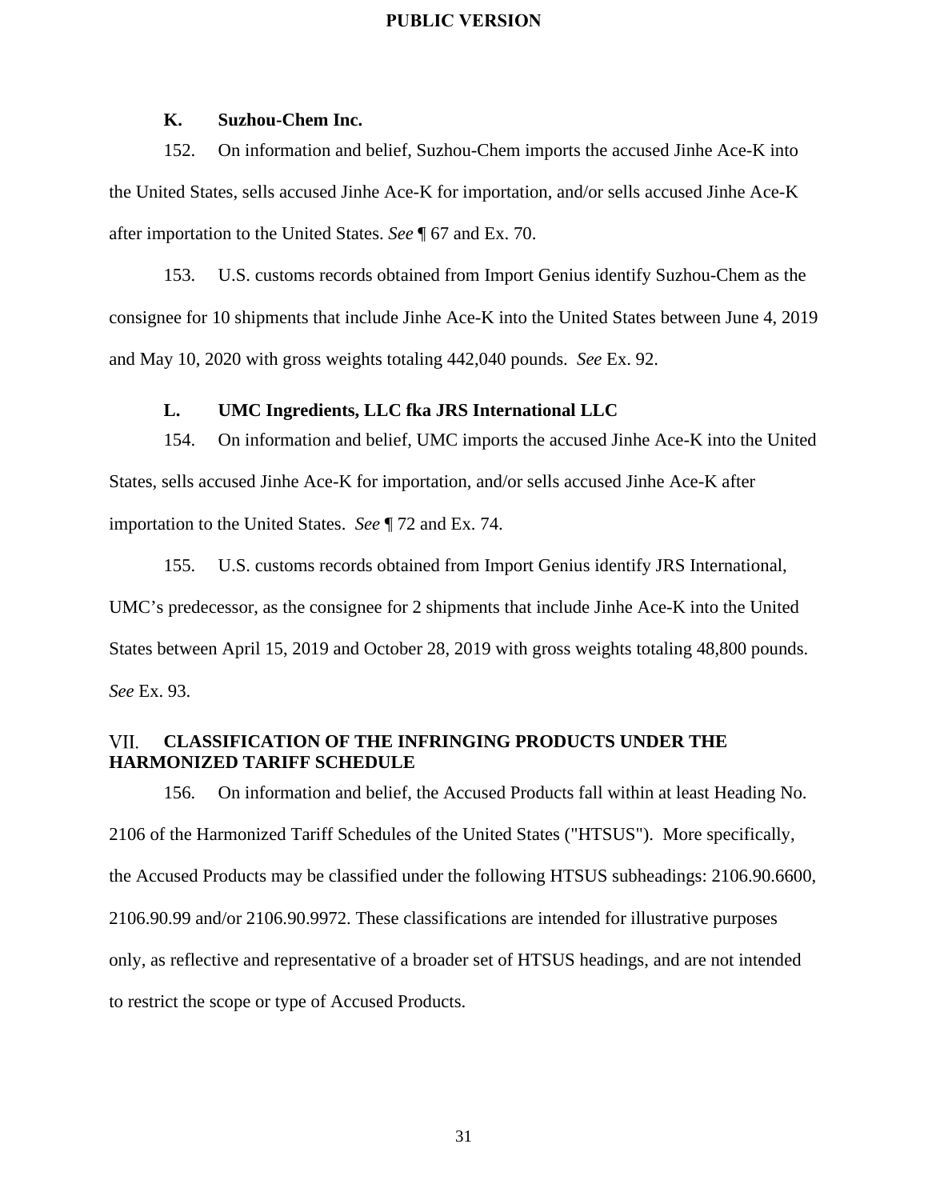### K. Suzhou-Chem Inc.

152. On information and belief, Suzhou-Chem imports the accused Jinhe Ace-K into the United States, sells accused Jinhe Ace-K for importation, and/or sells accused Jinhe Ace-K after importation to the United States. *See* ¶ 67 and Ex. 70.

153. U.S. customs records obtained from Import Genius identify Suzhou-Chem as the consignee for 10 shipments that include Jinhe Ace-K into the United States between June 4, 2019 and May 10, 2020 with gross weights totaling 442,040 pounds. *See* Ex. 92.

### L. UMC Ingredients, LLC fka JRS International LLC

154. On information and belief, UMC imports the accused Jinhe Ace-K into the United States, sells accused Jinhe Ace-K for importation, and/or sells accused Jinhe Ace-K after importation to the United States. *See* ¶ 72 and Ex. 74.

155. U.S. customs records obtained from Import Genius identify JRS International, UMC's predecessor, as the consignee for 2 shipments that include Jinhe Ace-K into the United States between April 15, 2019 and October 28, 2019 with gross weights totaling 48,800 pounds. *See* Ex. 93.

## VII. CLASSIFICATION OF THE INFRINGING PRODUCTS UNDER THE HARMONIZED TARIFF SCHEDULE

156. On information and belief, the Accused Products fall within at least Heading No. 2106 of the Harmonized Tariff Schedules of the United States ("HTSUS"). More specifically, the Accused Products may be classified under the following HTSUS subheadings: 2106.90.6600, 2106.90.99 and/or 2106.90.9972. These classifications are intended for illustrative purposes only, as reflective and representative of a broader set of HTSUS headings, and are not intended to restrict the scope or type of Accused Products.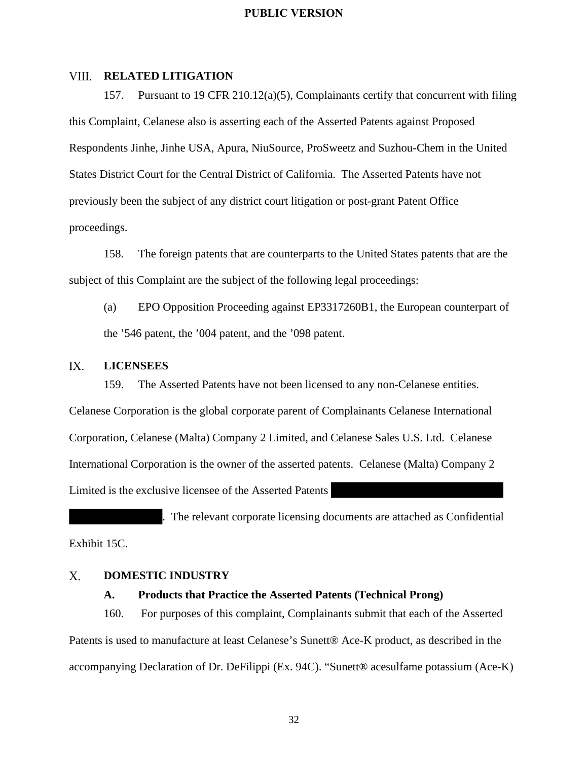## VIII. RELATED LITIGATION

157. Pursuant to 19 CFR 210.12(a)(5), Complainants certify that concurrent with filing this Complaint, Celanese also is asserting each of the Asserted Patents against Proposed Respondents Jinhe, Jinhe USA, Apura, NiuSource, ProSweetz and Suzhou-Chem in the United States District Court for the Central District of California. The Asserted Patents have not previously been the subject of any district court litigation or post-grant Patent Office proceedings.

158. The foreign patents that are counterparts to the United States patents that are the subject of this Complaint are the subject of the following legal proceedings:

(a) EPO Opposition Proceeding against EP3317260B1, the European counterpart of the ’546 patent, the ’004 patent, and the ’098 patent.

## IX. LICENSEES

159. The Asserted Patents have not been licensed to any non-Celanese entities. Celanese Corporation is the global corporate parent of Complainants Celanese International Corporation, Celanese (Malta) Company 2 Limited, and Celanese Sales U.S. Ltd. Celanese International Corporation is the owner of the asserted patents. Celanese (Malta) Company 2 Limited is the exclusive licensee of the Asserted Patents [REDACTED] [REDACTED]. The relevant corporate licensing documents are attached as Confidential Exhibit 15C.

## X. DOMESTIC INDUSTRY

### A. Products that Practice the Asserted Patents (Technical Prong)

160. For purposes of this complaint, Complainants submit that each of the Asserted Patents is used to manufacture at least Celanese’s Sunett® Ace-K product, as described in the accompanying Declaration of Dr. DeFilippi (Ex. 94C). “Sunett® acesulfame potassium (Ace-K)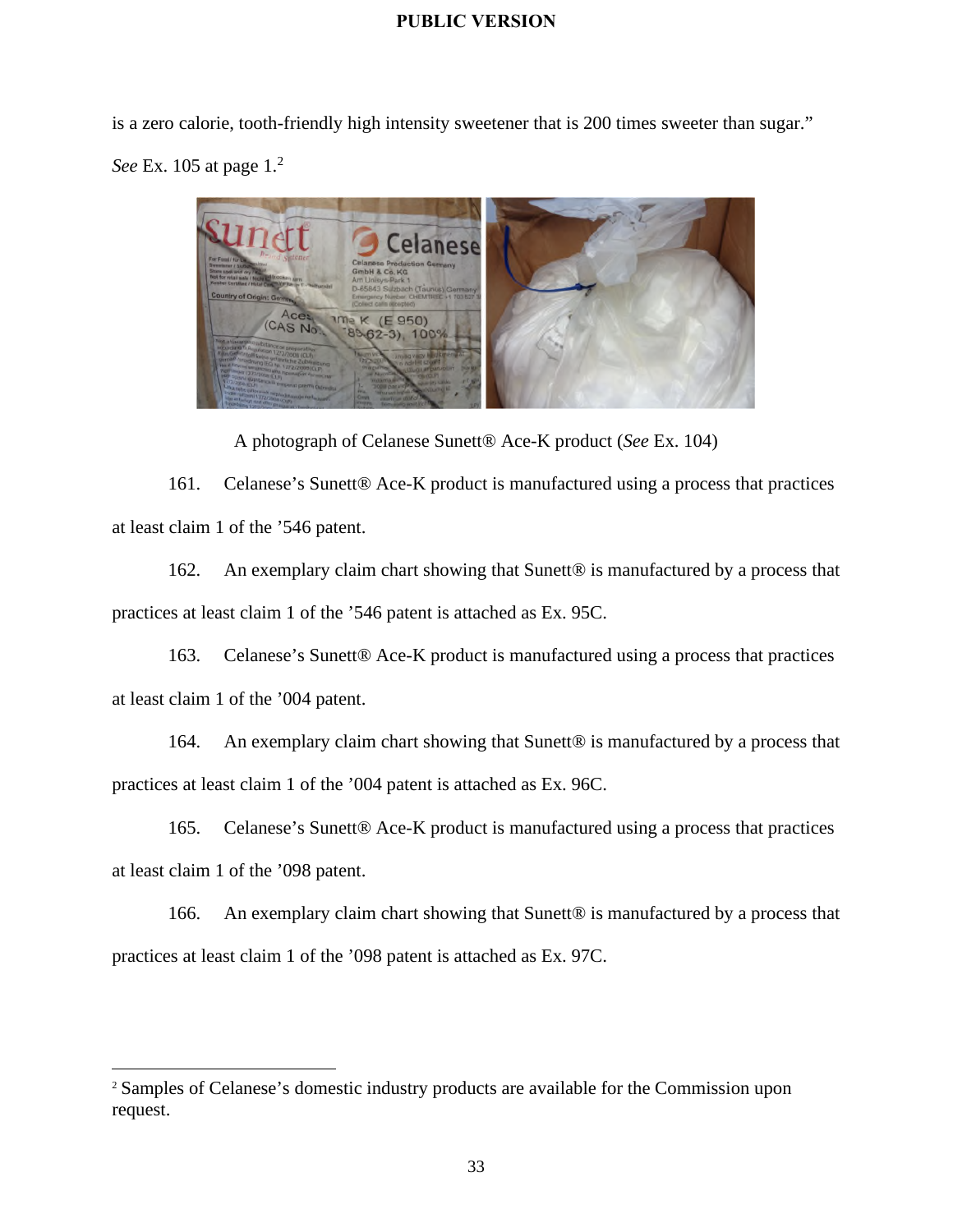is a zero calorie, tooth-friendly high intensity sweetener that is 200 times sweeter than sugar." *See* Ex. 105 at page 1.[2]

A photograph of Celanese Sunett® Ace-K product (*See* Ex. 104)

161. Celanese's Sunett® Ace-K product is manufactured using a process that practices at least claim 1 of the '546 patent.

162. An exemplary claim chart showing that Sunett® is manufactured by a process that practices at least claim 1 of the '546 patent is attached as Ex. 95C.

163. Celanese's Sunett® Ace-K product is manufactured using a process that practices at least claim 1 of the '004 patent.

164. An exemplary claim chart showing that Sunett® is manufactured by a process that practices at least claim 1 of the '004 patent is attached as Ex. 96C.

165. Celanese's Sunett® Ace-K product is manufactured using a process that practices at least claim 1 of the '098 patent.

166. An exemplary claim chart showing that Sunett® is manufactured by a process that practices at least claim 1 of the '098 patent is attached as Ex. 97C.

[2] Samples of Celanese's domestic industry products are available for the Commission upon request.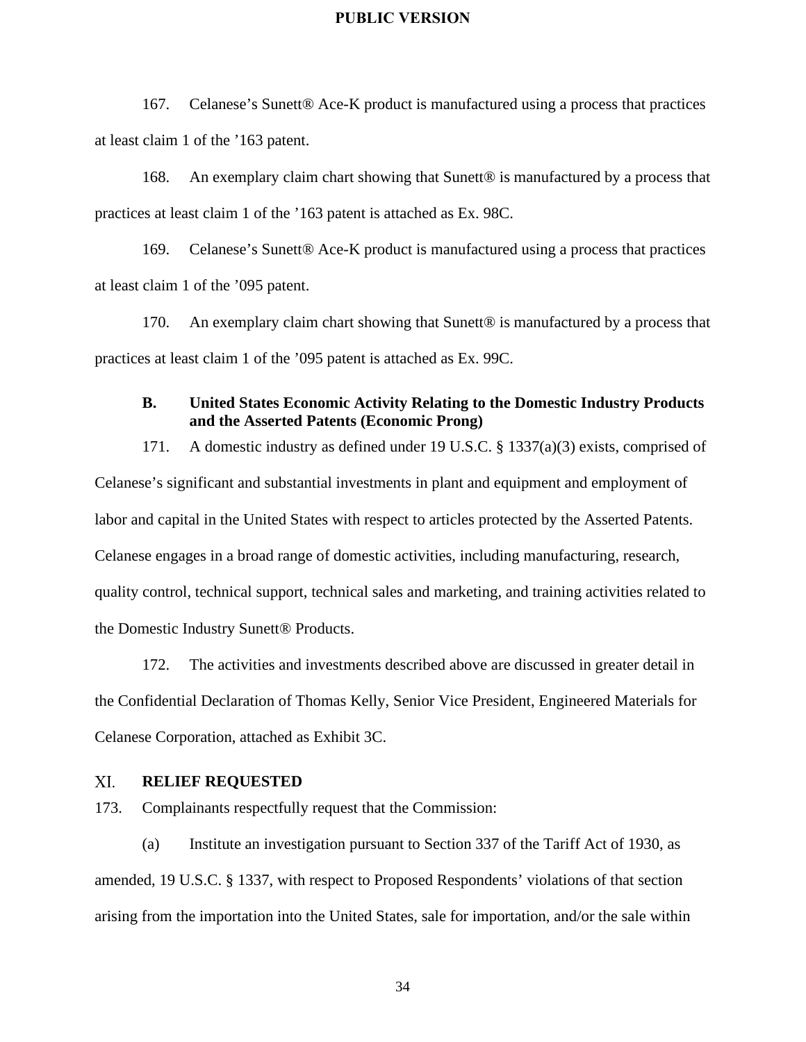167. Celanese's Sunett® Ace-K product is manufactured using a process that practices at least claim 1 of the '163 patent.

168. An exemplary claim chart showing that Sunett® is manufactured by a process that practices at least claim 1 of the '163 patent is attached as Ex. 98C.

169. Celanese's Sunett® Ace-K product is manufactured using a process that practices at least claim 1 of the '095 patent.

170. An exemplary claim chart showing that Sunett® is manufactured by a process that practices at least claim 1 of the '095 patent is attached as Ex. 99C.

### B. United States Economic Activity Relating to the Domestic Industry Products and the Asserted Patents (Economic Prong)

171. A domestic industry as defined under 19 U.S.C. § 1337(a)(3) exists, comprised of Celanese's significant and substantial investments in plant and equipment and employment of labor and capital in the United States with respect to articles protected by the Asserted Patents. Celanese engages in a broad range of domestic activities, including manufacturing, research, quality control, technical support, technical sales and marketing, and training activities related to the Domestic Industry Sunett® Products.

172. The activities and investments described above are discussed in greater detail in the Confidential Declaration of Thomas Kelly, Senior Vice President, Engineered Materials for Celanese Corporation, attached as Exhibit 3C.

## XI. RELIEF REQUESTED

173. Complainants respectfully request that the Commission:

(a) Institute an investigation pursuant to Section 337 of the Tariff Act of 1930, as amended, 19 U.S.C. § 1337, with respect to Proposed Respondents' violations of that section arising from the importation into the United States, sale for importation, and/or the sale within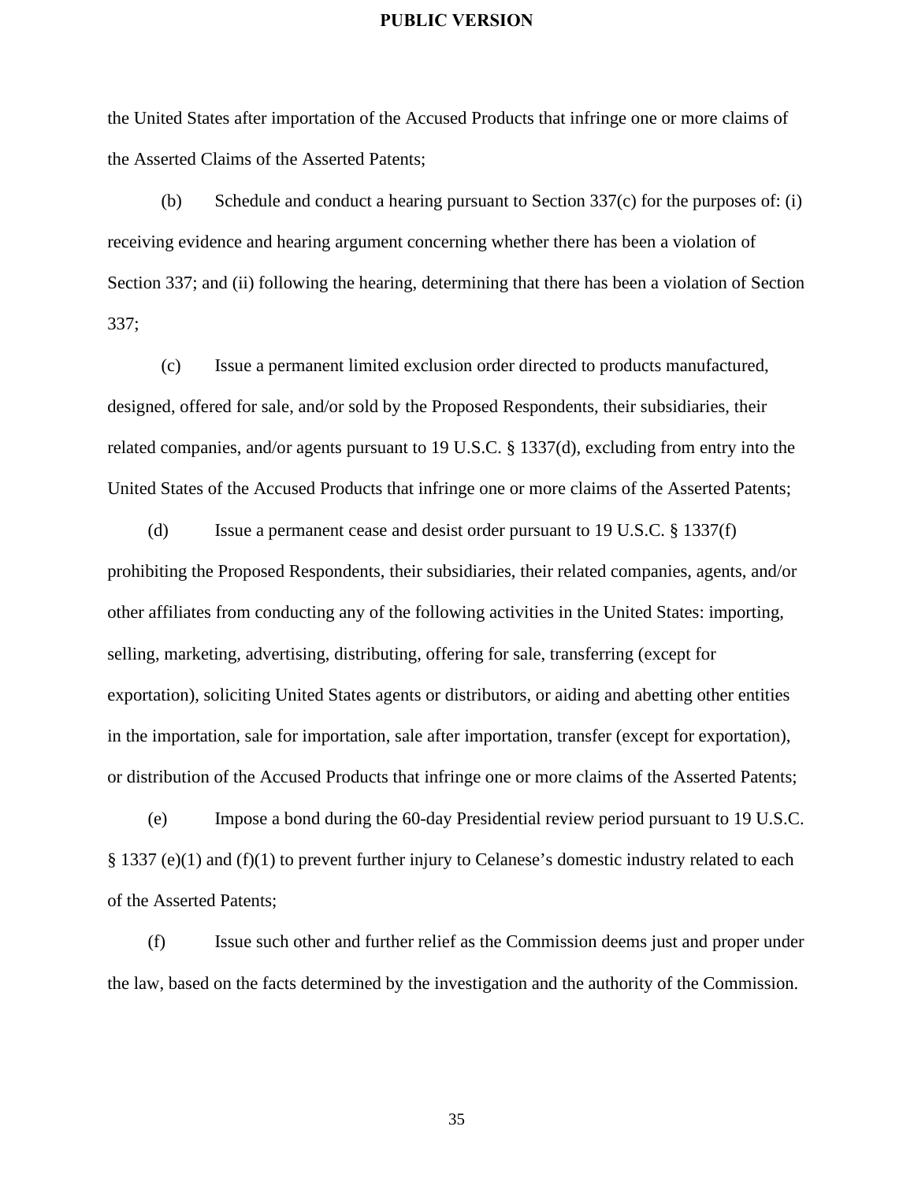the United States after importation of the Accused Products that infringe one or more claims of the Asserted Claims of the Asserted Patents;

(b) Schedule and conduct a hearing pursuant to Section 337(c) for the purposes of: (i) receiving evidence and hearing argument concerning whether there has been a violation of Section 337; and (ii) following the hearing, determining that there has been a violation of Section 337;

(c) Issue a permanent limited exclusion order directed to products manufactured, designed, offered for sale, and/or sold by the Proposed Respondents, their subsidiaries, their related companies, and/or agents pursuant to 19 U.S.C. § 1337(d), excluding from entry into the United States of the Accused Products that infringe one or more claims of the Asserted Patents;

(d) Issue a permanent cease and desist order pursuant to 19 U.S.C. § 1337(f) prohibiting the Proposed Respondents, their subsidiaries, their related companies, agents, and/or other affiliates from conducting any of the following activities in the United States: importing, selling, marketing, advertising, distributing, offering for sale, transferring (except for exportation), soliciting United States agents or distributors, or aiding and abetting other entities in the importation, sale for importation, sale after importation, transfer (except for exportation), or distribution of the Accused Products that infringe one or more claims of the Asserted Patents;

(e) Impose a bond during the 60-day Presidential review period pursuant to 19 U.S.C. § 1337 (e)(1) and (f)(1) to prevent further injury to Celanese's domestic industry related to each of the Asserted Patents;

(f) Issue such other and further relief as the Commission deems just and proper under the law, based on the facts determined by the investigation and the authority of the Commission.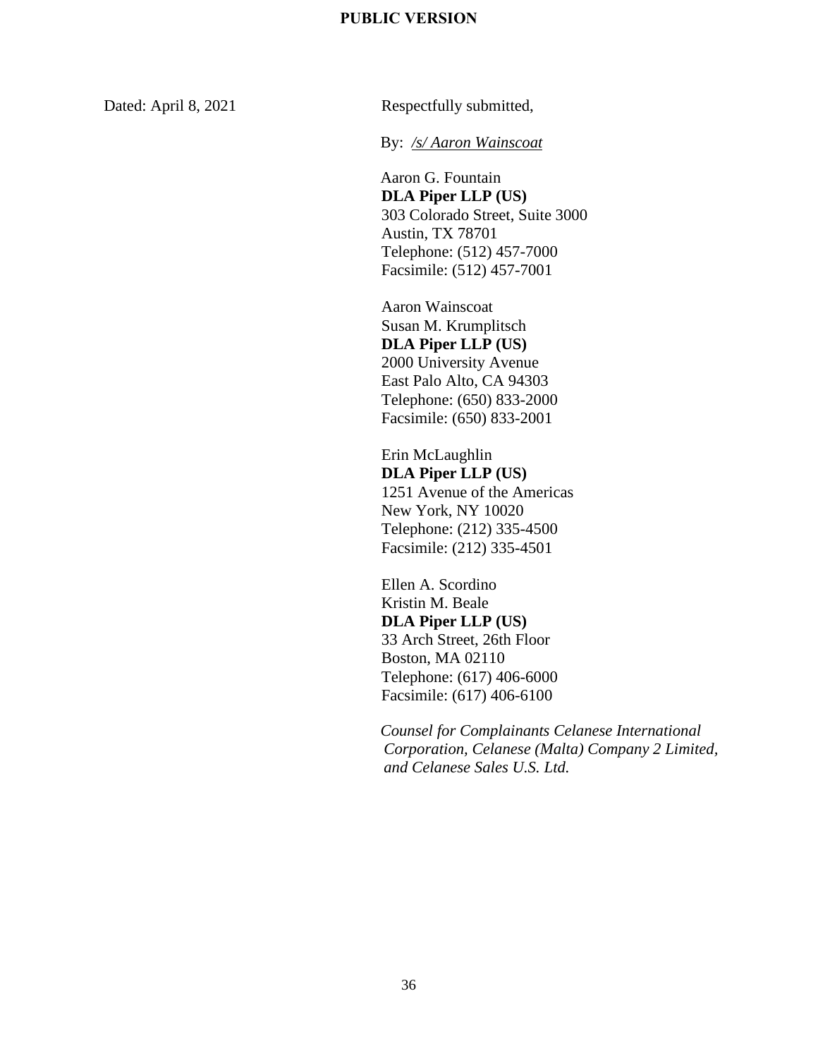PUBLIC VERSION

Dated: April 8, 2021

Respectfully submitted,

By: */s/ Aaron Wainscoat*

Aaron G. Fountain
**DLA Piper LLP (US)**
303 Colorado Street, Suite 3000
Austin, TX 78701
Telephone: (512) 457-7000
Facsimile: (512) 457-7001

Aaron Wainscoat
Susan M. Krumplitsch
**DLA Piper LLP (US)**
2000 University Avenue
East Palo Alto, CA 94303
Telephone: (650) 833-2000
Facsimile: (650) 833-2001

Erin McLaughlin
**DLA Piper LLP (US)**
1251 Avenue of the Americas
New York, NY 10020
Telephone: (212) 335-4500
Facsimile: (212) 335-4501

Ellen A. Scordino
Kristin M. Beale
**DLA Piper LLP (US)**
33 Arch Street, 26th Floor
Boston, MA 02110
Telephone: (617) 406-6000
Facsimile: (617) 406-6100

*Counsel for Complainants Celanese International Corporation, Celanese (Malta) Company 2 Limited, and Celanese Sales U.S. Ltd.*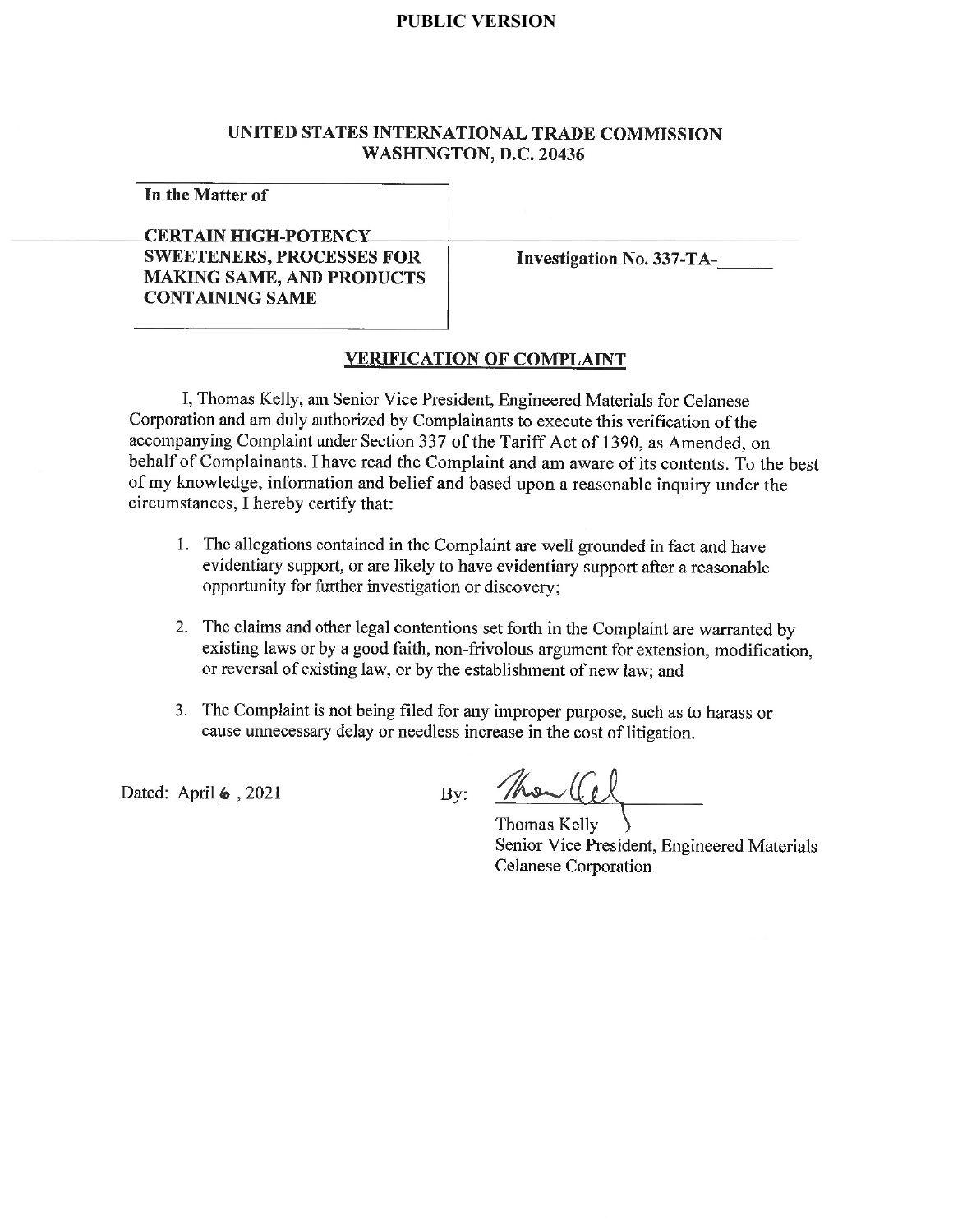**PUBLIC VERSION**

**UNITED STATES INTERNATIONAL TRADE COMMISSION**
**WASHINGTON, D.C. 20436**

**In the Matter of**

**CERTAIN HIGH-POTENCY SWEETENERS, PROCESSES FOR MAKING SAME, AND PRODUCTS CONTAINING SAME**

**Investigation No. 337-TA-\_\_\_\_\_**

## VERIFICATION OF COMPLAINT

I, Thomas Kelly, am Senior Vice President, Engineered Materials for Celanese Corporation and am duly authorized by Complainants to execute this verification of the accompanying Complaint under Section 337 of the Tariff Act of 1390, as Amended, on behalf of Complainants. I have read the Complaint and am aware of its contents. To the best of my knowledge, information and belief and based upon a reasonable inquiry under the circumstances, I hereby certify that:

1. The allegations contained in the Complaint are well grounded in fact and have evidentiary support, or are likely to have evidentiary support after a reasonable opportunity for further investigation or discovery;

2. The claims and other legal contentions set forth in the Complaint are warranted by existing laws or by a good faith, non-frivolous argument for extension, modification, or reversal of existing law, or by the establishment of new law; and

3. The Complaint is not being filed for any improper purpose, such as to harass or cause unnecessary delay or needless increase in the cost of litigation.

Dated: April 6, 2021

By: \_\_\_\_\_\_\_\_\_\_\_\_\_\_\_\_\_\_\_\_
Thomas Kelly
Senior Vice President, Engineered Materials
Celanese Corporation